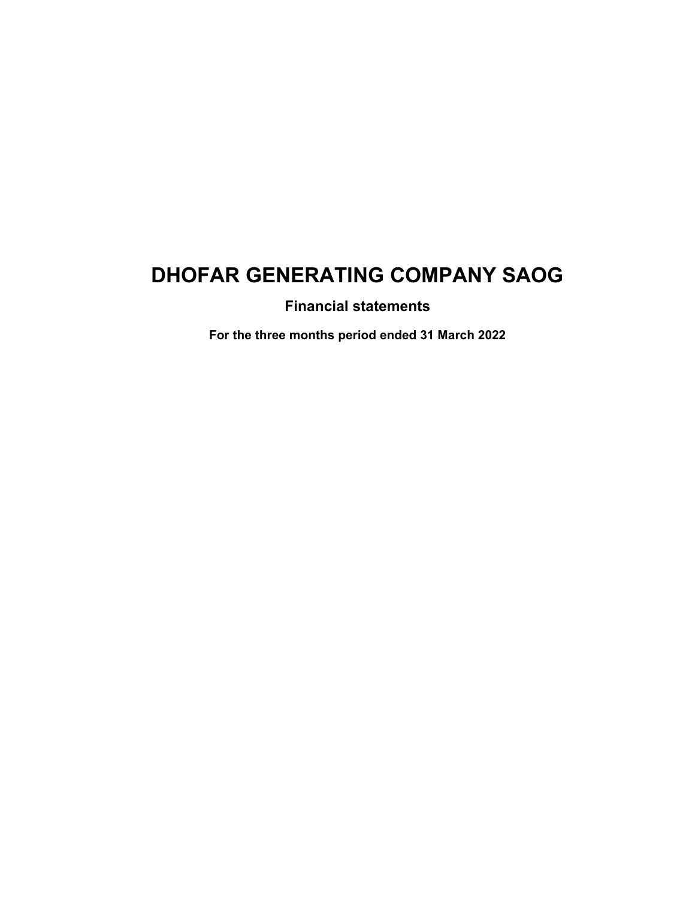# DHOFAR GENERATING COMPANY SAOG

## Financial statements

### For the three months period ended 31 March 2022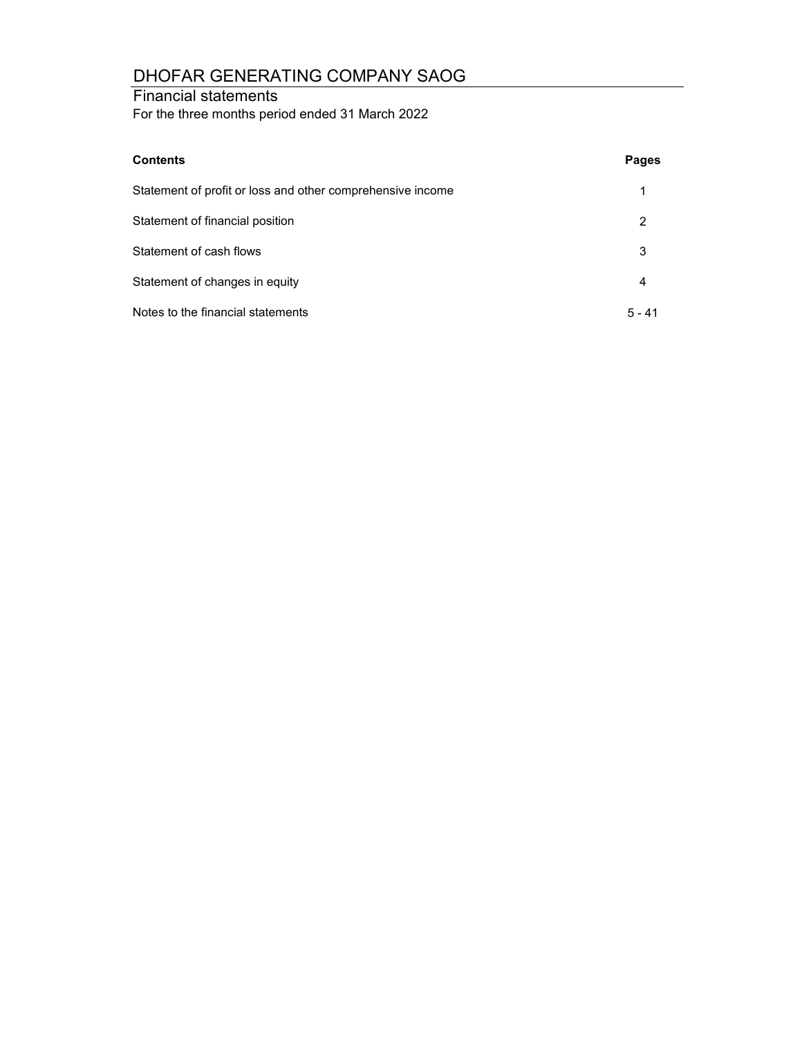# DHOFAR GENERATING COMPANY SAOG

## Financial statements

For the three months period ended 31 March 2022

| **Contents** | **Pages** |
|---|---|
| Statement of profit or loss and other comprehensive income | 1 |
| Statement of financial position | 2 |
| Statement of cash flows | 3 |
| Statement of changes in equity | 4 |
| Notes to the financial statements | 5 - 41 |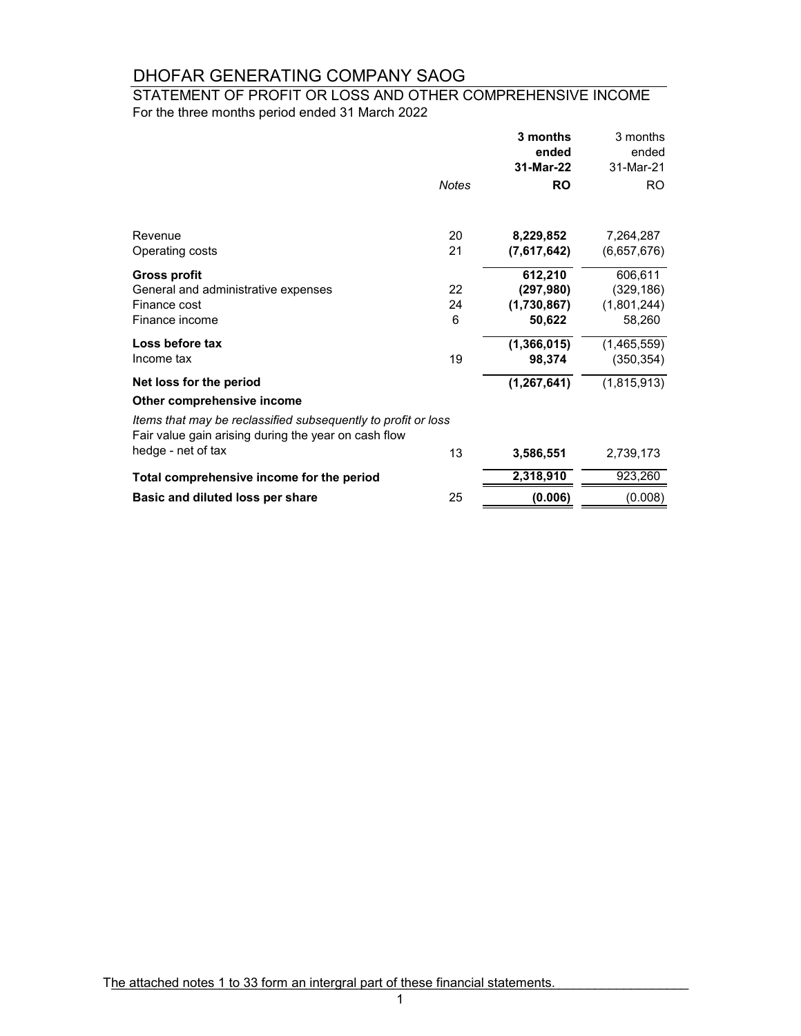# DHOFAR GENERATING COMPANY SAOG

## STATEMENT OF PROFIT OR LOSS AND OTHER COMPREHENSIVE INCOME

For the three months period ended 31 March 2022

| | *Notes* | **3 months ended 31-Mar-22 RO** | 3 months ended 31-Mar-21 RO |
|---|---|---|---|
| Revenue | 20 | **8,229,852** | 7,264,287 |
| Operating costs | 21 | **(7,617,642)** | (6,657,676) |
| **Gross profit** | | **612,210** | 606,611 |
| General and administrative expenses | 22 | **(297,980)** | (329,186) |
| Finance cost | 24 | **(1,730,867)** | (1,801,244) |
| Finance income | 6 | **50,622** | 58,260 |
| **Loss before tax** | | **(1,366,015)** | (1,465,559) |
| Income tax | 19 | **98,374** | (350,354) |
| **Net loss for the period** | | **(1,267,641)** | (1,815,913) |
| **Other comprehensive income** | | | |
| *Items that may be reclassified subsequently to profit or loss* | | | |
| Fair value gain arising during the year on cash flow hedge - net of tax | 13 | **3,586,551** | 2,739,173 |
| **Total comprehensive income for the period** | | **2,318,910** | 923,260 |
| **Basic and diluted loss per share** | 25 | **(0.006)** | (0.008) |

The attached notes 1 to 33 form an intergral part of these financial statements.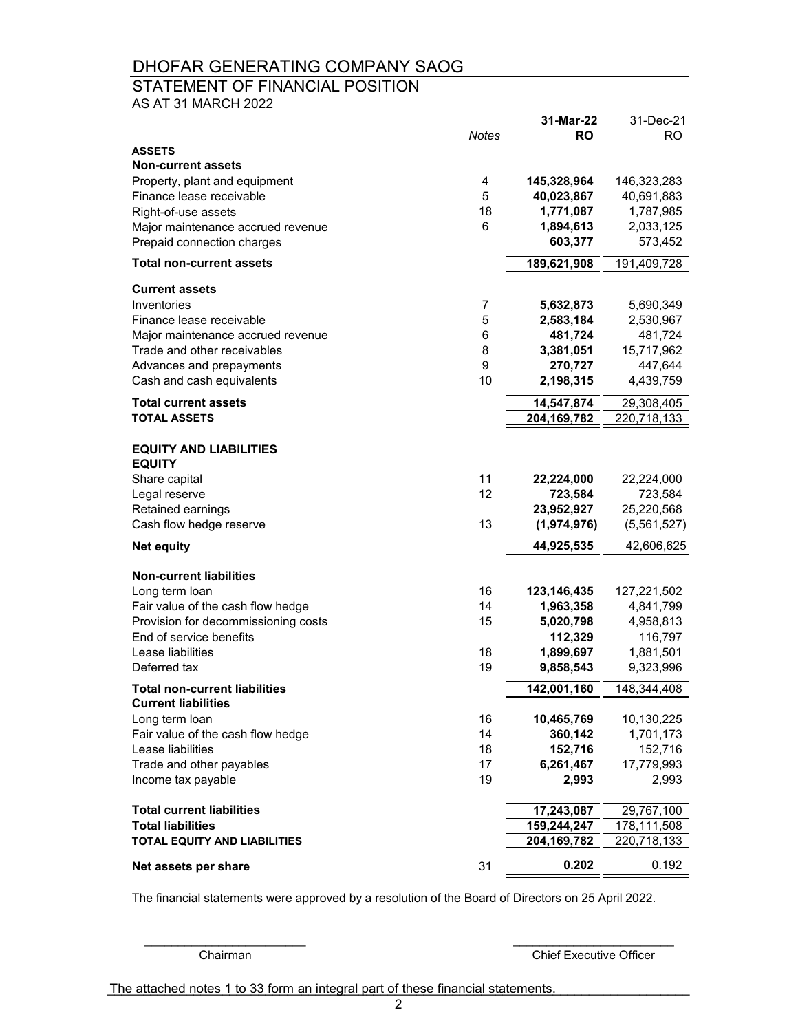# DHOFAR GENERATING COMPANY SAOG

## STATEMENT OF FINANCIAL POSITION

AS AT 31 MARCH 2022

| | Notes | 31-Mar-22 RO | 31-Dec-21 RO |
|---|---|---|---|
| **ASSETS** | | | |
| **Non-current assets** | | | |
| Property, plant and equipment | 4 | **145,328,964** | 146,323,283 |
| Finance lease receivable | 5 | **40,023,867** | 40,691,883 |
| Right-of-use assets | 18 | **1,771,087** | 1,787,985 |
| Major maintenance accrued revenue | 6 | **1,894,613** | 2,033,125 |
| Prepaid connection charges | | **603,377** | 573,452 |
| **Total non-current assets** | | **189,621,908** | 191,409,728 |
| **Current assets** | | | |
| Inventories | 7 | **5,632,873** | 5,690,349 |
| Finance lease receivable | 5 | **2,583,184** | 2,530,967 |
| Major maintenance accrued revenue | 6 | **481,724** | 481,724 |
| Trade and other receivables | 8 | **3,381,051** | 15,717,962 |
| Advances and prepayments | 9 | **270,727** | 447,644 |
| Cash and cash equivalents | 10 | **2,198,315** | 4,439,759 |
| **Total current assets** | | **14,547,874** | 29,308,405 |
| **TOTAL ASSETS** | | **204,169,782** | 220,718,133 |
| **EQUITY AND LIABILITIES** | | | |
| **EQUITY** | | | |
| Share capital | 11 | **22,224,000** | 22,224,000 |
| Legal reserve | 12 | **723,584** | 723,584 |
| Retained earnings | | **23,952,927** | 25,220,568 |
| Cash flow hedge reserve | 13 | **(1,974,976)** | (5,561,527) |
| **Net equity** | | **44,925,535** | 42,606,625 |
| **Non-current liabilities** | | | |
| Long term loan | 16 | **123,146,435** | 127,221,502 |
| Fair value of the cash flow hedge | 14 | **1,963,358** | 4,841,799 |
| Provision for decommissioning costs | 15 | **5,020,798** | 4,958,813 |
| End of service benefits | | **112,329** | 116,797 |
| Lease liabilities | 18 | **1,899,697** | 1,881,501 |
| Deferred tax | 19 | **9,858,543** | 9,323,996 |
| **Total non-current liabilities** | | **142,001,160** | 148,344,408 |
| **Current liabilities** | | | |
| Long term loan | 16 | **10,465,769** | 10,130,225 |
| Fair value of the cash flow hedge | 14 | **360,142** | 1,701,173 |
| Lease liabilities | 18 | **152,716** | 152,716 |
| Trade and other payables | 17 | **6,261,467** | 17,779,993 |
| Income tax payable | 19 | **2,993** | 2,993 |
| **Total current liabilities** | | **17,243,087** | 29,767,100 |
| **Total liabilities** | | **159,244,247** | 178,111,508 |
| **TOTAL EQUITY AND LIABILITIES** | | **204,169,782** | 220,718,133 |
| **Net assets per share** | 31 | **0.202** | 0.192 |

The financial statements were approved by a resolution of the Board of Directors on 25 April 2022.

Chairman

Chief Executive Officer

The attached notes 1 to 33 form an integral part of these financial statements.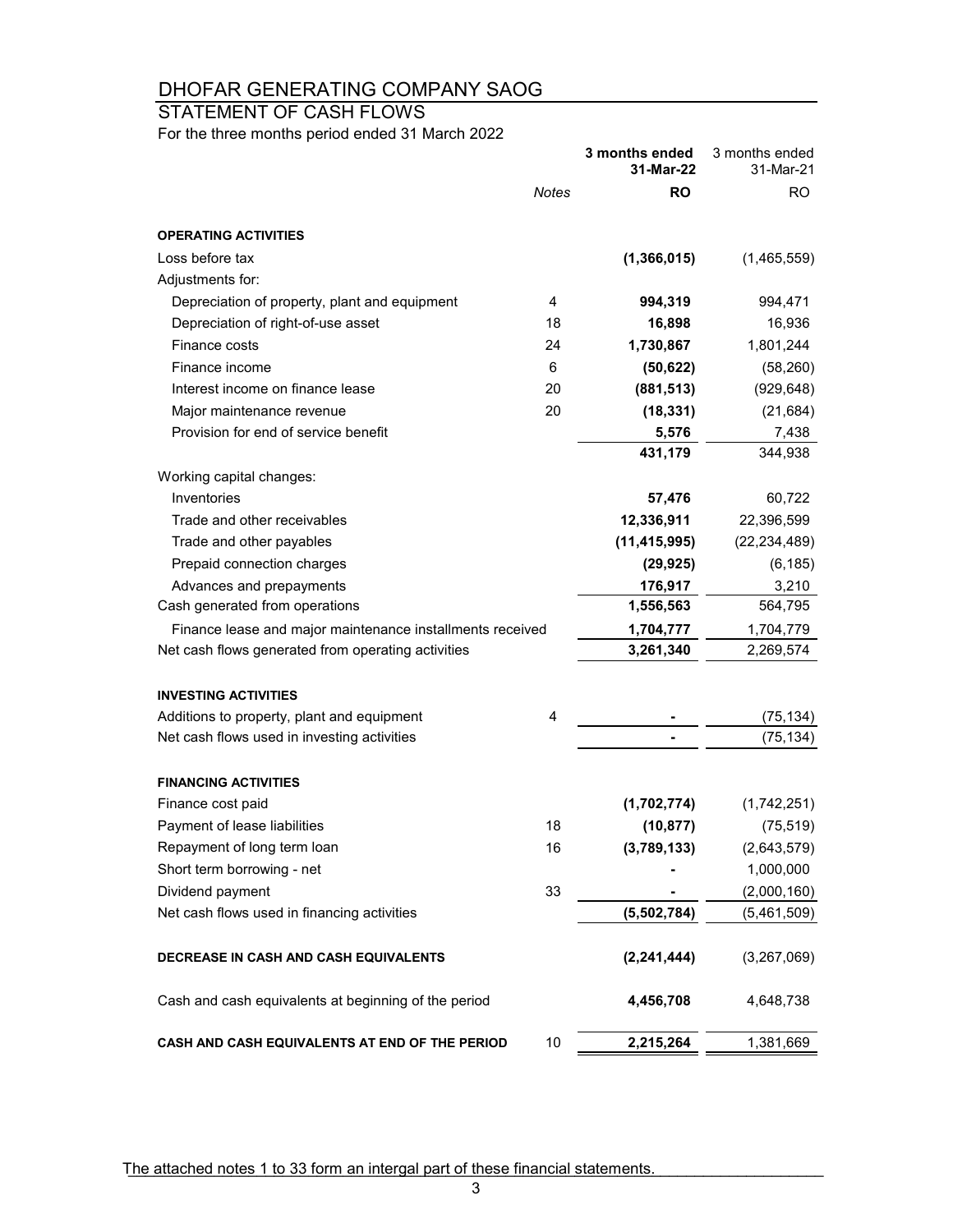# DHOFAR GENERATING COMPANY SAOG

## STATEMENT OF CASH FLOWS

For the three months period ended 31 March 2022

| | Notes | **3 months ended 31-Mar-22** | 3 months ended 31-Mar-21 |
|---|---|---|---|
| | | **RO** | RO |
| **OPERATING ACTIVITIES** | | | |
| Loss before tax | | **(1,366,015)** | (1,465,559) |
| Adjustments for: | | | |
| Depreciation of property, plant and equipment | 4 | **994,319** | 994,471 |
| Depreciation of right-of-use asset | 18 | **16,898** | 16,936 |
| Finance costs | 24 | **1,730,867** | 1,801,244 |
| Finance income | 6 | **(50,622)** | (58,260) |
| Interest income on finance lease | 20 | **(881,513)** | (929,648) |
| Major maintenance revenue | 20 | **(18,331)** | (21,684) |
| Provision for end of service benefit | | **5,576** | 7,438 |
| | | **431,179** | 344,938 |
| Working capital changes: | | | |
| Inventories | | **57,476** | 60,722 |
| Trade and other receivables | | **12,336,911** | 22,396,599 |
| Trade and other payables | | **(11,415,995)** | (22,234,489) |
| Prepaid connection charges | | **(29,925)** | (6,185) |
| Advances and prepayments | | **176,917** | 3,210 |
| Cash generated from operations | | **1,556,563** | 564,795 |
| Finance lease and major maintenance installments received | | **1,704,777** | 1,704,779 |
| Net cash flows generated from operating activities | | **3,261,340** | 2,269,574 |
| **INVESTING ACTIVITIES** | | | |
| Additions to property, plant and equipment | 4 | **-** | (75,134) |
| Net cash flows used in investing activities | | **-** | (75,134) |
| **FINANCING ACTIVITIES** | | | |
| Finance cost paid | | **(1,702,774)** | (1,742,251) |
| Payment of lease liabilities | 18 | **(10,877)** | (75,519) |
| Repayment of long term loan | 16 | **(3,789,133)** | (2,643,579) |
| Short term borrowing - net | | **-** | 1,000,000 |
| Dividend payment | 33 | **-** | (2,000,160) |
| Net cash flows used in financing activities | | **(5,502,784)** | (5,461,509) |
| **DECREASE IN CASH AND CASH EQUIVALENTS** | | **(2,241,444)** | (3,267,069) |
| Cash and cash equivalents at beginning of the period | | **4,456,708** | 4,648,738 |
| **CASH AND CASH EQUIVALENTS AT END OF THE PERIOD** | 10 | **2,215,264** | 1,381,669 |

The attached notes 1 to 33 form an intergal part of these financial statements.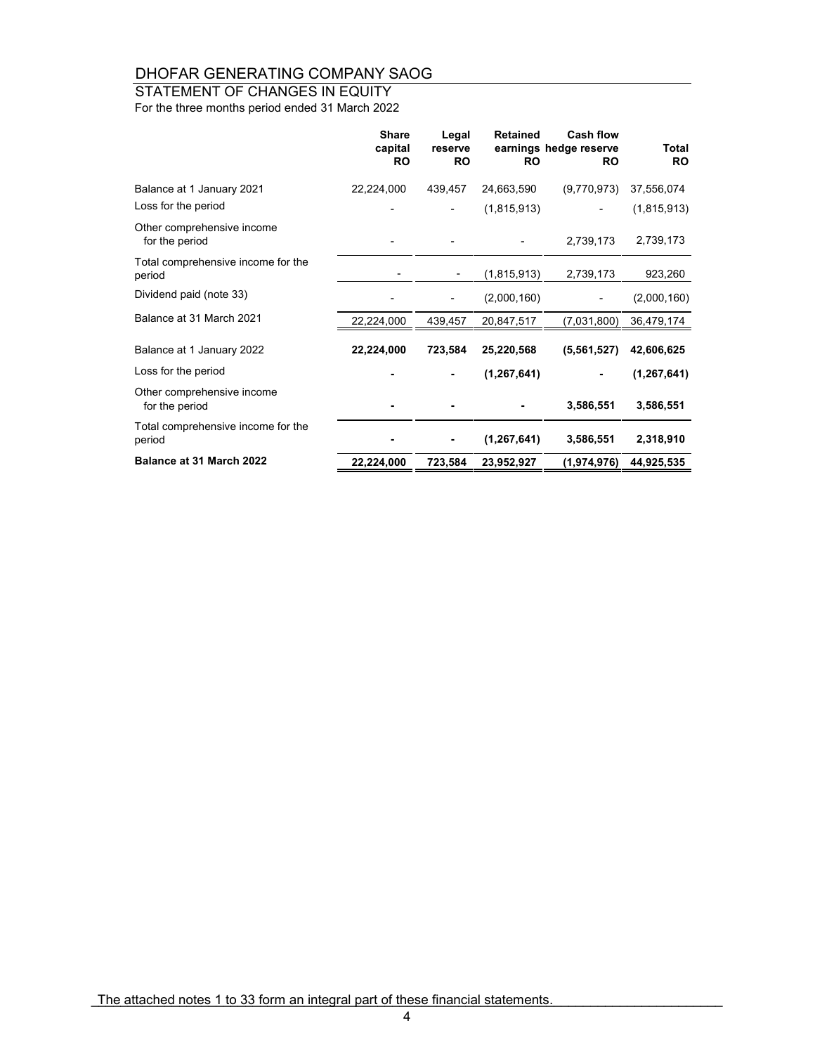# DHOFAR GENERATING COMPANY SAOG

## STATEMENT OF CHANGES IN EQUITY

For the three months period ended 31 March 2022

| | Share capital RO | Legal reserve RO | Retained earnings RO | Cash flow hedge reserve RO | Total RO |
|---|---|---|---|---|---|
| Balance at 1 January 2021 | 22,224,000 | 439,457 | 24,663,590 | (9,770,973) | 37,556,074 |
| Loss for the period | - | - | (1,815,913) | - | (1,815,913) |
| Other comprehensive income for the period | - | - | - | 2,739,173 | 2,739,173 |
| Total comprehensive income for the period | - | - | (1,815,913) | 2,739,173 | 923,260 |
| Dividend paid (note 33) | - | - | (2,000,160) | - | (2,000,160) |
| Balance at 31 March 2021 | 22,224,000 | 439,457 | 20,847,517 | (7,031,800) | 36,479,174 |
| **Balance at 1 January 2022** | **22,224,000** | **723,584** | **25,220,568** | **(5,561,527)** | **42,606,625** |
| Loss for the period | **-** | **-** | **(1,267,641)** | **-** | **(1,267,641)** |
| Other comprehensive income for the period | **-** | **-** | **-** | **3,586,551** | **3,586,551** |
| Total comprehensive income for the period | **-** | **-** | **(1,267,641)** | **3,586,551** | **2,318,910** |
| **Balance at 31 March 2022** | **22,224,000** | **723,584** | **23,952,927** | **(1,974,976)** | **44,925,535** |

The attached notes 1 to 33 form an integral part of these financial statements.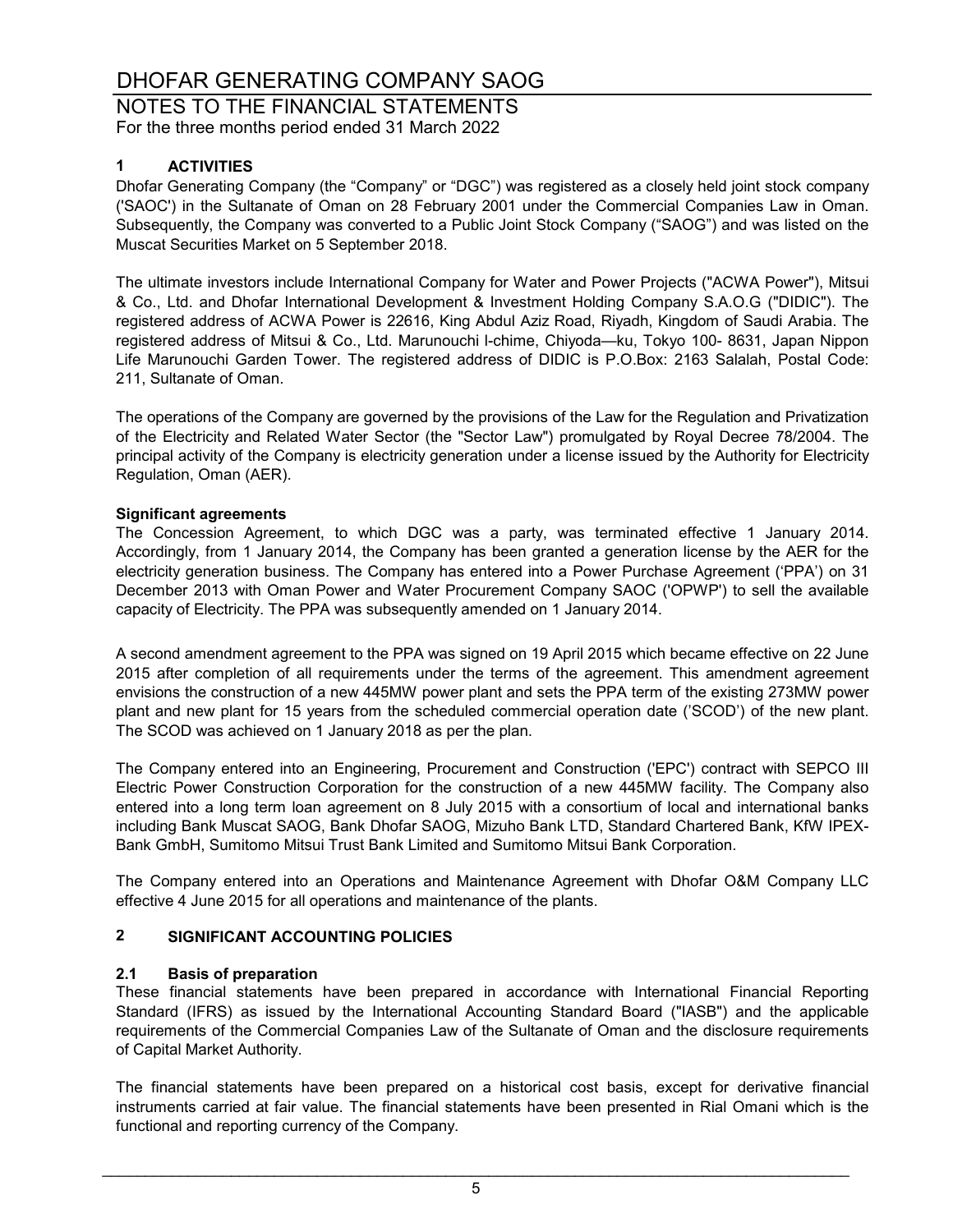# DHOFAR GENERATING COMPANY SAOG

## NOTES TO THE FINANCIAL STATEMENTS

For the three months period ended 31 March 2022

## 1 ACTIVITIES

Dhofar Generating Company (the "Company" or "DGC") was registered as a closely held joint stock company ('SAOC') in the Sultanate of Oman on 28 February 2001 under the Commercial Companies Law in Oman. Subsequently, the Company was converted to a Public Joint Stock Company ("SAOG") and was listed on the Muscat Securities Market on 5 September 2018.

The ultimate investors include International Company for Water and Power Projects ("ACWA Power"), Mitsui & Co., Ltd. and Dhofar International Development & Investment Holding Company S.A.O.G ("DIDIC"). The registered address of ACWA Power is 22616, King Abdul Aziz Road, Riyadh, Kingdom of Saudi Arabia. The registered address of Mitsui & Co., Ltd. Marunouchi l-chime, Chiyoda—ku, Tokyo 100- 8631, Japan Nippon Life Marunouchi Garden Tower. The registered address of DIDIC is P.O.Box: 2163 Salalah, Postal Code: 211, Sultanate of Oman.

The operations of the Company are governed by the provisions of the Law for the Regulation and Privatization of the Electricity and Related Water Sector (the "Sector Law") promulgated by Royal Decree 78/2004. The principal activity of the Company is electricity generation under a license issued by the Authority for Electricity Regulation, Oman (AER).

**Significant agreements**

The Concession Agreement, to which DGC was a party, was terminated effective 1 January 2014. Accordingly, from 1 January 2014, the Company has been granted a generation license by the AER for the electricity generation business. The Company has entered into a Power Purchase Agreement ('PPA') on 31 December 2013 with Oman Power and Water Procurement Company SAOC ('OPWP') to sell the available capacity of Electricity. The PPA was subsequently amended on 1 January 2014.

A second amendment agreement to the PPA was signed on 19 April 2015 which became effective on 22 June 2015 after completion of all requirements under the terms of the agreement. This amendment agreement envisions the construction of a new 445MW power plant and sets the PPA term of the existing 273MW power plant and new plant for 15 years from the scheduled commercial operation date ('SCOD') of the new plant. The SCOD was achieved on 1 January 2018 as per the plan.

The Company entered into an Engineering, Procurement and Construction ('EPC') contract with SEPCO III Electric Power Construction Corporation for the construction of a new 445MW facility. The Company also entered into a long term loan agreement on 8 July 2015 with a consortium of local and international banks including Bank Muscat SAOG, Bank Dhofar SAOG, Mizuho Bank LTD, Standard Chartered Bank, KfW IPEX-Bank GmbH, Sumitomo Mitsui Trust Bank Limited and Sumitomo Mitsui Bank Corporation.

The Company entered into an Operations and Maintenance Agreement with Dhofar O&M Company LLC effective 4 June 2015 for all operations and maintenance of the plants.

## 2 SIGNIFICANT ACCOUNTING POLICIES

### 2.1 Basis of preparation

These financial statements have been prepared in accordance with International Financial Reporting Standard (IFRS) as issued by the International Accounting Standard Board ("IASB") and the applicable requirements of the Commercial Companies Law of the Sultanate of Oman and the disclosure requirements of Capital Market Authority.

The financial statements have been prepared on a historical cost basis, except for derivative financial instruments carried at fair value. The financial statements have been presented in Rial Omani which is the functional and reporting currency of the Company.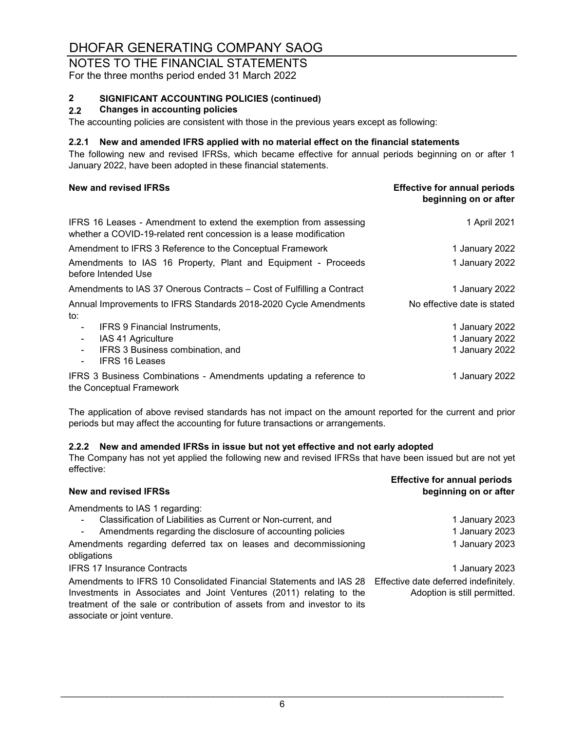## 2 SIGNIFICANT ACCOUNTING POLICIES (continued)

### 2.2 Changes in accounting policies

The accounting policies are consistent with those in the previous years except as following:

#### 2.2.1 New and amended IFRS applied with no material effect on the financial statements

The following new and revised IFRSs, which became effective for annual periods beginning on or after 1 January 2022, have been adopted in these financial statements.

| New and revised IFRSs | Effective for annual periods beginning on or after |
|---|---|
| IFRS 16 Leases - Amendment to extend the exemption from assessing whether a COVID-19-related rent concession is a lease modification | 1 April 2021 |
| Amendment to IFRS 3 Reference to the Conceptual Framework | 1 January 2022 |
| Amendments to IAS 16 Property, Plant and Equipment - Proceeds before Intended Use | 1 January 2022 |
| Amendments to IAS 37 Onerous Contracts – Cost of Fulfilling a Contract | 1 January 2022 |
| Annual Improvements to IFRS Standards 2018-2020 Cycle Amendments to: | No effective date is stated |
| - IFRS 9 Financial Instruments, | 1 January 2022 |
| - IAS 41 Agriculture | 1 January 2022 |
| - IFRS 3 Business combination, and | 1 January 2022 |
| - IFRS 16 Leases | |
| IFRS 3 Business Combinations - Amendments updating a reference to the Conceptual Framework | 1 January 2022 |

The application of above revised standards has not impact on the amount reported for the current and prior periods but may affect the accounting for future transactions or arrangements.

#### 2.2.2 New and amended IFRSs in issue but not yet effective and not early adopted

The Company has not yet applied the following new and revised IFRSs that have been issued but are not yet effective:

| New and revised IFRSs | Effective for annual periods beginning on or after |
|---|---|
| Amendments to IAS 1 regarding: | |
| - Classification of Liabilities as Current or Non-current, and | 1 January 2023 |
| - Amendments regarding the disclosure of accounting policies | 1 January 2023 |
| Amendments regarding deferred tax on leases and decommissioning obligations | 1 January 2023 |
| IFRS 17 Insurance Contracts | 1 January 2023 |
| Amendments to IFRS 10 Consolidated Financial Statements and IAS 28 Investments in Associates and Joint Ventures (2011) relating to the treatment of the sale or contribution of assets from and investor to its associate or joint venture. | Effective date deferred indefinitely. Adoption is still permitted. |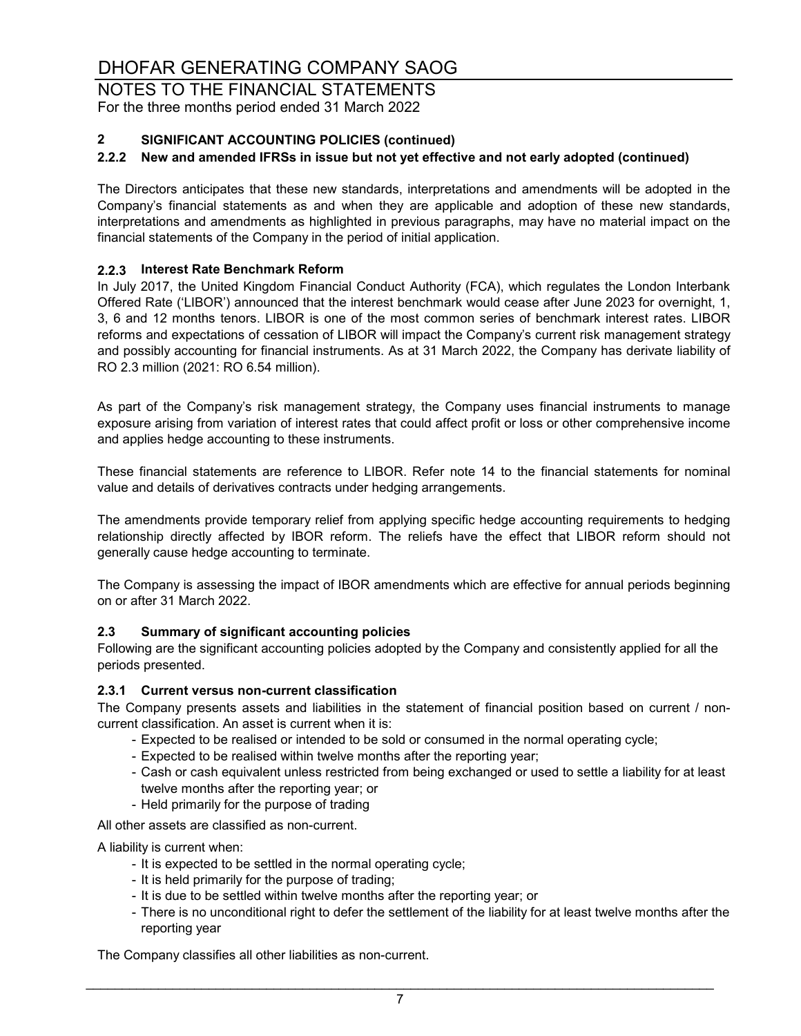# DHOFAR GENERATING COMPANY SAOG

## NOTES TO THE FINANCIAL STATEMENTS

For the three months period ended 31 March 2022

### 2 SIGNIFICANT ACCOUNTING POLICIES (continued)

### 2.2.2 New and amended IFRSs in issue but not yet effective and not early adopted (continued)

The Directors anticipates that these new standards, interpretations and amendments will be adopted in the Company's financial statements as and when they are applicable and adoption of these new standards, interpretations and amendments as highlighted in previous paragraphs, may have no material impact on the financial statements of the Company in the period of initial application.

### 2.2.3 Interest Rate Benchmark Reform

In July 2017, the United Kingdom Financial Conduct Authority (FCA), which regulates the London Interbank Offered Rate ('LIBOR') announced that the interest benchmark would cease after June 2023 for overnight, 1, 3, 6 and 12 months tenors. LIBOR is one of the most common series of benchmark interest rates. LIBOR reforms and expectations of cessation of LIBOR will impact the Company's current risk management strategy and possibly accounting for financial instruments. As at 31 March 2022, the Company has derivate liability of RO 2.3 million (2021: RO 6.54 million).

As part of the Company's risk management strategy, the Company uses financial instruments to manage exposure arising from variation of interest rates that could affect profit or loss or other comprehensive income and applies hedge accounting to these instruments.

These financial statements are reference to LIBOR. Refer note 14 to the financial statements for nominal value and details of derivatives contracts under hedging arrangements.

The amendments provide temporary relief from applying specific hedge accounting requirements to hedging relationship directly affected by IBOR reform. The reliefs have the effect that LIBOR reform should not generally cause hedge accounting to terminate.

The Company is assessing the impact of IBOR amendments which are effective for annual periods beginning on or after 31 March 2022.

### 2.3 Summary of significant accounting policies

Following are the significant accounting policies adopted by the Company and consistently applied for all the periods presented.

### 2.3.1 Current versus non-current classification

The Company presents assets and liabilities in the statement of financial position based on current / non-current classification. An asset is current when it is:

- Expected to be realised or intended to be sold or consumed in the normal operating cycle;
- Expected to be realised within twelve months after the reporting year;
- Cash or cash equivalent unless restricted from being exchanged or used to settle a liability for at least twelve months after the reporting year; or
- Held primarily for the purpose of trading

All other assets are classified as non-current.

A liability is current when:

- It is expected to be settled in the normal operating cycle;
- It is held primarily for the purpose of trading;
- It is due to be settled within twelve months after the reporting year; or
- There is no unconditional right to defer the settlement of the liability for at least twelve months after the reporting year

The Company classifies all other liabilities as non-current.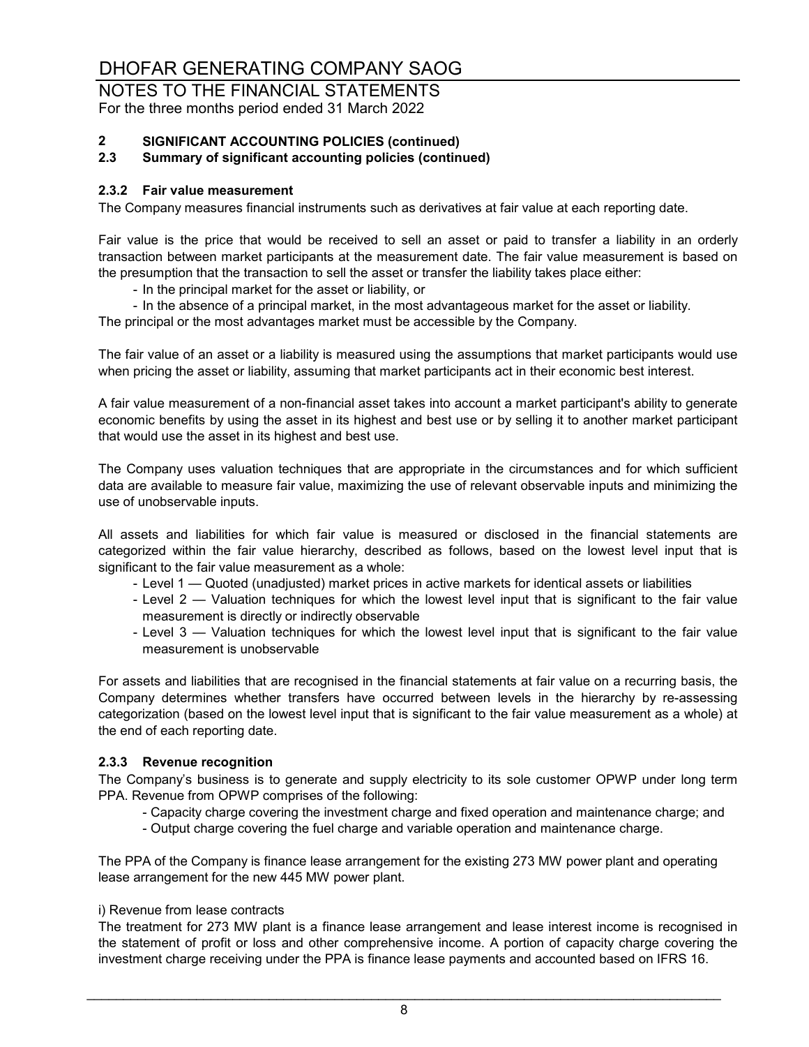## 2 SIGNIFICANT ACCOUNTING POLICIES (continued)

### 2.3 Summary of significant accounting policies (continued)

#### 2.3.2 Fair value measurement

The Company measures financial instruments such as derivatives at fair value at each reporting date.

Fair value is the price that would be received to sell an asset or paid to transfer a liability in an orderly transaction between market participants at the measurement date. The fair value measurement is based on the presumption that the transaction to sell the asset or transfer the liability takes place either:

- In the principal market for the asset or liability, or
- In the absence of a principal market, in the most advantageous market for the asset or liability.

The principal or the most advantages market must be accessible by the Company.

The fair value of an asset or a liability is measured using the assumptions that market participants would use when pricing the asset or liability, assuming that market participants act in their economic best interest.

A fair value measurement of a non-financial asset takes into account a market participant's ability to generate economic benefits by using the asset in its highest and best use or by selling it to another market participant that would use the asset in its highest and best use.

The Company uses valuation techniques that are appropriate in the circumstances and for which sufficient data are available to measure fair value, maximizing the use of relevant observable inputs and minimizing the use of unobservable inputs.

All assets and liabilities for which fair value is measured or disclosed in the financial statements are categorized within the fair value hierarchy, described as follows, based on the lowest level input that is significant to the fair value measurement as a whole:

- Level 1 — Quoted (unadjusted) market prices in active markets for identical assets or liabilities
- Level 2 — Valuation techniques for which the lowest level input that is significant to the fair value measurement is directly or indirectly observable
- Level 3 — Valuation techniques for which the lowest level input that is significant to the fair value measurement is unobservable

For assets and liabilities that are recognised in the financial statements at fair value on a recurring basis, the Company determines whether transfers have occurred between levels in the hierarchy by re-assessing categorization (based on the lowest level input that is significant to the fair value measurement as a whole) at the end of each reporting date.

#### 2.3.3 Revenue recognition

The Company's business is to generate and supply electricity to its sole customer OPWP under long term PPA. Revenue from OPWP comprises of the following:

- Capacity charge covering the investment charge and fixed operation and maintenance charge; and
- Output charge covering the fuel charge and variable operation and maintenance charge.

The PPA of the Company is finance lease arrangement for the existing 273 MW power plant and operating lease arrangement for the new 445 MW power plant.

i) Revenue from lease contracts

The treatment for 273 MW plant is a finance lease arrangement and lease interest income is recognised in the statement of profit or loss and other comprehensive income. A portion of capacity charge covering the investment charge receiving under the PPA is finance lease payments and accounted based on IFRS 16.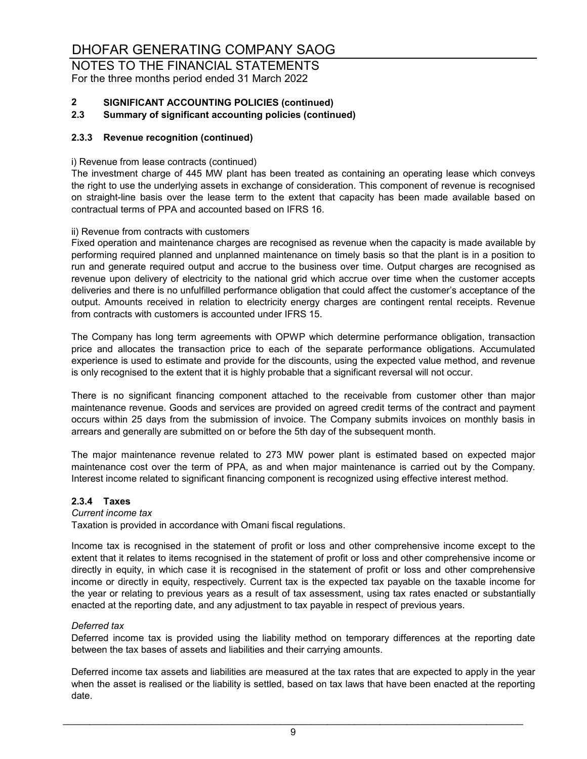## 2 SIGNIFICANT ACCOUNTING POLICIES (continued)

### 2.3 Summary of significant accounting policies (continued)

#### 2.3.3 Revenue recognition (continued)

i) Revenue from lease contracts (continued)

The investment charge of 445 MW plant has been treated as containing an operating lease which conveys the right to use the underlying assets in exchange of consideration. This component of revenue is recognised on straight-line basis over the lease term to the extent that capacity has been made available based on contractual terms of PPA and accounted based on IFRS 16.

ii) Revenue from contracts with customers

Fixed operation and maintenance charges are recognised as revenue when the capacity is made available by performing required planned and unplanned maintenance on timely basis so that the plant is in a position to run and generate required output and accrue to the business over time. Output charges are recognised as revenue upon delivery of electricity to the national grid which accrue over time when the customer accepts deliveries and there is no unfulfilled performance obligation that could affect the customer's acceptance of the output. Amounts received in relation to electricity energy charges are contingent rental receipts. Revenue from contracts with customers is accounted under IFRS 15.

The Company has long term agreements with OPWP which determine performance obligation, transaction price and allocates the transaction price to each of the separate performance obligations. Accumulated experience is used to estimate and provide for the discounts, using the expected value method, and revenue is only recognised to the extent that it is highly probable that a significant reversal will not occur.

There is no significant financing component attached to the receivable from customer other than major maintenance revenue. Goods and services are provided on agreed credit terms of the contract and payment occurs within 25 days from the submission of invoice. The Company submits invoices on monthly basis in arrears and generally are submitted on or before the 5th day of the subsequent month.

The major maintenance revenue related to 273 MW power plant is estimated based on expected major maintenance cost over the term of PPA, as and when major maintenance is carried out by the Company. Interest income related to significant financing component is recognized using effective interest method.

#### 2.3.4 Taxes

*Current income tax*

Taxation is provided in accordance with Omani fiscal regulations.

Income tax is recognised in the statement of profit or loss and other comprehensive income except to the extent that it relates to items recognised in the statement of profit or loss and other comprehensive income or directly in equity, in which case it is recognised in the statement of profit or loss and other comprehensive income or directly in equity, respectively. Current tax is the expected tax payable on the taxable income for the year or relating to previous years as a result of tax assessment, using tax rates enacted or substantially enacted at the reporting date, and any adjustment to tax payable in respect of previous years.

*Deferred tax*

Deferred income tax is provided using the liability method on temporary differences at the reporting date between the tax bases of assets and liabilities and their carrying amounts.

Deferred income tax assets and liabilities are measured at the tax rates that are expected to apply in the year when the asset is realised or the liability is settled, based on tax laws that have been enacted at the reporting date.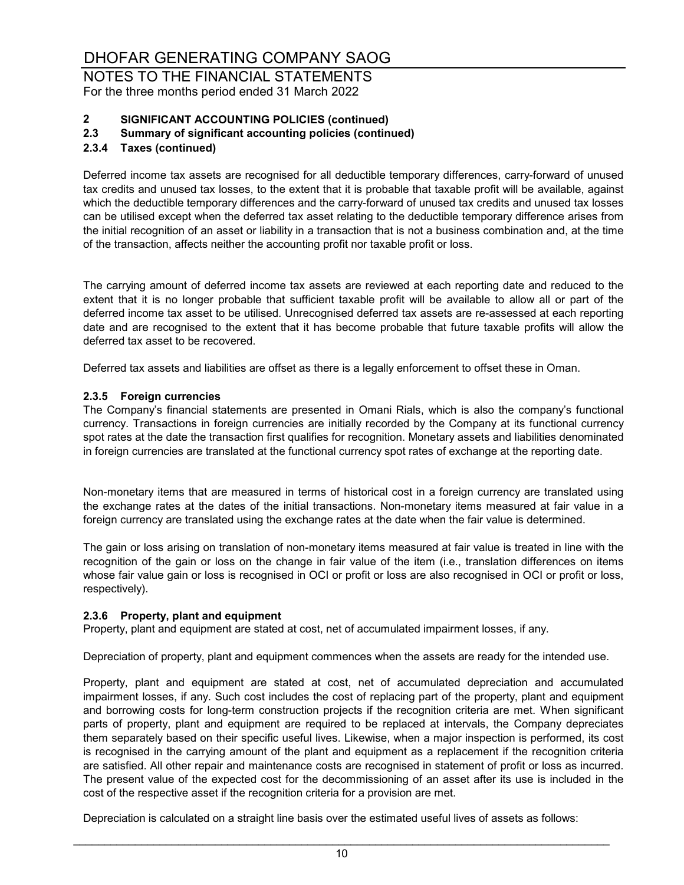# DHOFAR GENERATING COMPANY SAOG

## NOTES TO THE FINANCIAL STATEMENTS

For the three months period ended 31 March 2022

### 2 SIGNIFICANT ACCOUNTING POLICIES (continued)

### 2.3 Summary of significant accounting policies (continued)

### 2.3.4 Taxes (continued)

Deferred income tax assets are recognised for all deductible temporary differences, carry-forward of unused tax credits and unused tax losses, to the extent that it is probable that taxable profit will be available, against which the deductible temporary differences and the carry-forward of unused tax credits and unused tax losses can be utilised except when the deferred tax asset relating to the deductible temporary difference arises from the initial recognition of an asset or liability in a transaction that is not a business combination and, at the time of the transaction, affects neither the accounting profit nor taxable profit or loss.

The carrying amount of deferred income tax assets are reviewed at each reporting date and reduced to the extent that it is no longer probable that sufficient taxable profit will be available to allow all or part of the deferred income tax asset to be utilised. Unrecognised deferred tax assets are re-assessed at each reporting date and are recognised to the extent that it has become probable that future taxable profits will allow the deferred tax asset to be recovered.

Deferred tax assets and liabilities are offset as there is a legally enforcement to offset these in Oman.

### 2.3.5 Foreign currencies

The Company's financial statements are presented in Omani Rials, which is also the company's functional currency. Transactions in foreign currencies are initially recorded by the Company at its functional currency spot rates at the date the transaction first qualifies for recognition. Monetary assets and liabilities denominated in foreign currencies are translated at the functional currency spot rates of exchange at the reporting date.

Non-monetary items that are measured in terms of historical cost in a foreign currency are translated using the exchange rates at the dates of the initial transactions. Non-monetary items measured at fair value in a foreign currency are translated using the exchange rates at the date when the fair value is determined.

The gain or loss arising on translation of non-monetary items measured at fair value is treated in line with the recognition of the gain or loss on the change in fair value of the item (i.e., translation differences on items whose fair value gain or loss is recognised in OCI or profit or loss are also recognised in OCI or profit or loss, respectively).

### 2.3.6 Property, plant and equipment

Property, plant and equipment are stated at cost, net of accumulated impairment losses, if any.

Depreciation of property, plant and equipment commences when the assets are ready for the intended use.

Property, plant and equipment are stated at cost, net of accumulated depreciation and accumulated impairment losses, if any. Such cost includes the cost of replacing part of the property, plant and equipment and borrowing costs for long-term construction projects if the recognition criteria are met. When significant parts of property, plant and equipment are required to be replaced at intervals, the Company depreciates them separately based on their specific useful lives. Likewise, when a major inspection is performed, its cost is recognised in the carrying amount of the plant and equipment as a replacement if the recognition criteria are satisfied. All other repair and maintenance costs are recognised in statement of profit or loss as incurred. The present value of the expected cost for the decommissioning of an asset after its use is included in the cost of the respective asset if the recognition criteria for a provision are met.

Depreciation is calculated on a straight line basis over the estimated useful lives of assets as follows: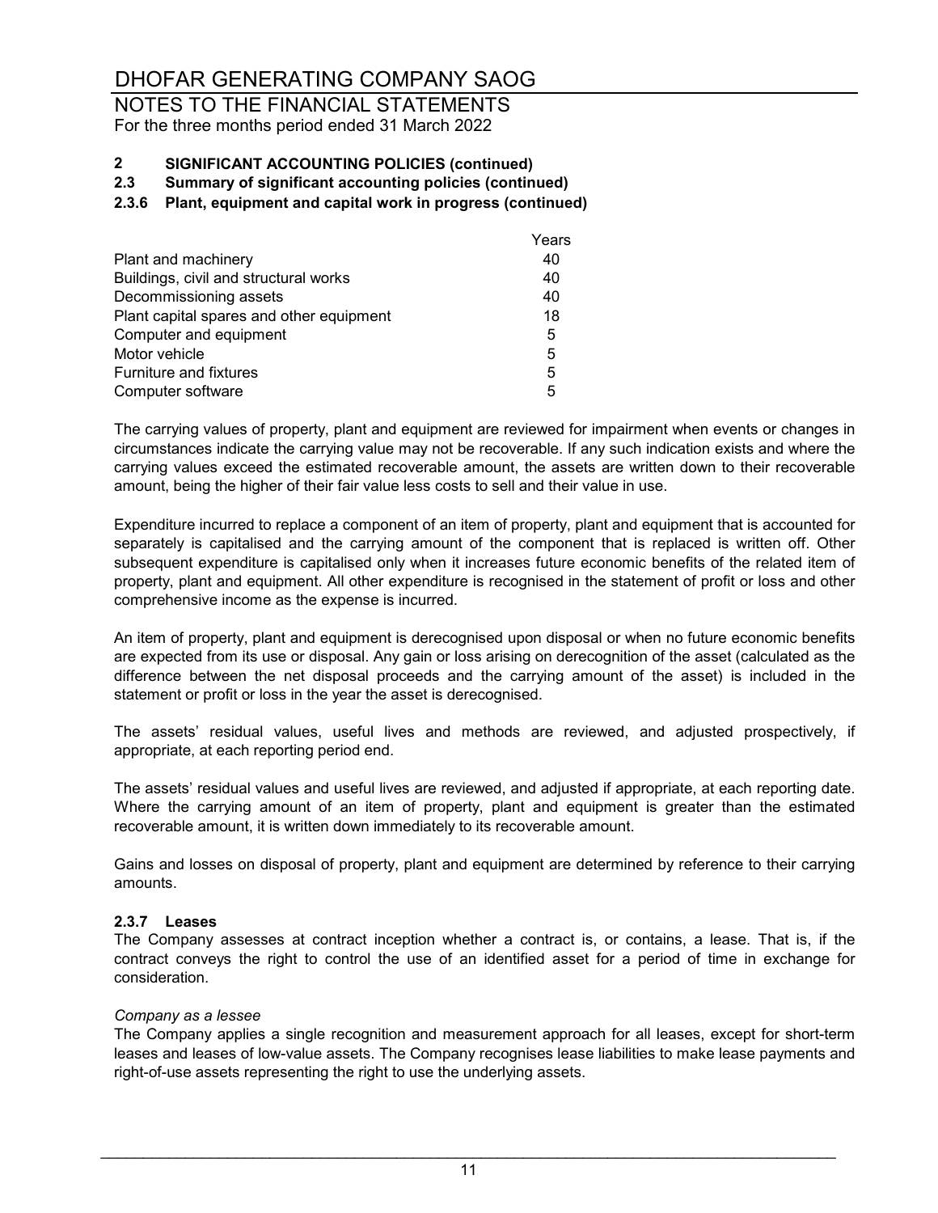# DHOFAR GENERATING COMPANY SAOG

## NOTES TO THE FINANCIAL STATEMENTS

For the three months period ended 31 March 2022

### 2 SIGNIFICANT ACCOUNTING POLICIES (continued)

### 2.3 Summary of significant accounting policies (continued)

### 2.3.6 Plant, equipment and capital work in progress (continued)

| | Years |
|---|---|
| Plant and machinery | 40 |
| Buildings, civil and structural works | 40 |
| Decommissioning assets | 40 |
| Plant capital spares and other equipment | 18 |
| Computer and equipment | 5 |
| Motor vehicle | 5 |
| Furniture and fixtures | 5 |
| Computer software | 5 |

The carrying values of property, plant and equipment are reviewed for impairment when events or changes in circumstances indicate the carrying value may not be recoverable. If any such indication exists and where the carrying values exceed the estimated recoverable amount, the assets are written down to their recoverable amount, being the higher of their fair value less costs to sell and their value in use.

Expenditure incurred to replace a component of an item of property, plant and equipment that is accounted for separately is capitalised and the carrying amount of the component that is replaced is written off. Other subsequent expenditure is capitalised only when it increases future economic benefits of the related item of property, plant and equipment. All other expenditure is recognised in the statement of profit or loss and other comprehensive income as the expense is incurred.

An item of property, plant and equipment is derecognised upon disposal or when no future economic benefits are expected from its use or disposal. Any gain or loss arising on derecognition of the asset (calculated as the difference between the net disposal proceeds and the carrying amount of the asset) is included in the statement or profit or loss in the year the asset is derecognised.

The assets' residual values, useful lives and methods are reviewed, and adjusted prospectively, if appropriate, at each reporting period end.

The assets' residual values and useful lives are reviewed, and adjusted if appropriate, at each reporting date. Where the carrying amount of an item of property, plant and equipment is greater than the estimated recoverable amount, it is written down immediately to its recoverable amount.

Gains and losses on disposal of property, plant and equipment are determined by reference to their carrying amounts.

### 2.3.7 Leases

The Company assesses at contract inception whether a contract is, or contains, a lease. That is, if the contract conveys the right to control the use of an identified asset for a period of time in exchange for consideration.

*Company as a lessee*

The Company applies a single recognition and measurement approach for all leases, except for short-term leases and leases of low-value assets. The Company recognises lease liabilities to make lease payments and right-of-use assets representing the right to use the underlying assets.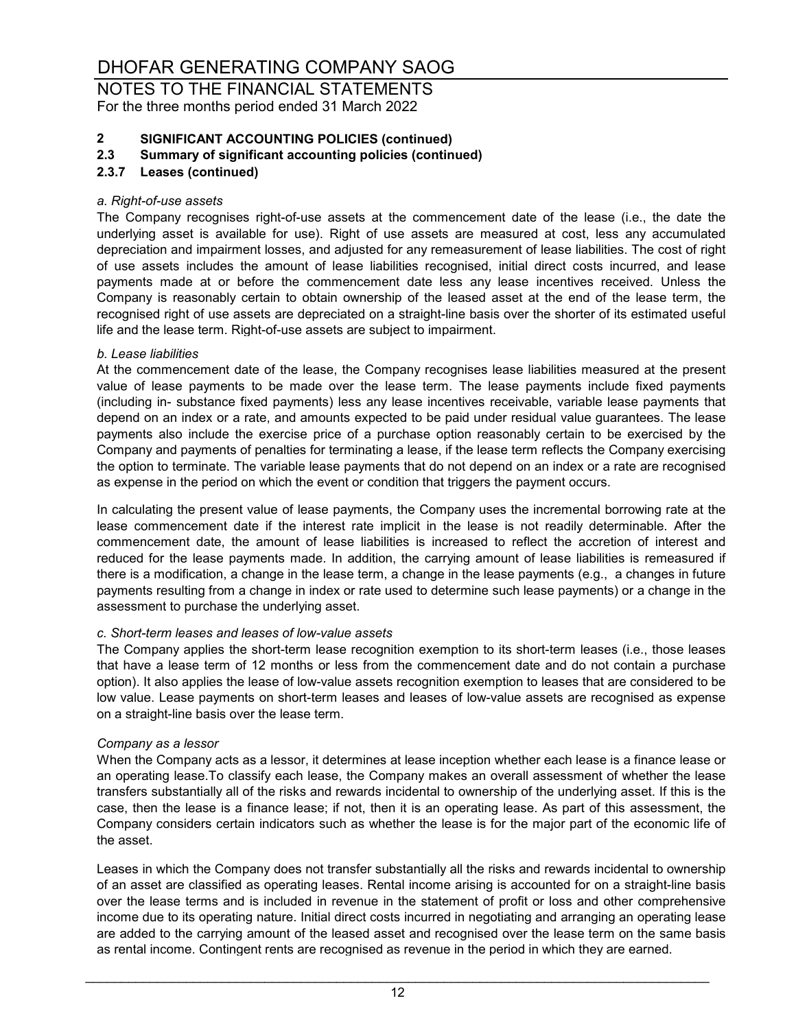# DHOFAR GENERATING COMPANY SAOG

NOTES TO THE FINANCIAL STATEMENTS
For the three months period ended 31 March 2022

## 2 SIGNIFICANT ACCOUNTING POLICIES (continued)

### 2.3 Summary of significant accounting policies (continued)

### 2.3.7 Leases (continued)

*a. Right-of-use assets*

The Company recognises right-of-use assets at the commencement date of the lease (i.e., the date the underlying asset is available for use). Right of use assets are measured at cost, less any accumulated depreciation and impairment losses, and adjusted for any remeasurement of lease liabilities. The cost of right of use assets includes the amount of lease liabilities recognised, initial direct costs incurred, and lease payments made at or before the commencement date less any lease incentives received. Unless the Company is reasonably certain to obtain ownership of the leased asset at the end of the lease term, the recognised right of use assets are depreciated on a straight-line basis over the shorter of its estimated useful life and the lease term. Right-of-use assets are subject to impairment.

*b. Lease liabilities*

At the commencement date of the lease, the Company recognises lease liabilities measured at the present value of lease payments to be made over the lease term. The lease payments include fixed payments (including in- substance fixed payments) less any lease incentives receivable, variable lease payments that depend on an index or a rate, and amounts expected to be paid under residual value guarantees. The lease payments also include the exercise price of a purchase option reasonably certain to be exercised by the Company and payments of penalties for terminating a lease, if the lease term reflects the Company exercising the option to terminate. The variable lease payments that do not depend on an index or a rate are recognised as expense in the period on which the event or condition that triggers the payment occurs.

In calculating the present value of lease payments, the Company uses the incremental borrowing rate at the lease commencement date if the interest rate implicit in the lease is not readily determinable. After the commencement date, the amount of lease liabilities is increased to reflect the accretion of interest and reduced for the lease payments made. In addition, the carrying amount of lease liabilities is remeasured if there is a modification, a change in the lease term, a change in the lease payments (e.g., a changes in future payments resulting from a change in index or rate used to determine such lease payments) or a change in the assessment to purchase the underlying asset.

*c. Short-term leases and leases of low-value assets*

The Company applies the short-term lease recognition exemption to its short-term leases (i.e., those leases that have a lease term of 12 months or less from the commencement date and do not contain a purchase option). It also applies the lease of low-value assets recognition exemption to leases that are considered to be low value. Lease payments on short-term leases and leases of low-value assets are recognised as expense on a straight-line basis over the lease term.

*Company as a lessor*

When the Company acts as a lessor, it determines at lease inception whether each lease is a finance lease or an operating lease.To classify each lease, the Company makes an overall assessment of whether the lease transfers substantially all of the risks and rewards incidental to ownership of the underlying asset. If this is the case, then the lease is a finance lease; if not, then it is an operating lease. As part of this assessment, the Company considers certain indicators such as whether the lease is for the major part of the economic life of the asset.

Leases in which the Company does not transfer substantially all the risks and rewards incidental to ownership of an asset are classified as operating leases. Rental income arising is accounted for on a straight-line basis over the lease terms and is included in revenue in the statement of profit or loss and other comprehensive income due to its operating nature. Initial direct costs incurred in negotiating and arranging an operating lease are added to the carrying amount of the leased asset and recognised over the lease term on the same basis as rental income. Contingent rents are recognised as revenue in the period in which they are earned.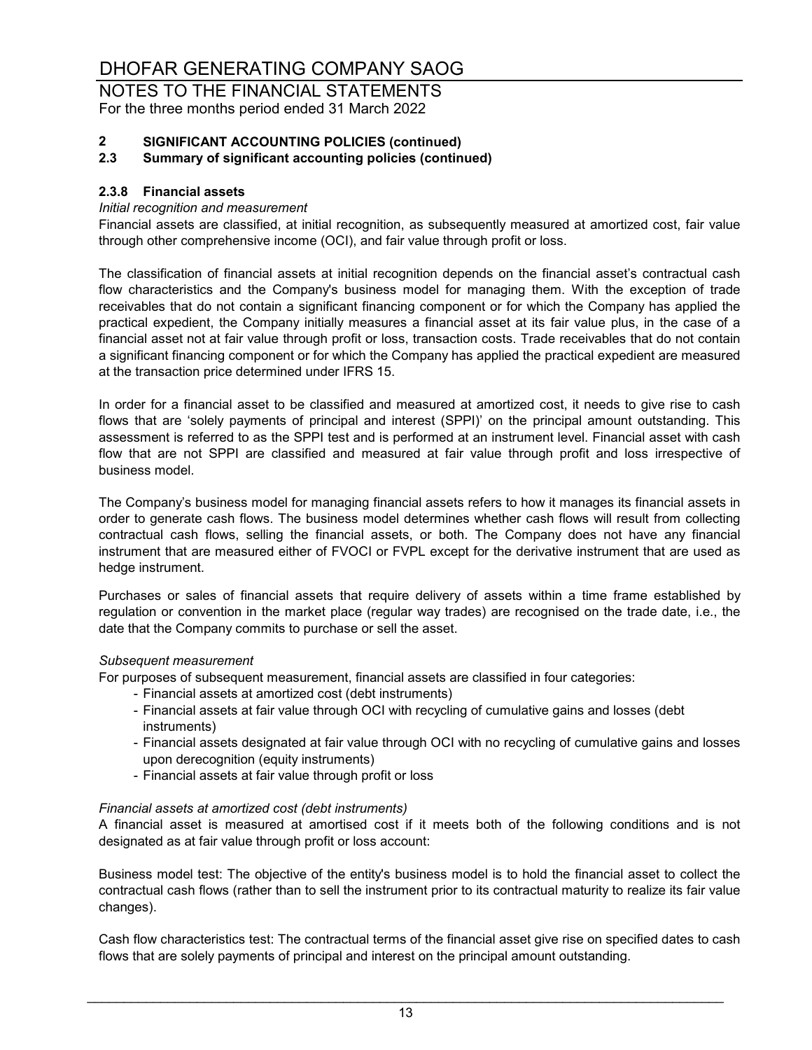## 2 SIGNIFICANT ACCOUNTING POLICIES (continued)

### 2.3 Summary of significant accounting policies (continued)

#### 2.3.8 Financial assets

*Initial recognition and measurement*

Financial assets are classified, at initial recognition, as subsequently measured at amortized cost, fair value through other comprehensive income (OCI), and fair value through profit or loss.

The classification of financial assets at initial recognition depends on the financial asset's contractual cash flow characteristics and the Company's business model for managing them. With the exception of trade receivables that do not contain a significant financing component or for which the Company has applied the practical expedient, the Company initially measures a financial asset at its fair value plus, in the case of a financial asset not at fair value through profit or loss, transaction costs. Trade receivables that do not contain a significant financing component or for which the Company has applied the practical expedient are measured at the transaction price determined under IFRS 15.

In order for a financial asset to be classified and measured at amortized cost, it needs to give rise to cash flows that are 'solely payments of principal and interest (SPPI)' on the principal amount outstanding. This assessment is referred to as the SPPI test and is performed at an instrument level. Financial asset with cash flow that are not SPPI are classified and measured at fair value through profit and loss irrespective of business model.

The Company's business model for managing financial assets refers to how it manages its financial assets in order to generate cash flows. The business model determines whether cash flows will result from collecting contractual cash flows, selling the financial assets, or both. The Company does not have any financial instrument that are measured either of FVOCI or FVPL except for the derivative instrument that are used as hedge instrument.

Purchases or sales of financial assets that require delivery of assets within a time frame established by regulation or convention in the market place (regular way trades) are recognised on the trade date, i.e., the date that the Company commits to purchase or sell the asset.

*Subsequent measurement*

For purposes of subsequent measurement, financial assets are classified in four categories:

- Financial assets at amortized cost (debt instruments)
- Financial assets at fair value through OCI with recycling of cumulative gains and losses (debt instruments)
- Financial assets designated at fair value through OCI with no recycling of cumulative gains and losses upon derecognition (equity instruments)
- Financial assets at fair value through profit or loss

*Financial assets at amortized cost (debt instruments)*

A financial asset is measured at amortised cost if it meets both of the following conditions and is not designated as at fair value through profit or loss account:

Business model test: The objective of the entity's business model is to hold the financial asset to collect the contractual cash flows (rather than to sell the instrument prior to its contractual maturity to realize its fair value changes).

Cash flow characteristics test: The contractual terms of the financial asset give rise on specified dates to cash flows that are solely payments of principal and interest on the principal amount outstanding.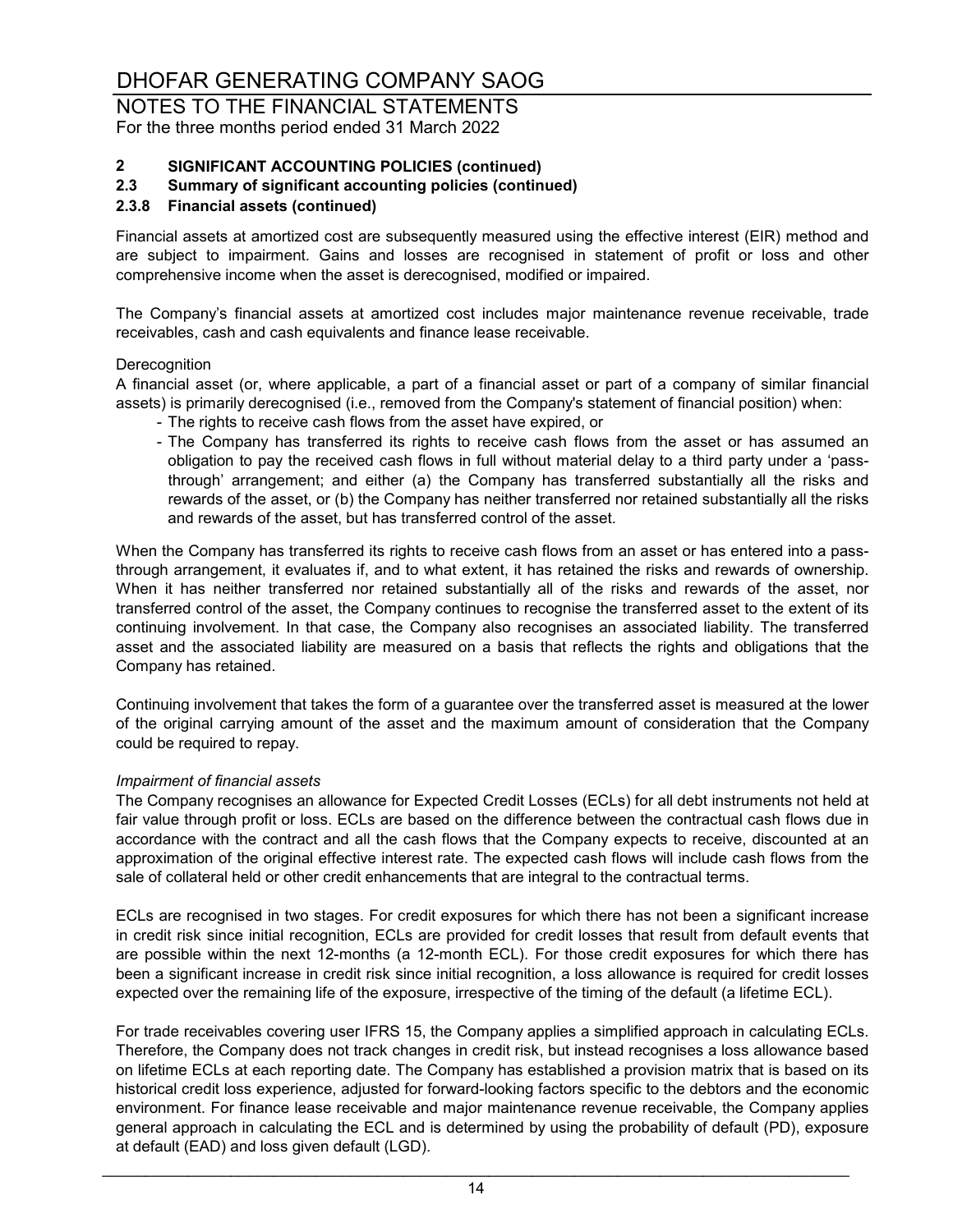## 2 SIGNIFICANT ACCOUNTING POLICIES (continued)

### 2.3 Summary of significant accounting policies (continued)

#### 2.3.8 Financial assets (continued)

Financial assets at amortized cost are subsequently measured using the effective interest (EIR) method and are subject to impairment. Gains and losses are recognised in statement of profit or loss and other comprehensive income when the asset is derecognised, modified or impaired.

The Company's financial assets at amortized cost includes major maintenance revenue receivable, trade receivables, cash and cash equivalents and finance lease receivable.

Derecognition

A financial asset (or, where applicable, a part of a financial asset or part of a company of similar financial assets) is primarily derecognised (i.e., removed from the Company's statement of financial position) when:

- The rights to receive cash flows from the asset have expired, or
- The Company has transferred its rights to receive cash flows from the asset or has assumed an obligation to pay the received cash flows in full without material delay to a third party under a 'pass-through' arrangement; and either (a) the Company has transferred substantially all the risks and rewards of the asset, or (b) the Company has neither transferred nor retained substantially all the risks and rewards of the asset, but has transferred control of the asset.

When the Company has transferred its rights to receive cash flows from an asset or has entered into a pass-through arrangement, it evaluates if, and to what extent, it has retained the risks and rewards of ownership. When it has neither transferred nor retained substantially all of the risks and rewards of the asset, nor transferred control of the asset, the Company continues to recognise the transferred asset to the extent of its continuing involvement. In that case, the Company also recognises an associated liability. The transferred asset and the associated liability are measured on a basis that reflects the rights and obligations that the Company has retained.

Continuing involvement that takes the form of a guarantee over the transferred asset is measured at the lower of the original carrying amount of the asset and the maximum amount of consideration that the Company could be required to repay.

*Impairment of financial assets*

The Company recognises an allowance for Expected Credit Losses (ECLs) for all debt instruments not held at fair value through profit or loss. ECLs are based on the difference between the contractual cash flows due in accordance with the contract and all the cash flows that the Company expects to receive, discounted at an approximation of the original effective interest rate. The expected cash flows will include cash flows from the sale of collateral held or other credit enhancements that are integral to the contractual terms.

ECLs are recognised in two stages. For credit exposures for which there has not been a significant increase in credit risk since initial recognition, ECLs are provided for credit losses that result from default events that are possible within the next 12-months (a 12-month ECL). For those credit exposures for which there has been a significant increase in credit risk since initial recognition, a loss allowance is required for credit losses expected over the remaining life of the exposure, irrespective of the timing of the default (a lifetime ECL).

For trade receivables covering user IFRS 15, the Company applies a simplified approach in calculating ECLs. Therefore, the Company does not track changes in credit risk, but instead recognises a loss allowance based on lifetime ECLs at each reporting date. The Company has established a provision matrix that is based on its historical credit loss experience, adjusted for forward-looking factors specific to the debtors and the economic environment. For finance lease receivable and major maintenance revenue receivable, the Company applies general approach in calculating the ECL and is determined by using the probability of default (PD), exposure at default (EAD) and loss given default (LGD).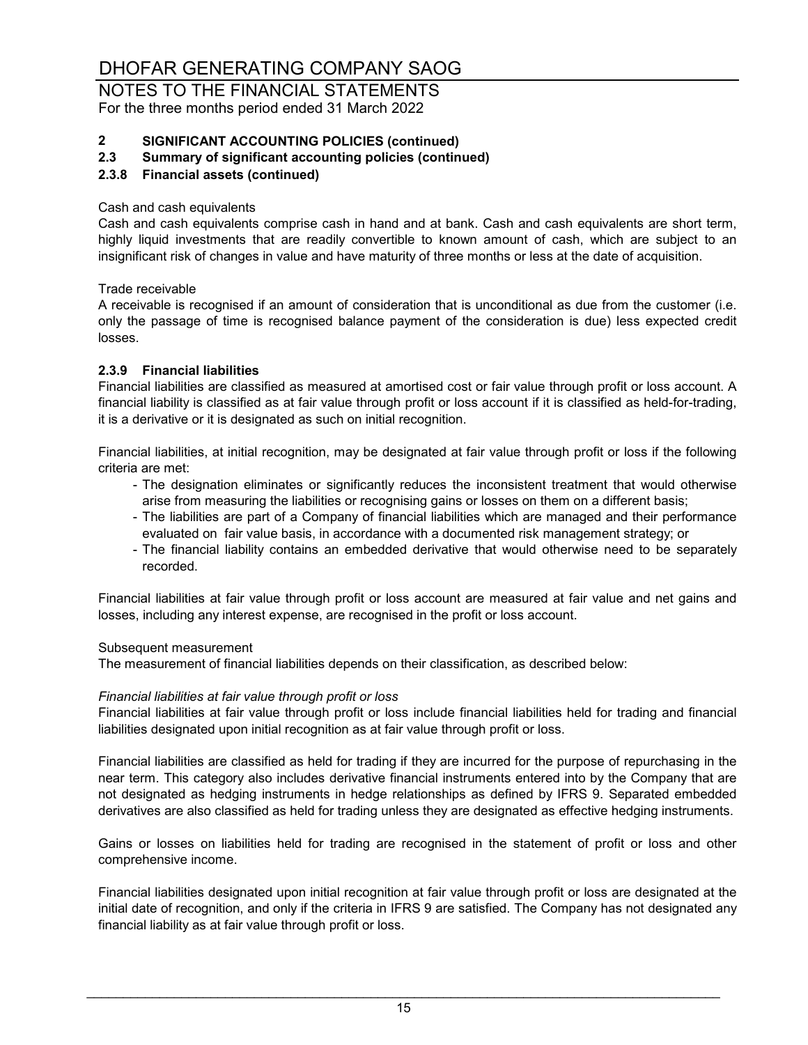## 2 SIGNIFICANT ACCOUNTING POLICIES (continued)

### 2.3 Summary of significant accounting policies (continued)

#### 2.3.8 Financial assets (continued)

Cash and cash equivalents

Cash and cash equivalents comprise cash in hand and at bank. Cash and cash equivalents are short term, highly liquid investments that are readily convertible to known amount of cash, which are subject to an insignificant risk of changes in value and have maturity of three months or less at the date of acquisition.

Trade receivable

A receivable is recognised if an amount of consideration that is unconditional as due from the customer (i.e. only the passage of time is recognised balance payment of the consideration is due) less expected credit losses.

#### 2.3.9 Financial liabilities

Financial liabilities are classified as measured at amortised cost or fair value through profit or loss account. A financial liability is classified as at fair value through profit or loss account if it is classified as held-for-trading, it is a derivative or it is designated as such on initial recognition.

Financial liabilities, at initial recognition, may be designated at fair value through profit or loss if the following criteria are met:

- The designation eliminates or significantly reduces the inconsistent treatment that would otherwise arise from measuring the liabilities or recognising gains or losses on them on a different basis;
- The liabilities are part of a Company of financial liabilities which are managed and their performance evaluated on fair value basis, in accordance with a documented risk management strategy; or
- The financial liability contains an embedded derivative that would otherwise need to be separately recorded.

Financial liabilities at fair value through profit or loss account are measured at fair value and net gains and losses, including any interest expense, are recognised in the profit or loss account.

Subsequent measurement

The measurement of financial liabilities depends on their classification, as described below:

*Financial liabilities at fair value through profit or loss*

Financial liabilities at fair value through profit or loss include financial liabilities held for trading and financial liabilities designated upon initial recognition as at fair value through profit or loss.

Financial liabilities are classified as held for trading if they are incurred for the purpose of repurchasing in the near term. This category also includes derivative financial instruments entered into by the Company that are not designated as hedging instruments in hedge relationships as defined by IFRS 9. Separated embedded derivatives are also classified as held for trading unless they are designated as effective hedging instruments.

Gains or losses on liabilities held for trading are recognised in the statement of profit or loss and other comprehensive income.

Financial liabilities designated upon initial recognition at fair value through profit or loss are designated at the initial date of recognition, and only if the criteria in IFRS 9 are satisfied. The Company has not designated any financial liability as at fair value through profit or loss.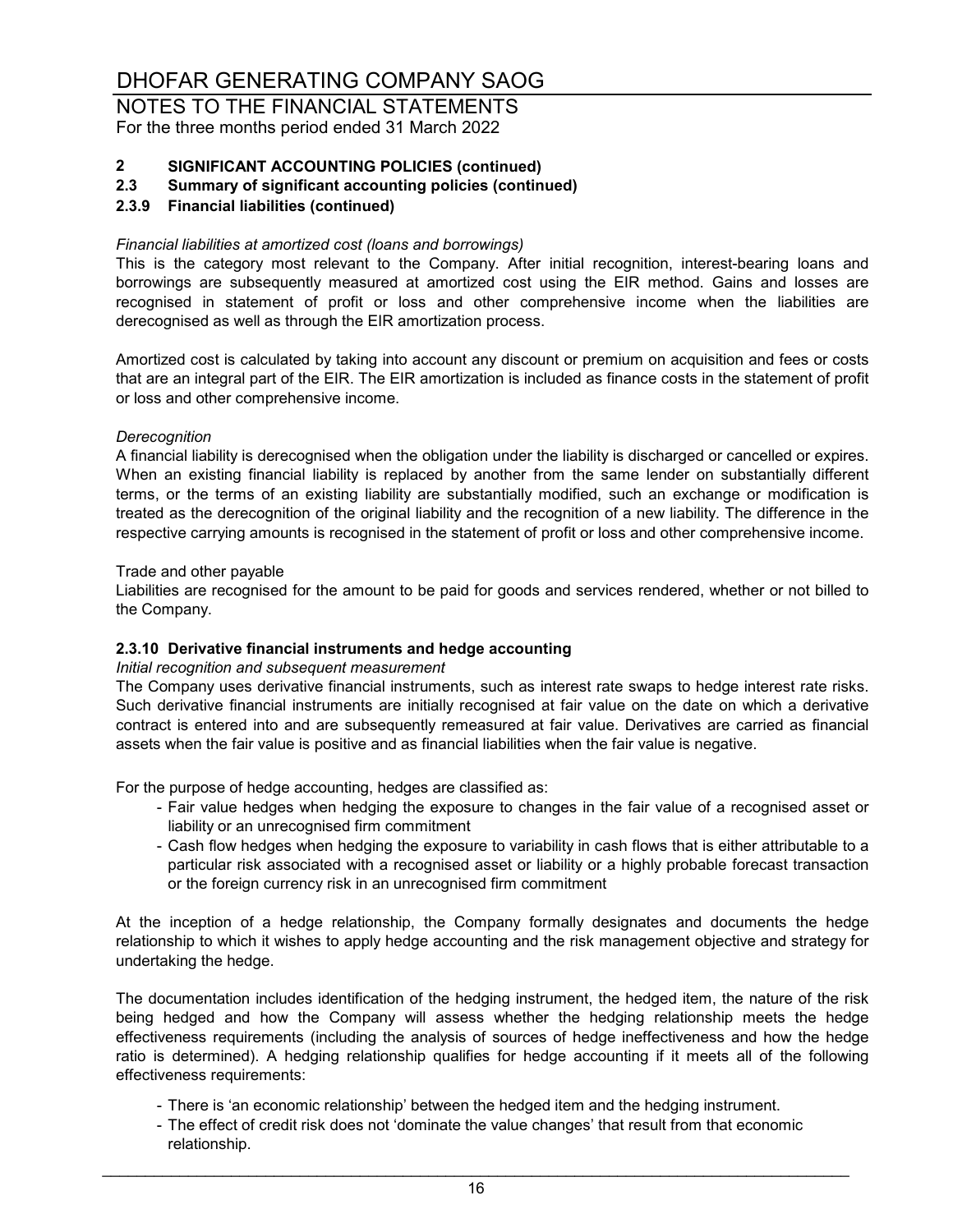## 2 SIGNIFICANT ACCOUNTING POLICIES (continued)

### 2.3 Summary of significant accounting policies (continued)

### 2.3.9 Financial liabilities (continued)

*Financial liabilities at amortized cost (loans and borrowings)*

This is the category most relevant to the Company. After initial recognition, interest-bearing loans and borrowings are subsequently measured at amortized cost using the EIR method. Gains and losses are recognised in statement of profit or loss and other comprehensive income when the liabilities are derecognised as well as through the EIR amortization process.

Amortized cost is calculated by taking into account any discount or premium on acquisition and fees or costs that are an integral part of the EIR. The EIR amortization is included as finance costs in the statement of profit or loss and other comprehensive income.

*Derecognition*

A financial liability is derecognised when the obligation under the liability is discharged or cancelled or expires. When an existing financial liability is replaced by another from the same lender on substantially different terms, or the terms of an existing liability are substantially modified, such an exchange or modification is treated as the derecognition of the original liability and the recognition of a new liability. The difference in the respective carrying amounts is recognised in the statement of profit or loss and other comprehensive income.

Trade and other payable

Liabilities are recognised for the amount to be paid for goods and services rendered, whether or not billed to the Company.

### 2.3.10 Derivative financial instruments and hedge accounting

*Initial recognition and subsequent measurement*

The Company uses derivative financial instruments, such as interest rate swaps to hedge interest rate risks. Such derivative financial instruments are initially recognised at fair value on the date on which a derivative contract is entered into and are subsequently remeasured at fair value. Derivatives are carried as financial assets when the fair value is positive and as financial liabilities when the fair value is negative.

For the purpose of hedge accounting, hedges are classified as:

- Fair value hedges when hedging the exposure to changes in the fair value of a recognised asset or liability or an unrecognised firm commitment
- Cash flow hedges when hedging the exposure to variability in cash flows that is either attributable to a particular risk associated with a recognised asset or liability or a highly probable forecast transaction or the foreign currency risk in an unrecognised firm commitment

At the inception of a hedge relationship, the Company formally designates and documents the hedge relationship to which it wishes to apply hedge accounting and the risk management objective and strategy for undertaking the hedge.

The documentation includes identification of the hedging instrument, the hedged item, the nature of the risk being hedged and how the Company will assess whether the hedging relationship meets the hedge effectiveness requirements (including the analysis of sources of hedge ineffectiveness and how the hedge ratio is determined). A hedging relationship qualifies for hedge accounting if it meets all of the following effectiveness requirements:

- There is 'an economic relationship' between the hedged item and the hedging instrument.
- The effect of credit risk does not 'dominate the value changes' that result from that economic relationship.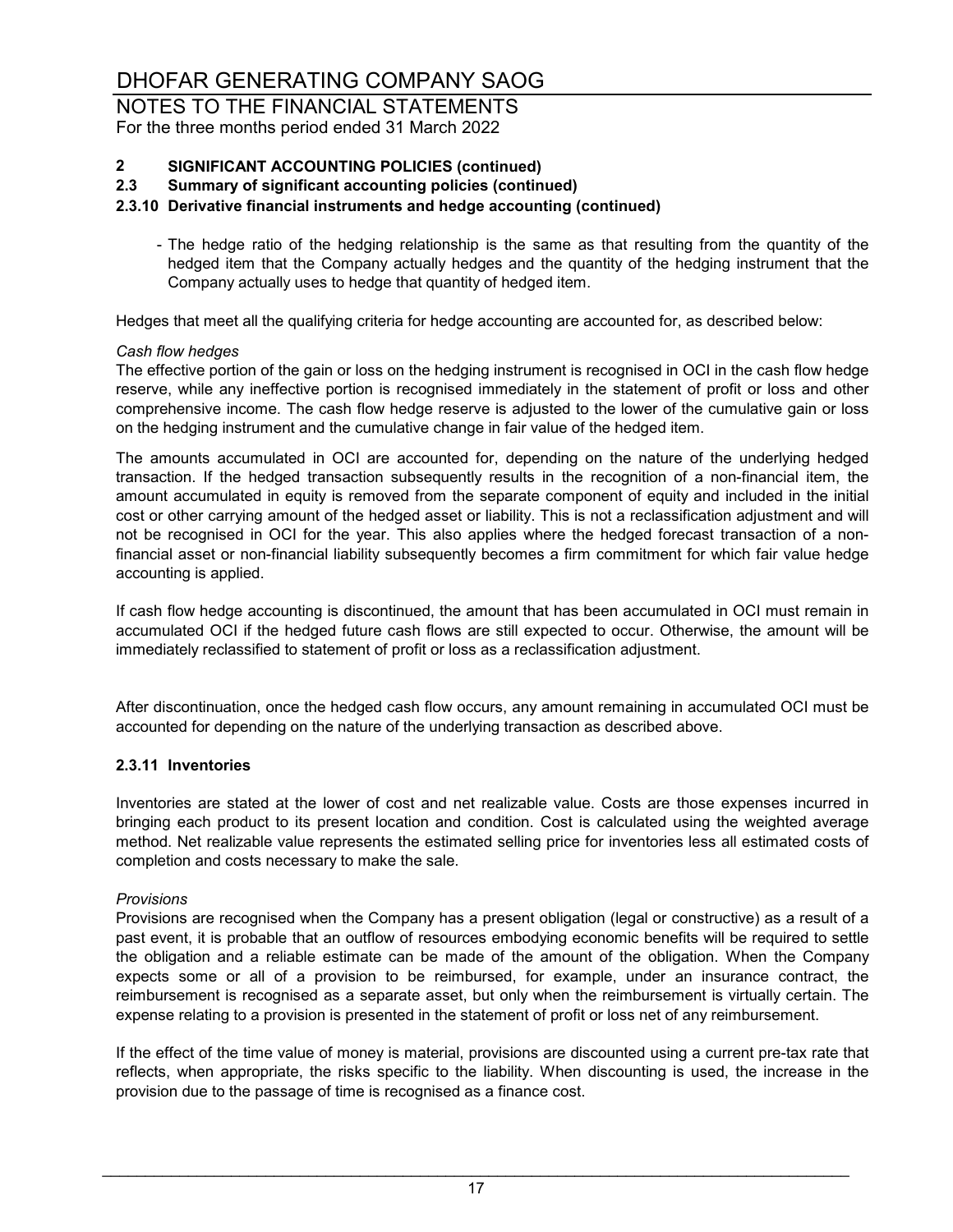# DHOFAR GENERATING COMPANY SAOG

## NOTES TO THE FINANCIAL STATEMENTS

For the three months period ended 31 March 2022

### 2 SIGNIFICANT ACCOUNTING POLICIES (continued)

### 2.3 Summary of significant accounting policies (continued)

### 2.3.10 Derivative financial instruments and hedge accounting (continued)

- The hedge ratio of the hedging relationship is the same as that resulting from the quantity of the hedged item that the Company actually hedges and the quantity of the hedging instrument that the Company actually uses to hedge that quantity of hedged item.

Hedges that meet all the qualifying criteria for hedge accounting are accounted for, as described below:

*Cash flow hedges*

The effective portion of the gain or loss on the hedging instrument is recognised in OCI in the cash flow hedge reserve, while any ineffective portion is recognised immediately in the statement of profit or loss and other comprehensive income. The cash flow hedge reserve is adjusted to the lower of the cumulative gain or loss on the hedging instrument and the cumulative change in fair value of the hedged item.

The amounts accumulated in OCI are accounted for, depending on the nature of the underlying hedged transaction. If the hedged transaction subsequently results in the recognition of a non-financial item, the amount accumulated in equity is removed from the separate component of equity and included in the initial cost or other carrying amount of the hedged asset or liability. This is not a reclassification adjustment and will not be recognised in OCI for the year. This also applies where the hedged forecast transaction of a non-financial asset or non-financial liability subsequently becomes a firm commitment for which fair value hedge accounting is applied.

If cash flow hedge accounting is discontinued, the amount that has been accumulated in OCI must remain in accumulated OCI if the hedged future cash flows are still expected to occur. Otherwise, the amount will be immediately reclassified to statement of profit or loss as a reclassification adjustment.

After discontinuation, once the hedged cash flow occurs, any amount remaining in accumulated OCI must be accounted for depending on the nature of the underlying transaction as described above.

### 2.3.11 Inventories

Inventories are stated at the lower of cost and net realizable value. Costs are those expenses incurred in bringing each product to its present location and condition. Cost is calculated using the weighted average method. Net realizable value represents the estimated selling price for inventories less all estimated costs of completion and costs necessary to make the sale.

*Provisions*

Provisions are recognised when the Company has a present obligation (legal or constructive) as a result of a past event, it is probable that an outflow of resources embodying economic benefits will be required to settle the obligation and a reliable estimate can be made of the amount of the obligation. When the Company expects some or all of a provision to be reimbursed, for example, under an insurance contract, the reimbursement is recognised as a separate asset, but only when the reimbursement is virtually certain. The expense relating to a provision is presented in the statement of profit or loss net of any reimbursement.

If the effect of the time value of money is material, provisions are discounted using a current pre-tax rate that reflects, when appropriate, the risks specific to the liability. When discounting is used, the increase in the provision due to the passage of time is recognised as a finance cost.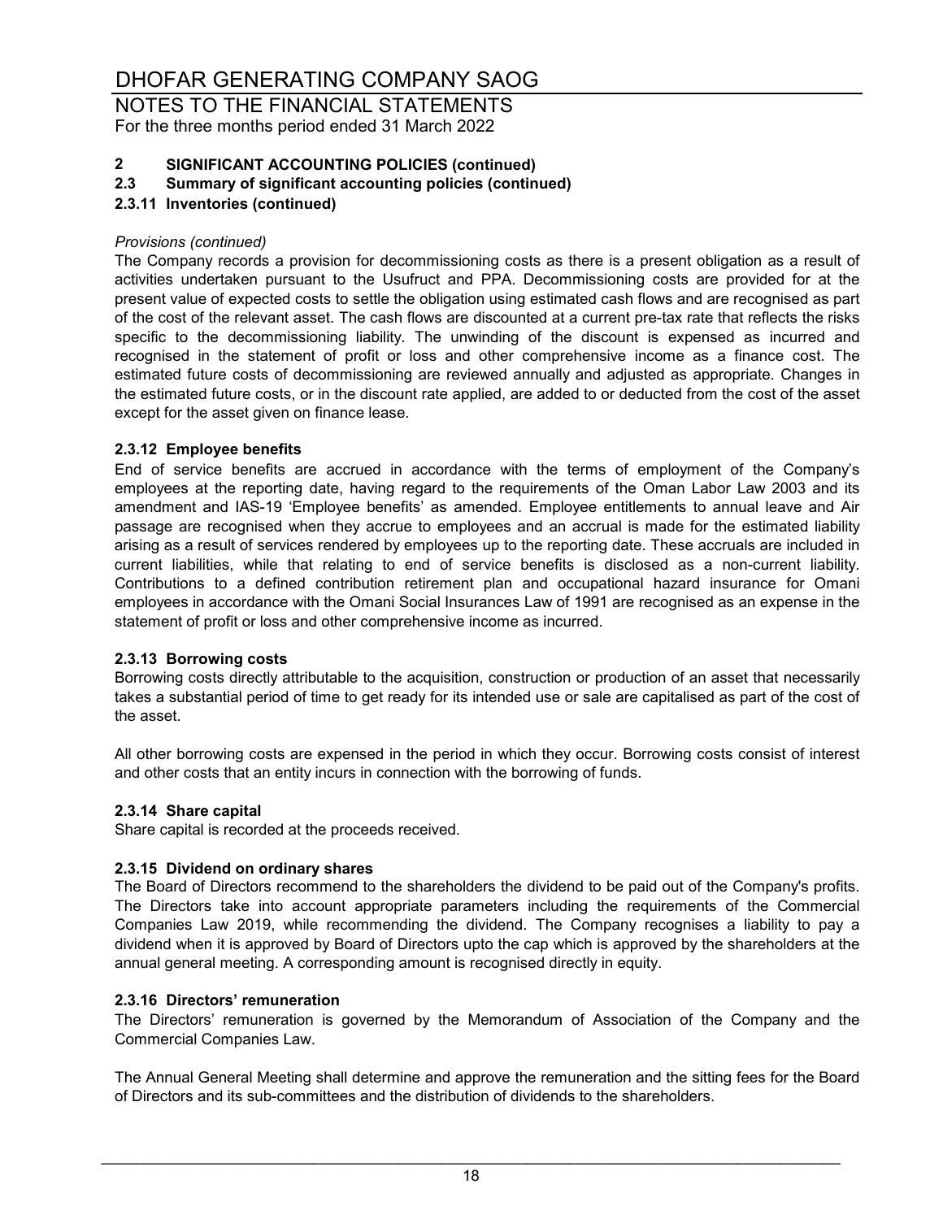# DHOFAR GENERATING COMPANY SAOG

## NOTES TO THE FINANCIAL STATEMENTS

For the three months period ended 31 March 2022

### 2 SIGNIFICANT ACCOUNTING POLICIES (continued)

### 2.3 Summary of significant accounting policies (continued)

### 2.3.11 Inventories (continued)

*Provisions (continued)*

The Company records a provision for decommissioning costs as there is a present obligation as a result of activities undertaken pursuant to the Usufruct and PPA. Decommissioning costs are provided for at the present value of expected costs to settle the obligation using estimated cash flows and are recognised as part of the cost of the relevant asset. The cash flows are discounted at a current pre-tax rate that reflects the risks specific to the decommissioning liability. The unwinding of the discount is expensed as incurred and recognised in the statement of profit or loss and other comprehensive income as a finance cost. The estimated future costs of decommissioning are reviewed annually and adjusted as appropriate. Changes in the estimated future costs, or in the discount rate applied, are added to or deducted from the cost of the asset except for the asset given on finance lease.

### 2.3.12 Employee benefits

End of service benefits are accrued in accordance with the terms of employment of the Company's employees at the reporting date, having regard to the requirements of the Oman Labor Law 2003 and its amendment and IAS-19 'Employee benefits' as amended. Employee entitlements to annual leave and Air passage are recognised when they accrue to employees and an accrual is made for the estimated liability arising as a result of services rendered by employees up to the reporting date. These accruals are included in current liabilities, while that relating to end of service benefits is disclosed as a non-current liability. Contributions to a defined contribution retirement plan and occupational hazard insurance for Omani employees in accordance with the Omani Social Insurances Law of 1991 are recognised as an expense in the statement of profit or loss and other comprehensive income as incurred.

### 2.3.13 Borrowing costs

Borrowing costs directly attributable to the acquisition, construction or production of an asset that necessarily takes a substantial period of time to get ready for its intended use or sale are capitalised as part of the cost of the asset.

All other borrowing costs are expensed in the period in which they occur. Borrowing costs consist of interest and other costs that an entity incurs in connection with the borrowing of funds.

### 2.3.14 Share capital

Share capital is recorded at the proceeds received.

### 2.3.15 Dividend on ordinary shares

The Board of Directors recommend to the shareholders the dividend to be paid out of the Company's profits. The Directors take into account appropriate parameters including the requirements of the Commercial Companies Law 2019, while recommending the dividend. The Company recognises a liability to pay a dividend when it is approved by Board of Directors upto the cap which is approved by the shareholders at the annual general meeting. A corresponding amount is recognised directly in equity.

### 2.3.16 Directors' remuneration

The Directors' remuneration is governed by the Memorandum of Association of the Company and the Commercial Companies Law.

The Annual General Meeting shall determine and approve the remuneration and the sitting fees for the Board of Directors and its sub-committees and the distribution of dividends to the shareholders.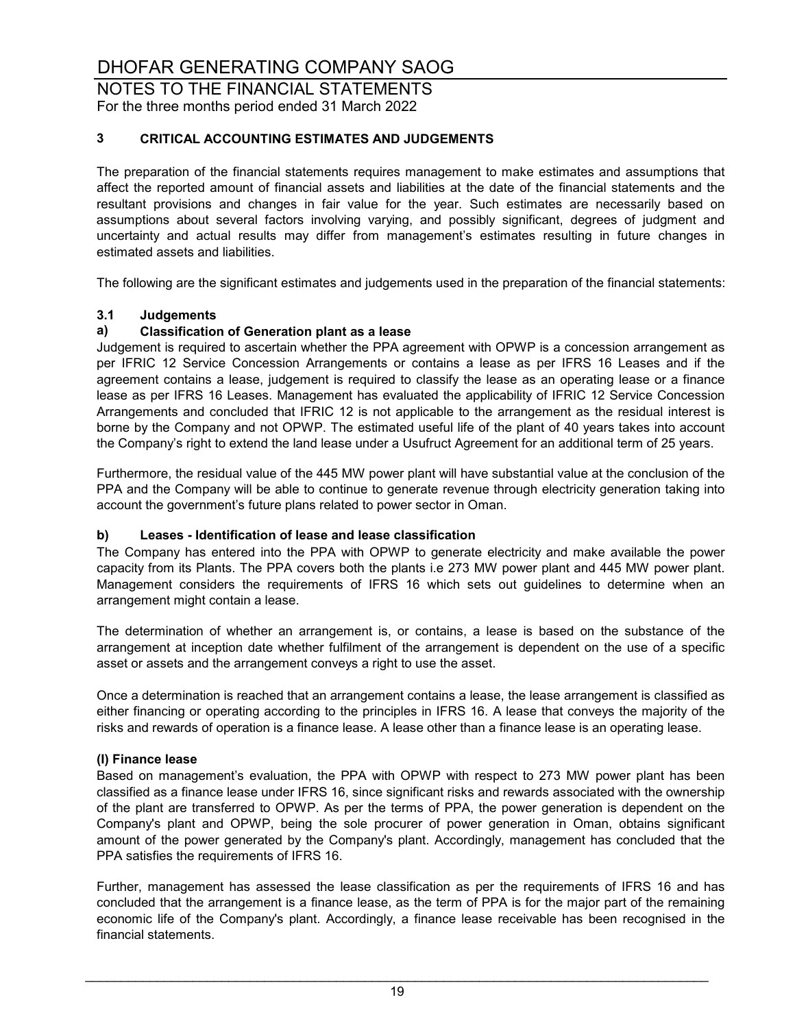# DHOFAR GENERATING COMPANY SAOG

## NOTES TO THE FINANCIAL STATEMENTS

For the three months period ended 31 March 2022

### 3 CRITICAL ACCOUNTING ESTIMATES AND JUDGEMENTS

The preparation of the financial statements requires management to make estimates and assumptions that affect the reported amount of financial assets and liabilities at the date of the financial statements and the resultant provisions and changes in fair value for the year. Such estimates are necessarily based on assumptions about several factors involving varying, and possibly significant, degrees of judgment and uncertainty and actual results may differ from management's estimates resulting in future changes in estimated assets and liabilities.

The following are the significant estimates and judgements used in the preparation of the financial statements:

#### 3.1 Judgements

**a) Classification of Generation plant as a lease**

Judgement is required to ascertain whether the PPA agreement with OPWP is a concession arrangement as per IFRIC 12 Service Concession Arrangements or contains a lease as per IFRS 16 Leases and if the agreement contains a lease, judgement is required to classify the lease as an operating lease or a finance lease as per IFRS 16 Leases. Management has evaluated the applicability of IFRIC 12 Service Concession Arrangements and concluded that IFRIC 12 is not applicable to the arrangement as the residual interest is borne by the Company and not OPWP. The estimated useful life of the plant of 40 years takes into account the Company's right to extend the land lease under a Usufruct Agreement for an additional term of 25 years.

Furthermore, the residual value of the 445 MW power plant will have substantial value at the conclusion of the PPA and the Company will be able to continue to generate revenue through electricity generation taking into account the government's future plans related to power sector in Oman.

**b) Leases - Identification of lease and lease classification**

The Company has entered into the PPA with OPWP to generate electricity and make available the power capacity from its Plants. The PPA covers both the plants i.e 273 MW power plant and 445 MW power plant. Management considers the requirements of IFRS 16 which sets out guidelines to determine when an arrangement might contain a lease.

The determination of whether an arrangement is, or contains, a lease is based on the substance of the arrangement at inception date whether fulfilment of the arrangement is dependent on the use of a specific asset or assets and the arrangement conveys a right to use the asset.

Once a determination is reached that an arrangement contains a lease, the lease arrangement is classified as either financing or operating according to the principles in IFRS 16. A lease that conveys the majority of the risks and rewards of operation is a finance lease. A lease other than a finance lease is an operating lease.

**(I) Finance lease**

Based on management's evaluation, the PPA with OPWP with respect to 273 MW power plant has been classified as a finance lease under IFRS 16, since significant risks and rewards associated with the ownership of the plant are transferred to OPWP. As per the terms of PPA, the power generation is dependent on the Company's plant and OPWP, being the sole procurer of power generation in Oman, obtains significant amount of the power generated by the Company's plant. Accordingly, management has concluded that the PPA satisfies the requirements of IFRS 16.

Further, management has assessed the lease classification as per the requirements of IFRS 16 and has concluded that the arrangement is a finance lease, as the term of PPA is for the major part of the remaining economic life of the Company's plant. Accordingly, a finance lease receivable has been recognised in the financial statements.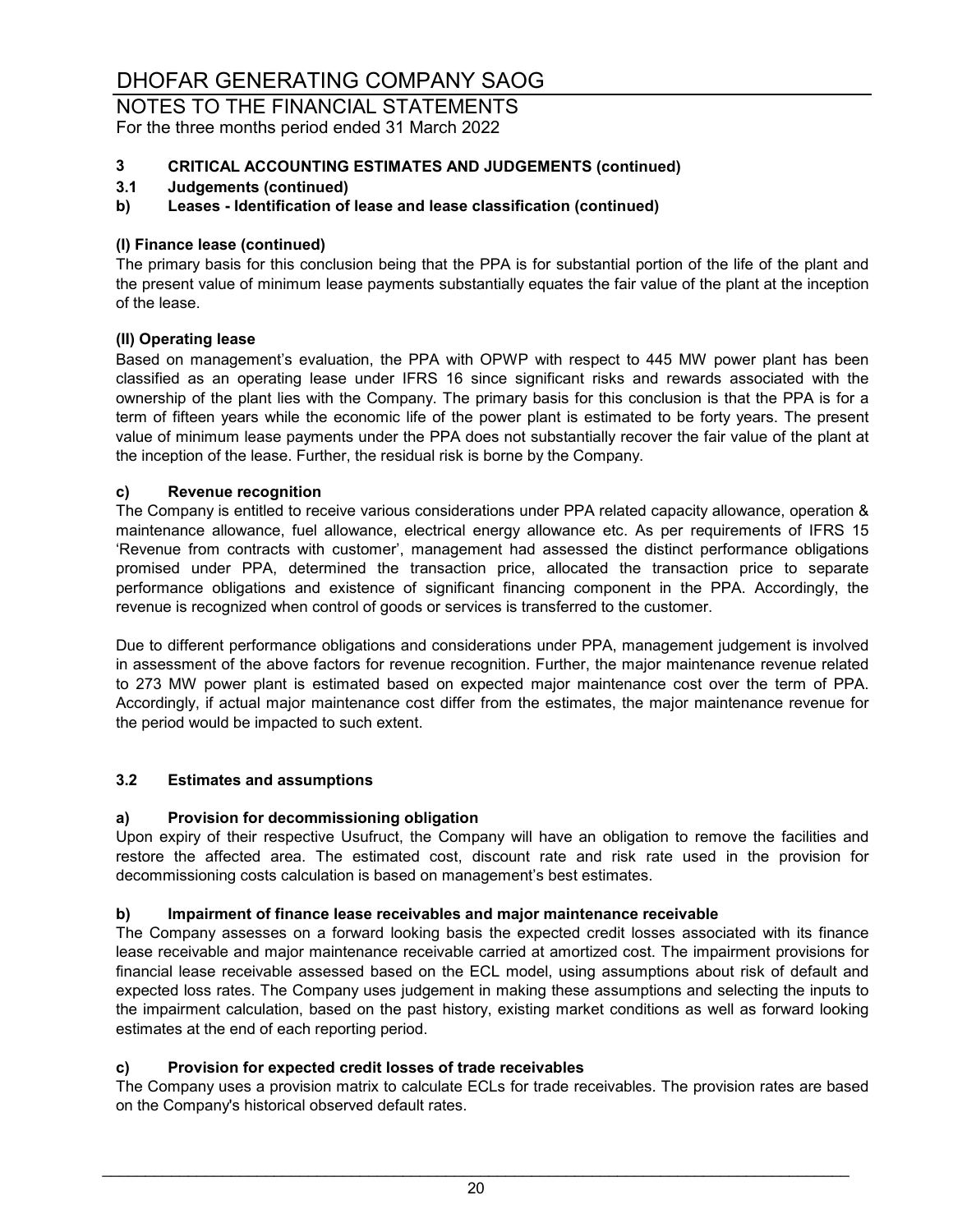# DHOFAR GENERATING COMPANY SAOG

## NOTES TO THE FINANCIAL STATEMENTS

For the three months period ended 31 March 2022

### 3 CRITICAL ACCOUNTING ESTIMATES AND JUDGEMENTS (continued)

### 3.1 Judgements (continued)

### b) Leases - Identification of lease and lease classification (continued)

**(I) Finance lease (continued)**

The primary basis for this conclusion being that the PPA is for substantial portion of the life of the plant and the present value of minimum lease payments substantially equates the fair value of the plant at the inception of the lease.

**(II) Operating lease**

Based on management's evaluation, the PPA with OPWP with respect to 445 MW power plant has been classified as an operating lease under IFRS 16 since significant risks and rewards associated with the ownership of the plant lies with the Company. The primary basis for this conclusion is that the PPA is for a term of fifteen years while the economic life of the power plant is estimated to be forty years. The present value of minimum lease payments under the PPA does not substantially recover the fair value of the plant at the inception of the lease. Further, the residual risk is borne by the Company.

### c) Revenue recognition

The Company is entitled to receive various considerations under PPA related capacity allowance, operation & maintenance allowance, fuel allowance, electrical energy allowance etc. As per requirements of IFRS 15 'Revenue from contracts with customer', management had assessed the distinct performance obligations promised under PPA, determined the transaction price, allocated the transaction price to separate performance obligations and existence of significant financing component in the PPA. Accordingly, the revenue is recognized when control of goods or services is transferred to the customer.

Due to different performance obligations and considerations under PPA, management judgement is involved in assessment of the above factors for revenue recognition. Further, the major maintenance revenue related to 273 MW power plant is estimated based on expected major maintenance cost over the term of PPA. Accordingly, if actual major maintenance cost differ from the estimates, the major maintenance revenue for the period would be impacted to such extent.

### 3.2 Estimates and assumptions

### a) Provision for decommissioning obligation

Upon expiry of their respective Usufruct, the Company will have an obligation to remove the facilities and restore the affected area. The estimated cost, discount rate and risk rate used in the provision for decommissioning costs calculation is based on management's best estimates.

### b) Impairment of finance lease receivables and major maintenance receivable

The Company assesses on a forward looking basis the expected credit losses associated with its finance lease receivable and major maintenance receivable carried at amortized cost. The impairment provisions for financial lease receivable assessed based on the ECL model, using assumptions about risk of default and expected loss rates. The Company uses judgement in making these assumptions and selecting the inputs to the impairment calculation, based on the past history, existing market conditions as well as forward looking estimates at the end of each reporting period.

### c) Provision for expected credit losses of trade receivables

The Company uses a provision matrix to calculate ECLs for trade receivables. The provision rates are based on the Company's historical observed default rates.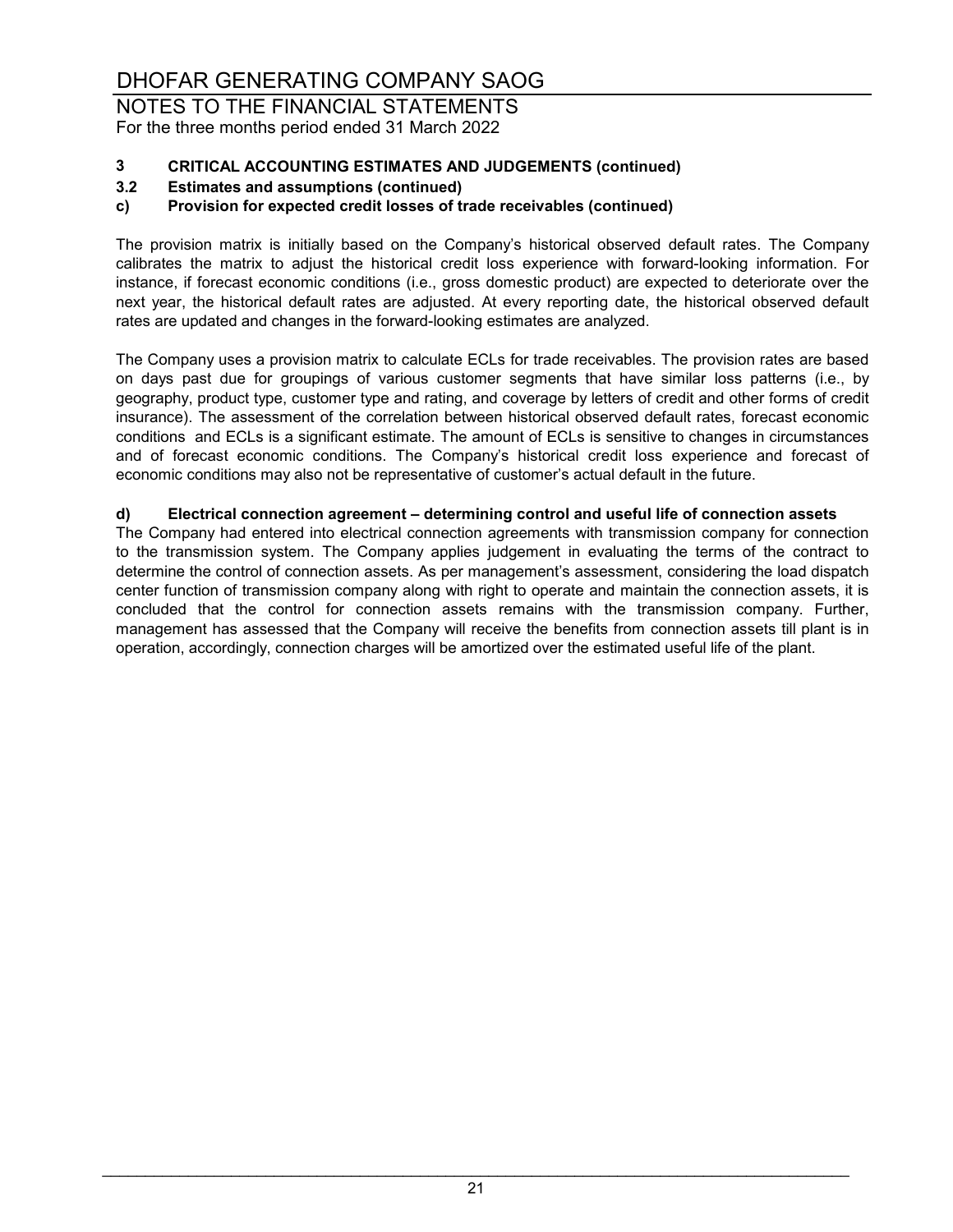## 3 CRITICAL ACCOUNTING ESTIMATES AND JUDGEMENTS (continued)

### 3.2 Estimates and assumptions (continued)

#### c) Provision for expected credit losses of trade receivables (continued)

The provision matrix is initially based on the Company's historical observed default rates. The Company calibrates the matrix to adjust the historical credit loss experience with forward-looking information. For instance, if forecast economic conditions (i.e., gross domestic product) are expected to deteriorate over the next year, the historical default rates are adjusted. At every reporting date, the historical observed default rates are updated and changes in the forward-looking estimates are analyzed.

The Company uses a provision matrix to calculate ECLs for trade receivables. The provision rates are based on days past due for groupings of various customer segments that have similar loss patterns (i.e., by geography, product type, customer type and rating, and coverage by letters of credit and other forms of credit insurance). The assessment of the correlation between historical observed default rates, forecast economic conditions and ECLs is a significant estimate. The amount of ECLs is sensitive to changes in circumstances and of forecast economic conditions. The Company's historical credit loss experience and forecast of economic conditions may also not be representative of customer's actual default in the future.

#### d) Electrical connection agreement – determining control and useful life of connection assets

The Company had entered into electrical connection agreements with transmission company for connection to the transmission system. The Company applies judgement in evaluating the terms of the contract to determine the control of connection assets. As per management's assessment, considering the load dispatch center function of transmission company along with right to operate and maintain the connection assets, it is concluded that the control for connection assets remains with the transmission company. Further, management has assessed that the Company will receive the benefits from connection assets till plant is in operation, accordingly, connection charges will be amortized over the estimated useful life of the plant.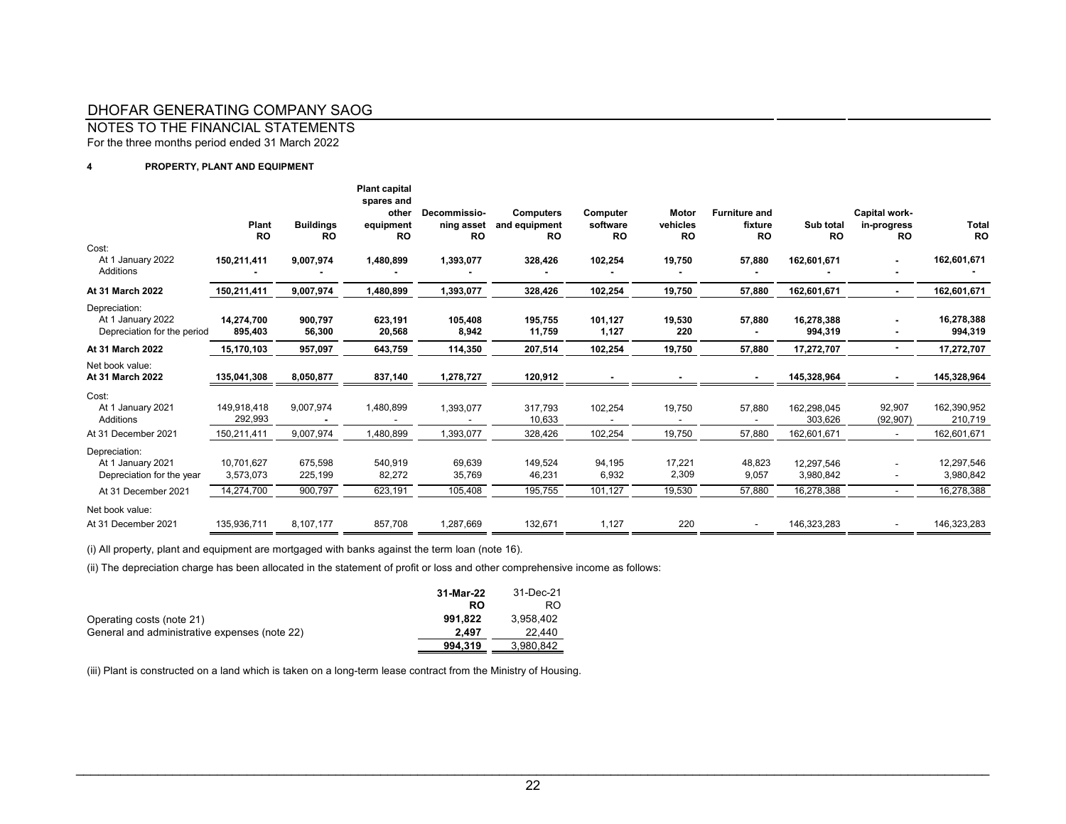# DHOFAR GENERATING COMPANY SAOG

## NOTES TO THE FINANCIAL STATEMENTS

For the three months period ended 31 March 2022

### 4 PROPERTY, PLANT AND EQUIPMENT

| | Plant RO | Buildings RO | Plant capital spares and other equipment RO | Decommissioning asset RO | Computers and equipment RO | Computer software RO | Motor vehicles RO | Furniture and fixture RO | Sub total RO | Capital work-in-progress RO | Total RO |
|---|---|---|---|---|---|---|---|---|---|---|---|
| Cost: | | | | | | | | | | | |
| At 1 January 2022 | **150,211,411** | **9,007,974** | **1,480,899** | **1,393,077** | **328,426** | **102,254** | **19,750** | **57,880** | **162,601,671** | **-** | **162,601,671** |
| Additions | **-** | **-** | **-** | **-** | **-** | **-** | **-** | **-** | **-** | **-** | **-** |
| **At 31 March 2022** | **150,211,411** | **9,007,974** | **1,480,899** | **1,393,077** | **328,426** | **102,254** | **19,750** | **57,880** | **162,601,671** | **-** | **162,601,671** |
| Depreciation: | | | | | | | | | | | |
| At 1 January 2022 | **14,274,700** | **900,797** | **623,191** | **105,408** | **195,755** | **101,127** | **19,530** | **57,880** | **16,278,388** | **-** | **16,278,388** |
| Depreciation for the period | **895,403** | **56,300** | **20,568** | **8,942** | **11,759** | **1,127** | **220** | **-** | **994,319** | **-** | **994,319** |
| **At 31 March 2022** | **15,170,103** | **957,097** | **643,759** | **114,350** | **207,514** | **102,254** | **19,750** | **57,880** | **17,272,707** | **-** | **17,272,707** |
| Net book value: | | | | | | | | | | | |
| **At 31 March 2022** | **135,041,308** | **8,050,877** | **837,140** | **1,278,727** | **120,912** | **-** | **-** | **-** | **145,328,964** | **-** | **145,328,964** |
| Cost: | | | | | | | | | | | |
| At 1 January 2021 | 149,918,418 | 9,007,974 | 1,480,899 | 1,393,077 | 317,793 | 102,254 | 19,750 | 57,880 | 162,298,045 | 92,907 | 162,390,952 |
| Additions | 292,993 | - | - | - | 10,633 | - | - | - | 303,626 | (92,907) | 210,719 |
| At 31 December 2021 | 150,211,411 | 9,007,974 | 1,480,899 | 1,393,077 | 328,426 | 102,254 | 19,750 | 57,880 | 162,601,671 | - | 162,601,671 |
| Depreciation: | | | | | | | | | | | |
| At 1 January 2021 | 10,701,627 | 675,598 | 540,919 | 69,639 | 149,524 | 94,195 | 17,221 | 48,823 | 12,297,546 | - | 12,297,546 |
| Depreciation for the year | 3,573,073 | 225,199 | 82,272 | 35,769 | 46,231 | 6,932 | 2,309 | 9,057 | 3,980,842 | - | 3,980,842 |
| At 31 December 2021 | 14,274,700 | 900,797 | 623,191 | 105,408 | 195,755 | 101,127 | 19,530 | 57,880 | 16,278,388 | - | 16,278,388 |
| Net book value: | | | | | | | | | | | |
| At 31 December 2021 | 135,936,711 | 8,107,177 | 857,708 | 1,287,669 | 132,671 | 1,127 | 220 | - | 146,323,283 | - | 146,323,283 |

(i) All property, plant and equipment are mortgaged with banks against the term loan (note 16).

(ii) The depreciation charge has been allocated in the statement of profit or loss and other comprehensive income as follows:

| | 31-Mar-22 RO | 31-Dec-21 RO |
|---|---|---|
| Operating costs (note 21) | **991,822** | 3,958,402 |
| General and administrative expenses (note 22) | **2,497** | 22,440 |
| | **994,319** | 3,980,842 |

(iii) Plant is constructed on a land which is taken on a long-term lease contract from the Ministry of Housing.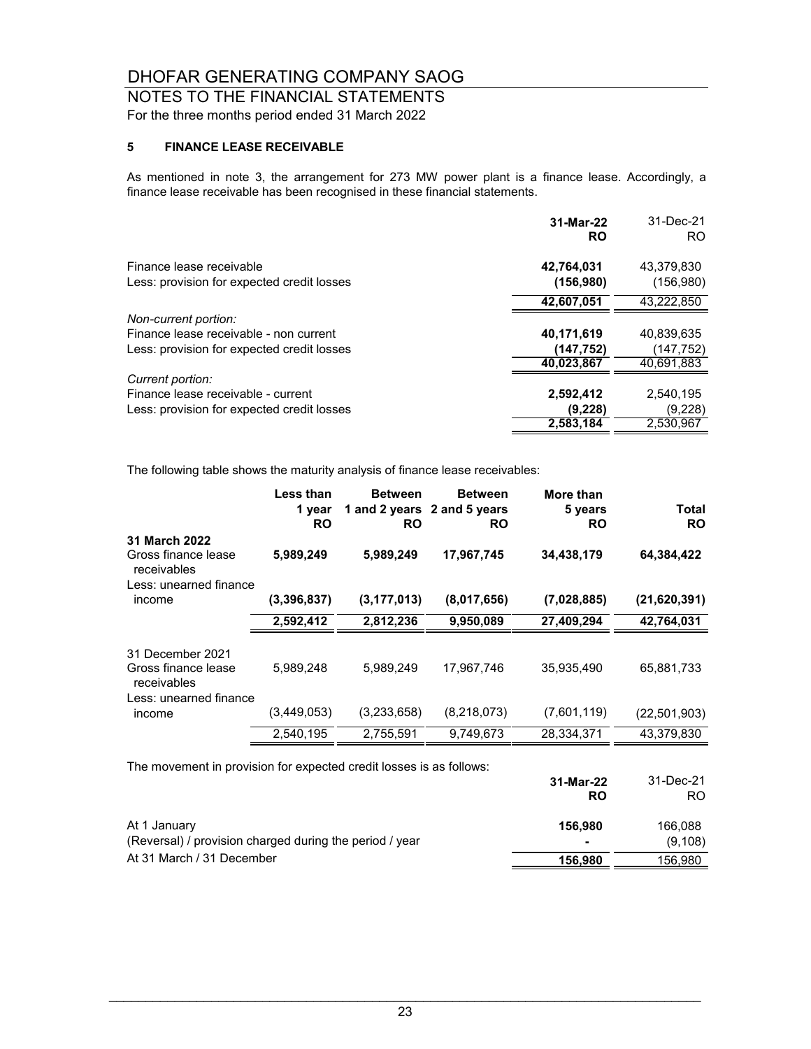# DHOFAR GENERATING COMPANY SAOG

## NOTES TO THE FINANCIAL STATEMENTS

For the three months period ended 31 March 2022

### 5 FINANCE LEASE RECEIVABLE

As mentioned in note 3, the arrangement for 273 MW power plant is a finance lease. Accordingly, a finance lease receivable has been recognised in these financial statements.

| | **31-Mar-22 RO** | 31-Dec-21 RO |
|---|---|---|
| Finance lease receivable | **42,764,031** | 43,379,830 |
| Less: provision for expected credit losses | **(156,980)** | (156,980) |
| | **42,607,051** | 43,222,850 |
| *Non-current portion:* | | |
| Finance lease receivable - non current | **40,171,619** | 40,839,635 |
| Less: provision for expected credit losses | **(147,752)** | (147,752) |
| | **40,023,867** | 40,691,883 |
| *Current portion:* | | |
| Finance lease receivable - current | **2,592,412** | 2,540,195 |
| Less: provision for expected credit losses | **(9,228)** | (9,228) |
| | **2,583,184** | 2,530,967 |

The following table shows the maturity analysis of finance lease receivables:

| | **Less than 1 year RO** | **Between 1 and 2 years RO** | **Between 2 and 5 years RO** | **More than 5 years RO** | **Total RO** |
|---|---|---|---|---|---|
| **31 March 2022** | | | | | |
| Gross finance lease receivables | **5,989,249** | **5,989,249** | **17,967,745** | **34,438,179** | **64,384,422** |
| Less: unearned finance income | **(3,396,837)** | **(3,177,013)** | **(8,017,656)** | **(7,028,885)** | **(21,620,391)** |
| | **2,592,412** | **2,812,236** | **9,950,089** | **27,409,294** | **42,764,031** |
| 31 December 2021 | | | | | |
| Gross finance lease receivables | 5,989,248 | 5,989,249 | 17,967,746 | 35,935,490 | 65,881,733 |
| Less: unearned finance income | (3,449,053) | (3,233,658) | (8,218,073) | (7,601,119) | (22,501,903) |
| | 2,540,195 | 2,755,591 | 9,749,673 | 28,334,371 | 43,379,830 |

The movement in provision for expected credit losses is as follows:

| | **31-Mar-22 RO** | 31-Dec-21 RO |
|---|---|---|
| At 1 January | **156,980** | 166,088 |
| (Reversal) / provision charged during the period / year | **-** | (9,108) |
| At 31 March / 31 December | **156,980** | 156,980 |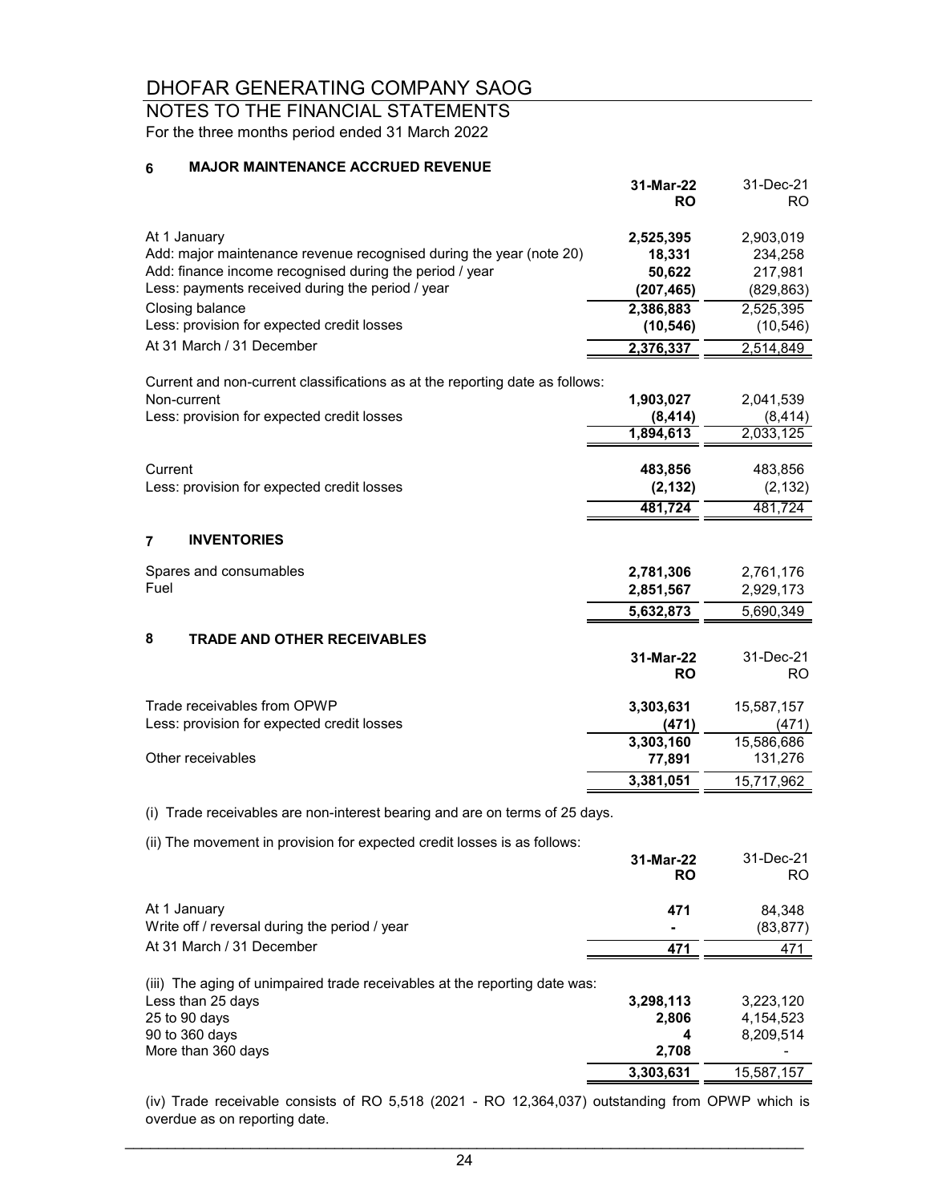# DHOFAR GENERATING COMPANY SAOG

## NOTES TO THE FINANCIAL STATEMENTS

For the three months period ended 31 March 2022

### 6 MAJOR MAINTENANCE ACCRUED REVENUE

| | 31-Mar-22 RO | 31-Dec-21 RO |
|---|---|---|
| At 1 January | **2,525,395** | 2,903,019 |
| Add: major maintenance revenue recognised during the year (note 20) | **18,331** | 234,258 |
| Add: finance income recognised during the period / year | **50,622** | 217,981 |
| Less: payments received during the period / year | **(207,465)** | (829,863) |
| Closing balance | **2,386,883** | 2,525,395 |
| Less: provision for expected credit losses | **(10,546)** | (10,546) |
| At 31 March / 31 December | **2,376,337** | 2,514,849 |

Current and non-current classifications as at the reporting date as follows:

| | 31-Mar-22 RO | 31-Dec-21 RO |
|---|---|---|
| Non-current | **1,903,027** | 2,041,539 |
| Less: provision for expected credit losses | **(8,414)** | (8,414) |
| | **1,894,613** | 2,033,125 |
| Current | **483,856** | 483,856 |
| Less: provision for expected credit losses | **(2,132)** | (2,132) |
| | **481,724** | 481,724 |

### 7 INVENTORIES

| | 31-Mar-22 RO | 31-Dec-21 RO |
|---|---|---|
| Spares and consumables | **2,781,306** | 2,761,176 |
| Fuel | **2,851,567** | 2,929,173 |
| | **5,632,873** | 5,690,349 |

### 8 TRADE AND OTHER RECEIVABLES

| | 31-Mar-22 RO | 31-Dec-21 RO |
|---|---|---|
| Trade receivables from OPWP | **3,303,631** | 15,587,157 |
| Less: provision for expected credit losses | **(471)** | (471) |
| | **3,303,160** | 15,586,686 |
| Other receivables | **77,891** | 131,276 |
| | **3,381,051** | 15,717,962 |

(i) Trade receivables are non-interest bearing and are on terms of 25 days.

(ii) The movement in provision for expected credit losses is as follows:

| | 31-Mar-22 RO | 31-Dec-21 RO |
|---|---|---|
| At 1 January | **471** | 84,348 |
| Write off / reversal during the period / year | **-** | (83,877) |
| At 31 March / 31 December | **471** | 471 |

(iii) The aging of unimpaired trade receivables at the reporting date was:

| | 31-Mar-22 RO | 31-Dec-21 RO |
|---|---|---|
| Less than 25 days | **3,298,113** | 3,223,120 |
| 25 to 90 days | **2,806** | 4,154,523 |
| 90 to 360 days | **4** | 8,209,514 |
| More than 360 days | **2,708** | - |
| | **3,303,631** | 15,587,157 |

(iv) Trade receivable consists of RO 5,518 (2021 - RO 12,364,037) outstanding from OPWP which is overdue as on reporting date.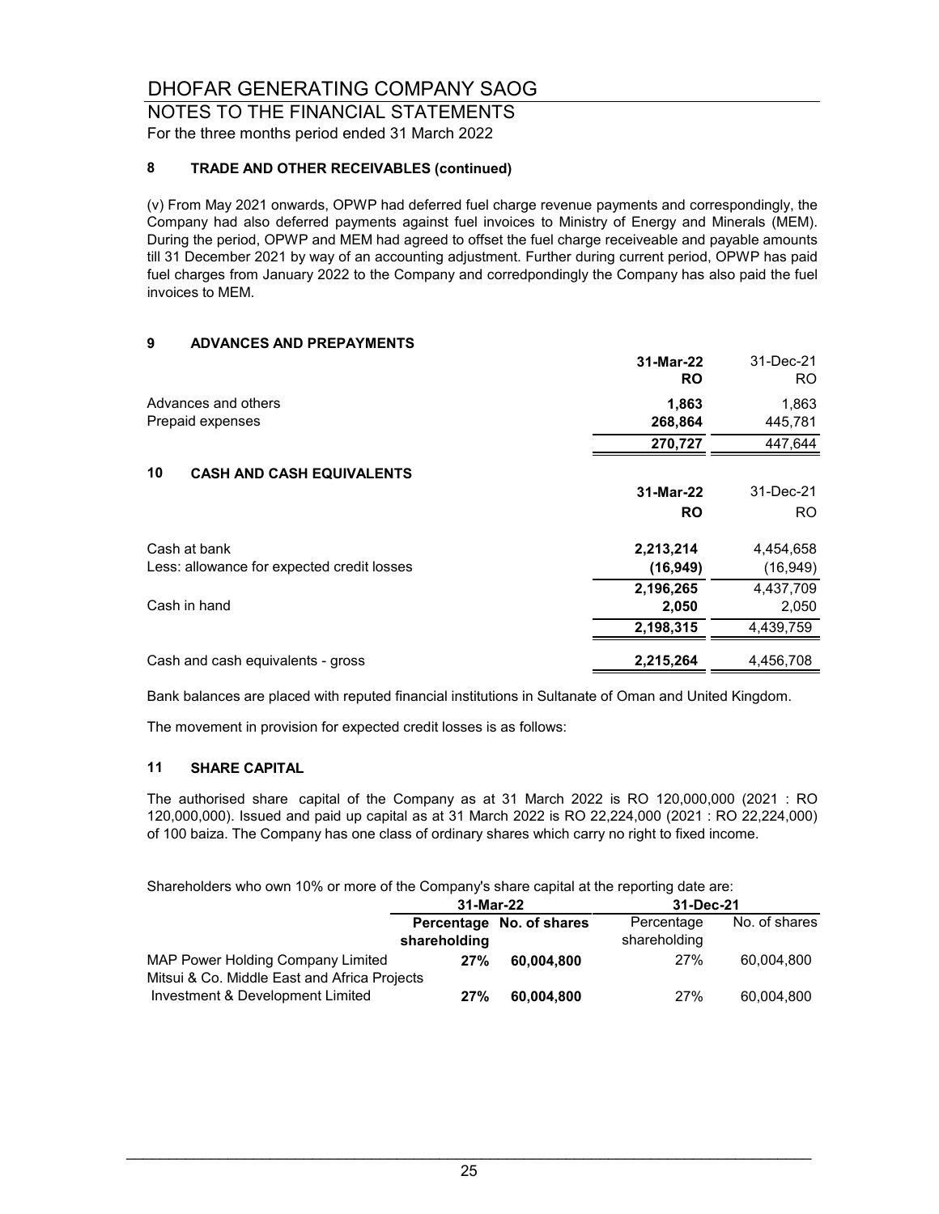# DHOFAR GENERATING COMPANY SAOG

## NOTES TO THE FINANCIAL STATEMENTS

For the three months period ended 31 March 2022

### 8 TRADE AND OTHER RECEIVABLES (continued)

(v) From May 2021 onwards, OPWP had deferred fuel charge revenue payments and correspondingly, the Company had also deferred payments against fuel invoices to Ministry of Energy and Minerals (MEM). During the period, OPWP and MEM had agreed to offset the fuel charge receiveable and payable amounts till 31 December 2021 by way of an accounting adjustment. Further during current period, OPWP has paid fuel charges from January 2022 to the Company and corredpondingly the Company has also paid the fuel invoices to MEM.

### 9 ADVANCES AND PREPAYMENTS

| | **31-Mar-22** | 31-Dec-21 |
|---|---|---|
| | **RO** | RO |
| Advances and others | **1,863** | 1,863 |
| Prepaid expenses | **268,864** | 445,781 |
| | **270,727** | 447,644 |

### 10 CASH AND CASH EQUIVALENTS

| | **31-Mar-22** | 31-Dec-21 |
|---|---|---|
| | **RO** | RO |
| Cash at bank | **2,213,214** | 4,454,658 |
| Less: allowance for expected credit losses | **(16,949)** | (16,949) |
| | **2,196,265** | 4,437,709 |
| Cash in hand | **2,050** | 2,050 |
| | **2,198,315** | 4,439,759 |
| Cash and cash equivalents - gross | **2,215,264** | 4,456,708 |

Bank balances are placed with reputed financial institutions in Sultanate of Oman and United Kingdom.

The movement in provision for expected credit losses is as follows:

### 11 SHARE CAPITAL

The authorised share capital of the Company as at 31 March 2022 is RO 120,000,000 (2021 : RO 120,000,000). Issued and paid up capital as at 31 March 2022 is RO 22,224,000 (2021 : RO 22,224,000) of 100 baiza. The Company has one class of ordinary shares which carry no right to fixed income.

Shareholders who own 10% or more of the Company's share capital at the reporting date are:

| | **31-Mar-22** | | **31-Dec-21** | |
|---|---|---|---|---|
| | **Percentage shareholding** | **No. of shares** | Percentage shareholding | No. of shares |
| MAP Power Holding Company Limited | **27%** | **60,004,800** | 27% | 60,004,800 |
| Mitsui & Co. Middle East and Africa Projects Investment & Development Limited | **27%** | **60,004,800** | 27% | 60,004,800 |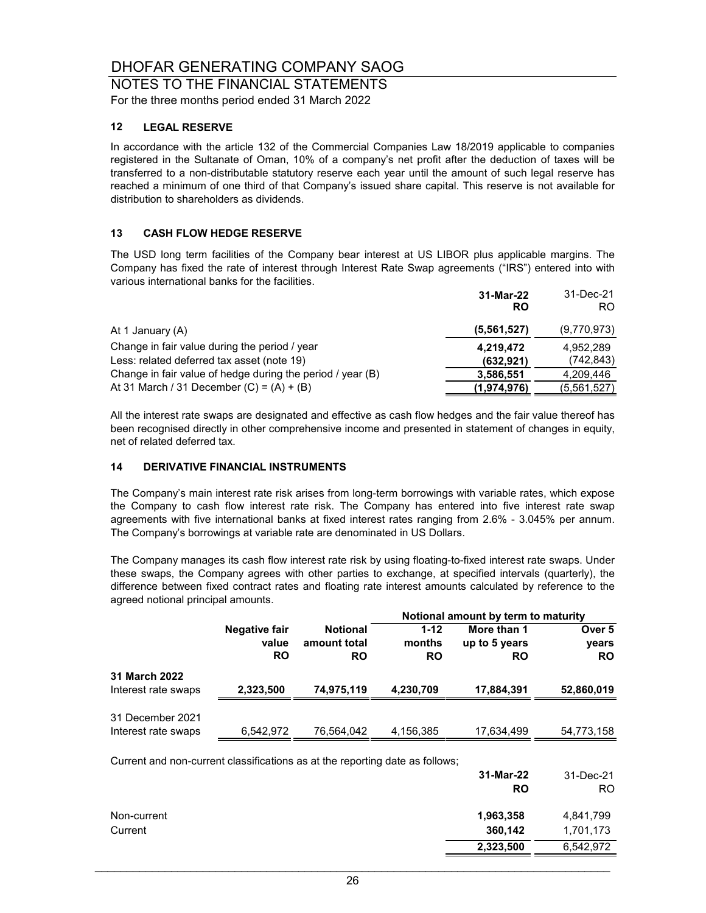# DHOFAR GENERATING COMPANY SAOG

## NOTES TO THE FINANCIAL STATEMENTS

For the three months period ended 31 March 2022

### 12 LEGAL RESERVE

In accordance with the article 132 of the Commercial Companies Law 18/2019 applicable to companies registered in the Sultanate of Oman, 10% of a company's net profit after the deduction of taxes will be transferred to a non-distributable statutory reserve each year until the amount of such legal reserve has reached a minimum of one third of that Company's issued share capital. This reserve is not available for distribution to shareholders as dividends.

### 13 CASH FLOW HEDGE RESERVE

The USD long term facilities of the Company bear interest at US LIBOR plus applicable margins. The Company has fixed the rate of interest through Interest Rate Swap agreements ("IRS") entered into with various international banks for the facilities.

| | **31-Mar-22 RO** | 31-Dec-21 RO |
|---|---|---|
| At 1 January (A) | **(5,561,527)** | (9,770,973) |
| Change in fair value during the period / year | **4,219,472** | 4,952,289 |
| Less: related deferred tax asset (note 19) | **(632,921)** | (742,843) |
| Change in fair value of hedge during the period / year (B) | **3,586,551** | 4,209,446 |
| At 31 March / 31 December (C) = (A) + (B) | **(1,974,976)** | (5,561,527) |

All the interest rate swaps are designated and effective as cash flow hedges and the fair value thereof has been recognised directly in other comprehensive income and presented in statement of changes in equity, net of related deferred tax.

### 14 DERIVATIVE FINANCIAL INSTRUMENTS

The Company's main interest rate risk arises from long-term borrowings with variable rates, which expose the Company to cash flow interest rate risk. The Company has entered into five interest rate swap agreements with five international banks at fixed interest rates ranging from 2.6% - 3.045% per annum. The Company's borrowings at variable rate are denominated in US Dollars.

The Company manages its cash flow interest rate risk by using floating-to-fixed interest rate swaps. Under these swaps, the Company agrees with other parties to exchange, at specified intervals (quarterly), the difference between fixed contract rates and floating rate interest amounts calculated by reference to the agreed notional principal amounts.

| | | | **Notional amount by term to maturity** | | |
|---|---|---|---|---|---|
| | **Negative fair value RO** | **Notional amount total RO** | **1-12 months RO** | **More than 1 up to 5 years RO** | **Over 5 years RO** |
| **31 March 2022** | | | | | |
| Interest rate swaps | **2,323,500** | **74,975,119** | **4,230,709** | **17,884,391** | **52,860,019** |
| 31 December 2021 | | | | | |
| Interest rate swaps | 6,542,972 | 76,564,042 | 4,156,385 | 17,634,499 | 54,773,158 |

Current and non-current classifications as at the reporting date as follows;

| | **31-Mar-22 RO** | 31-Dec-21 RO |
|---|---|---|
| Non-current | **1,963,358** | 4,841,799 |
| Current | **360,142** | 1,701,173 |
| | **2,323,500** | 6,542,972 |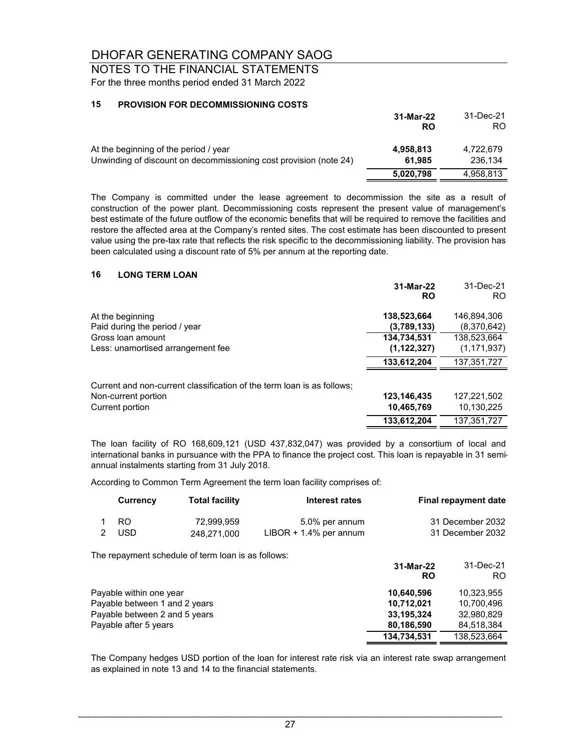# DHOFAR GENERATING COMPANY SAOG

## NOTES TO THE FINANCIAL STATEMENTS

For the three months period ended 31 March 2022

### 15 PROVISION FOR DECOMMISSIONING COSTS

| | **31-Mar-22 RO** | 31-Dec-21 RO |
|---|---|---|
| At the beginning of the period / year | **4,958,813** | 4,722,679 |
| Unwinding of discount on decommissioning cost provision (note 24) | **61,985** | 236,134 |
| | **5,020,798** | 4,958,813 |

The Company is committed under the lease agreement to decommission the site as a result of construction of the power plant. Decommissioning costs represent the present value of management's best estimate of the future outflow of the economic benefits that will be required to remove the facilities and restore the affected area at the Company's rented sites. The cost estimate has been discounted to present value using the pre-tax rate that reflects the risk specific to the decommissioning liability. The provision has been calculated using a discount rate of 5% per annum at the reporting date.

### 16 LONG TERM LOAN

| | **31-Mar-22 RO** | 31-Dec-21 RO |
|---|---|---|
| At the beginning | **138,523,664** | 146,894,306 |
| Paid during the period / year | **(3,789,133)** | (8,370,642) |
| Gross loan amount | **134,734,531** | 138,523,664 |
| Less: unamortised arrangement fee | **(1,122,327)** | (1,171,937) |
| | **133,612,204** | 137,351,727 |
| Current and non-current classification of the term loan is as follows; | | |
| Non-current portion | **123,146,435** | 127,221,502 |
| Current portion | **10,465,769** | 10,130,225 |
| | **133,612,204** | 137,351,727 |

The loan facility of RO 168,609,121 (USD 437,832,047) was provided by a consortium of local and international banks in pursuance with the PPA to finance the project cost. This loan is repayable in 31 semi-annual instalments starting from 31 July 2018.

According to Common Term Agreement the term loan facility comprises of:

| | Currency | Total facility | Interest rates | Final repayment date |
|---|---|---|---|---|
| 1 | RO | 72,999,959 | 5.0% per annum | 31 December 2032 |
| 2 | USD | 248,271,000 | LIBOR + 1.4% per annum | 31 December 2032 |

The repayment schedule of term loan is as follows:

| | **31-Mar-22 RO** | 31-Dec-21 RO |
|---|---|---|
| Payable within one year | **10,640,596** | 10,323,955 |
| Payable between 1 and 2 years | **10,712,021** | 10,700,496 |
| Payable between 2 and 5 years | **33,195,324** | 32,980,829 |
| Payable after 5 years | **80,186,590** | 84,518,384 |
| | **134,734,531** | 138,523,664 |

The Company hedges USD portion of the loan for interest rate risk via an interest rate swap arrangement as explained in note 13 and 14 to the financial statements.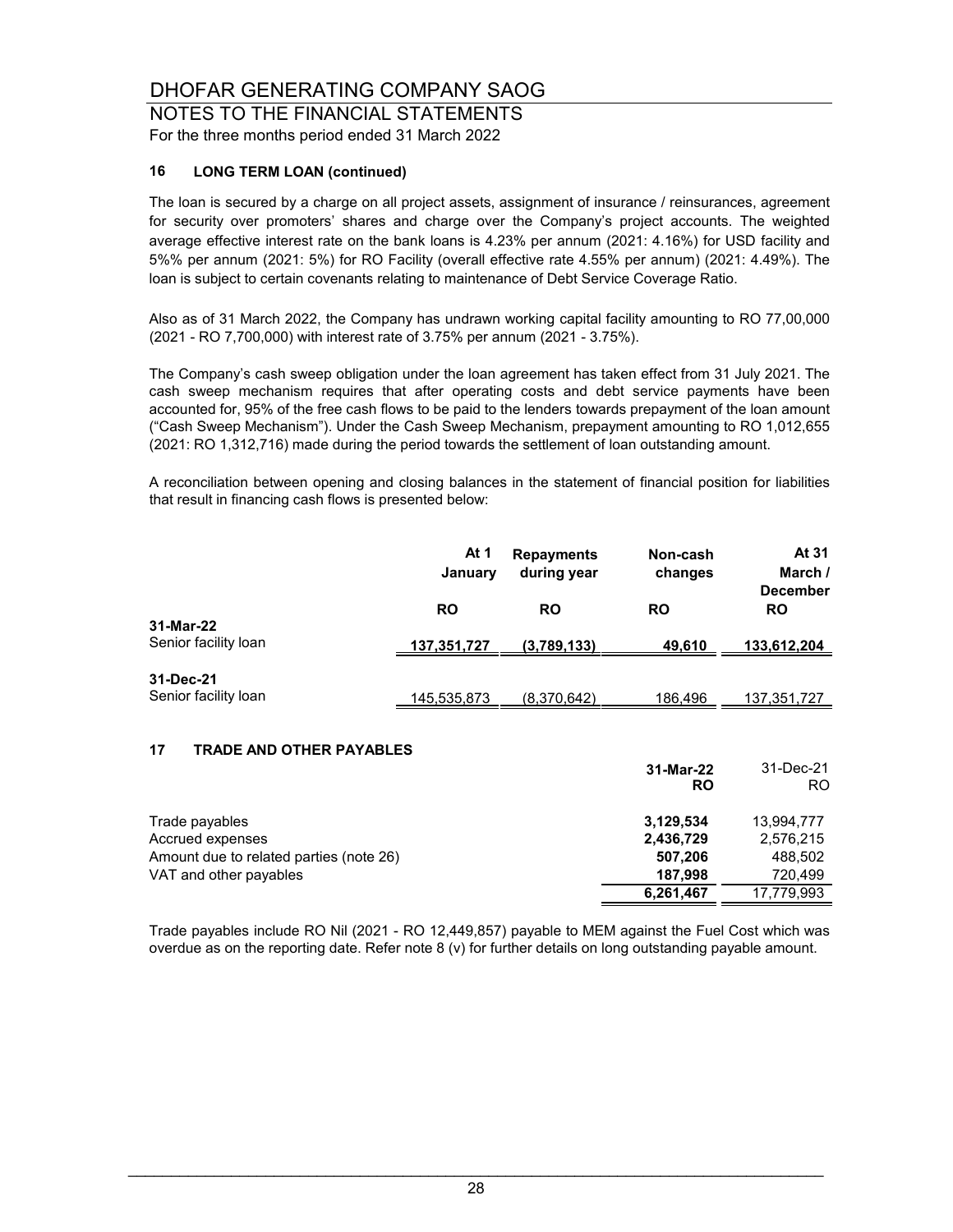# DHOFAR GENERATING COMPANY SAOG

## NOTES TO THE FINANCIAL STATEMENTS

For the three months period ended 31 March 2022

### 16 LONG TERM LOAN (continued)

The loan is secured by a charge on all project assets, assignment of insurance / reinsurances, agreement for security over promoters' shares and charge over the Company's project accounts. The weighted average effective interest rate on the bank loans is 4.23% per annum (2021: 4.16%) for USD facility and 5%% per annum (2021: 5%) for RO Facility (overall effective rate 4.55% per annum) (2021: 4.49%). The loan is subject to certain covenants relating to maintenance of Debt Service Coverage Ratio.

Also as of 31 March 2022, the Company has undrawn working capital facility amounting to RO 77,00,000 (2021 - RO 7,700,000) with interest rate of 3.75% per annum (2021 - 3.75%).

The Company's cash sweep obligation under the loan agreement has taken effect from 31 July 2021. The cash sweep mechanism requires that after operating costs and debt service payments have been accounted for, 95% of the free cash flows to be paid to the lenders towards prepayment of the loan amount ("Cash Sweep Mechanism"). Under the Cash Sweep Mechanism, prepayment amounting to RO 1,012,655 (2021: RO 1,312,716) made during the period towards the settlement of loan outstanding amount.

A reconciliation between opening and closing balances in the statement of financial position for liabilities that result in financing cash flows is presented below:

| | At 1 January | Repayments during year | Non-cash changes | At 31 March / December |
|---|---|---|---|---|
| | RO | RO | RO | RO |
| **31-Mar-22** | | | | |
| Senior facility loan | **137,351,727** | **(3,789,133)** | **49,610** | **133,612,204** |
| **31-Dec-21** | | | | |
| Senior facility loan | 145,535,873 | (8,370,642) | 186,496 | 137,351,727 |

### 17 TRADE AND OTHER PAYABLES

| | 31-Mar-22 RO | 31-Dec-21 RO |
|---|---|---|
| Trade payables | **3,129,534** | 13,994,777 |
| Accrued expenses | **2,436,729** | 2,576,215 |
| Amount due to related parties (note 26) | **507,206** | 488,502 |
| VAT and other payables | **187,998** | 720,499 |
| | **6,261,467** | 17,779,993 |

Trade payables include RO Nil (2021 - RO 12,449,857) payable to MEM against the Fuel Cost which was overdue as on the reporting date. Refer note 8 (v) for further details on long outstanding payable amount.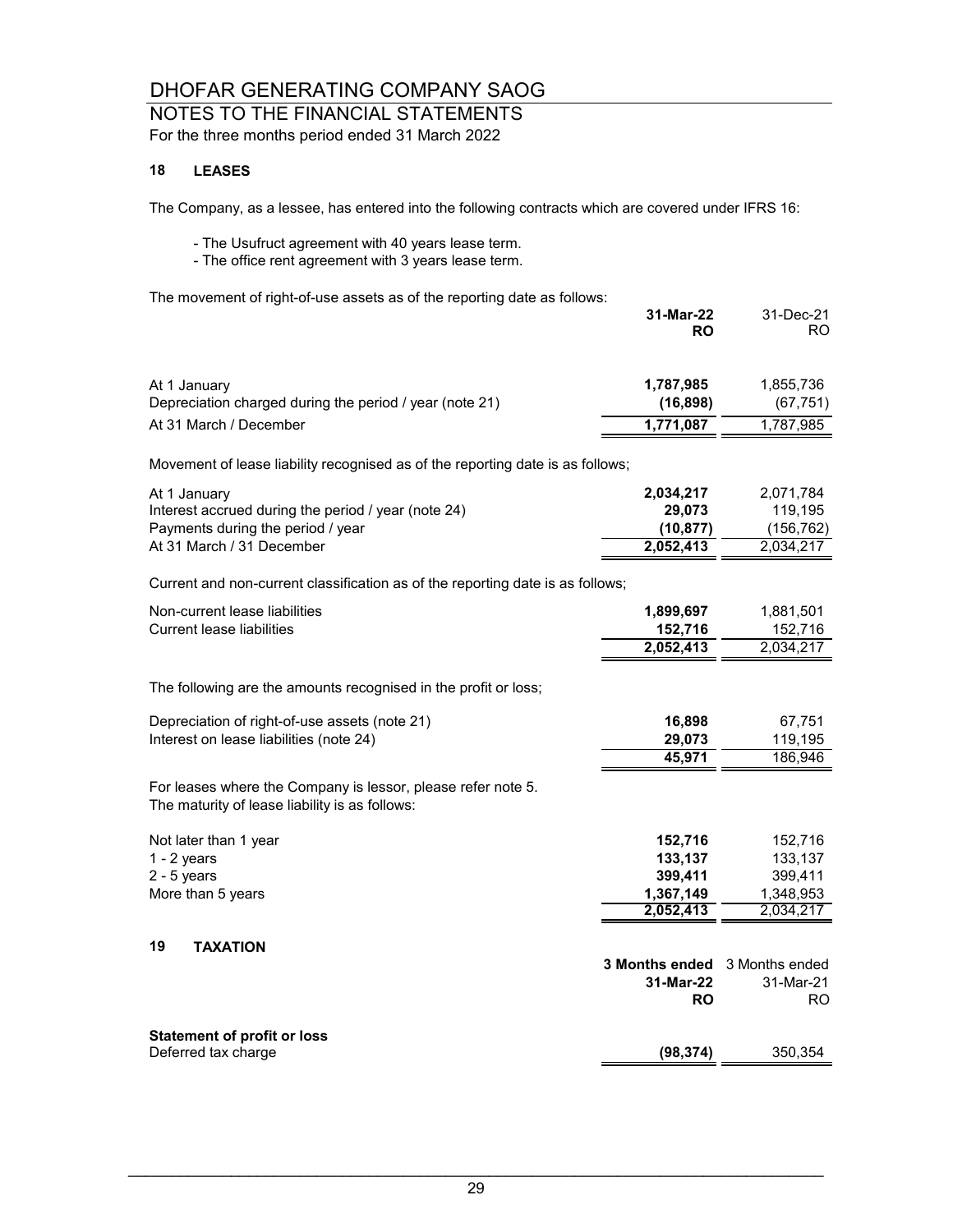# DHOFAR GENERATING COMPANY SAOG

## NOTES TO THE FINANCIAL STATEMENTS

For the three months period ended 31 March 2022

### 18 LEASES

The Company, as a lessee, has entered into the following contracts which are covered under IFRS 16:

- The Usufruct agreement with 40 years lease term.
- The office rent agreement with 3 years lease term.

The movement of right-of-use assets as of the reporting date as follows:

| | 31-Mar-22 RO | 31-Dec-21 RO |
|---|---|---|
| At 1 January | 1,787,985 | 1,855,736 |
| Depreciation charged during the period / year (note 21) | (16,898) | (67,751) |
| At 31 March / December | 1,771,087 | 1,787,985 |

Movement of lease liability recognised as of the reporting date is as follows;

| | 31-Mar-22 RO | 31-Dec-21 RO |
|---|---|---|
| At 1 January | 2,034,217 | 2,071,784 |
| Interest accrued during the period / year (note 24) | 29,073 | 119,195 |
| Payments during the period / year | (10,877) | (156,762) |
| At 31 March / 31 December | 2,052,413 | 2,034,217 |

Current and non-current classification as of the reporting date is as follows;

| | 31-Mar-22 RO | 31-Dec-21 RO |
|---|---|---|
| Non-current lease liabilities | 1,899,697 | 1,881,501 |
| Current lease liabilities | 152,716 | 152,716 |
| | 2,052,413 | 2,034,217 |

The following are the amounts recognised in the profit or loss;

| | 31-Mar-22 RO | 31-Dec-21 RO |
|---|---|---|
| Depreciation of right-of-use assets (note 21) | 16,898 | 67,751 |
| Interest on lease liabilities (note 24) | 29,073 | 119,195 |
| | 45,971 | 186,946 |

For leases where the Company is lessor, please refer note 5.
The maturity of lease liability is as follows:

| | 31-Mar-22 RO | 31-Dec-21 RO |
|---|---|---|
| Not later than 1 year | 152,716 | 152,716 |
| 1 - 2 years | 133,137 | 133,137 |
| 2 - 5 years | 399,411 | 399,411 |
| More than 5 years | 1,367,149 | 1,348,953 |
| | 2,052,413 | 2,034,217 |

### 19 TAXATION

| | 3 Months ended 31-Mar-22 RO | 3 Months ended 31-Mar-21 RO |
|---|---|---|
| **Statement of profit or loss** | | |
| Deferred tax charge | (98,374) | 350,354 |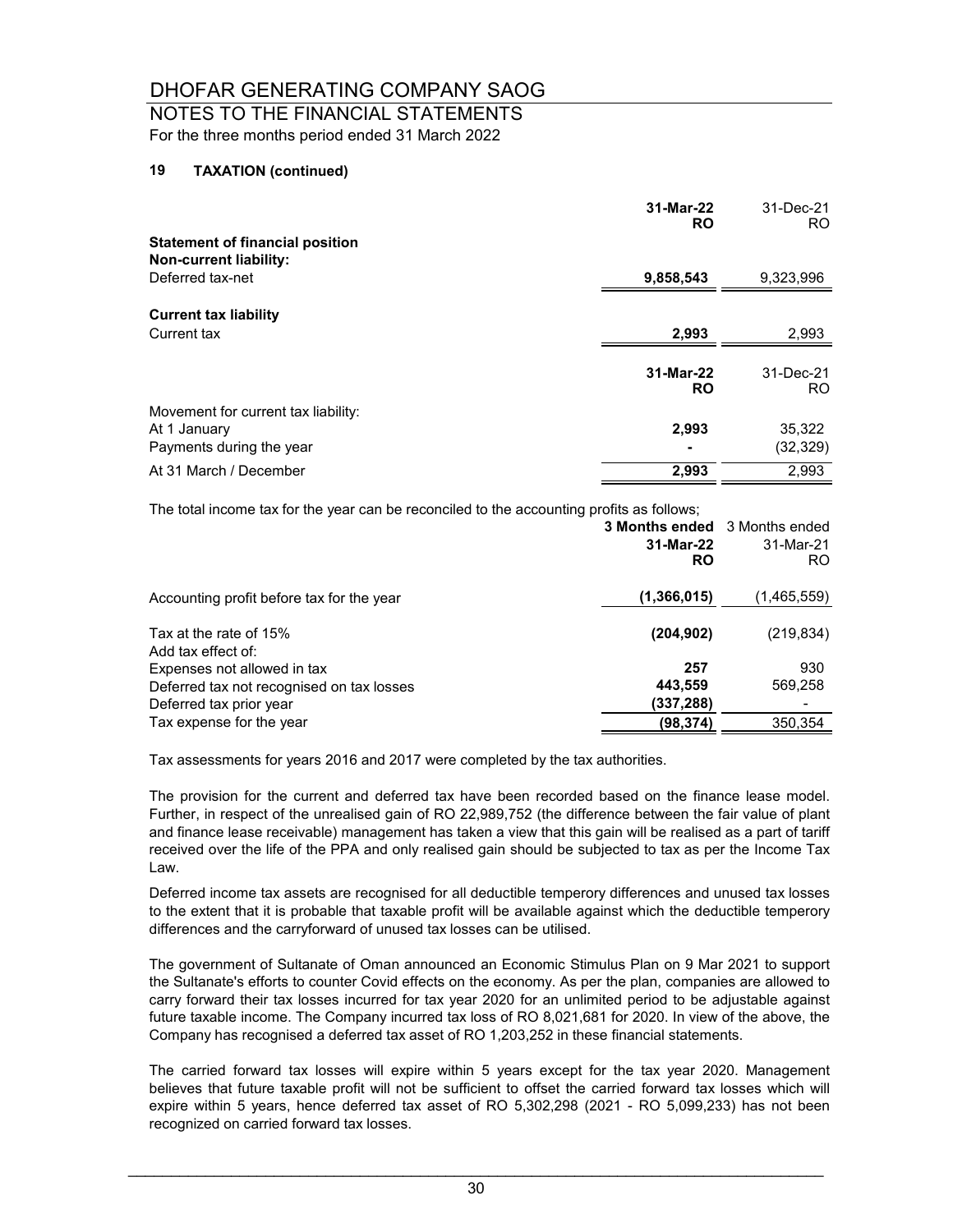# DHOFAR GENERATING COMPANY SAOG

## NOTES TO THE FINANCIAL STATEMENTS

For the three months period ended 31 March 2022

### 19 TAXATION (continued)

| | **31-Mar-22 RO** | 31-Dec-21 RO |
|---|---|---|
| **Statement of financial position** | | |
| **Non-current liability:** | | |
| Deferred tax-net | **9,858,543** | 9,323,996 |
| **Current tax liability** | | |
| Current tax | **2,993** | 2,993 |

| | **31-Mar-22 RO** | 31-Dec-21 RO |
|---|---|---|
| Movement for current tax liability: | | |
| At 1 January | **2,993** | 35,322 |
| Payments during the year | **-** | (32,329) |
| At 31 March / December | **2,993** | 2,993 |

The total income tax for the year can be reconciled to the accounting profits as follows;

| | **3 Months ended 31-Mar-22 RO** | 3 Months ended 31-Mar-21 RO |
|---|---|---|
| Accounting profit before tax for the year | **(1,366,015)** | (1,465,559) |
| Tax at the rate of 15% | **(204,902)** | (219,834) |
| Add tax effect of: | | |
| Expenses not allowed in tax | **257** | 930 |
| Deferred tax not recognised on tax losses | **443,559** | 569,258 |
| Deferred tax prior year | **(337,288)** | - |
| Tax expense for the year | **(98,374)** | 350,354 |

Tax assessments for years 2016 and 2017 were completed by the tax authorities.

The provision for the current and deferred tax have been recorded based on the finance lease model. Further, in respect of the unrealised gain of RO 22,989,752 (the difference between the fair value of plant and finance lease receivable) management has taken a view that this gain will be realised as a part of tariff received over the life of the PPA and only realised gain should be subjected to tax as per the Income Tax Law.

Deferred income tax assets are recognised for all deductible temperory differences and unused tax losses to the extent that it is probable that taxable profit will be available against which the deductible temperory differences and the carryforward of unused tax losses can be utilised.

The government of Sultanate of Oman announced an Economic Stimulus Plan on 9 Mar 2021 to support the Sultanate's efforts to counter Covid effects on the economy. As per the plan, companies are allowed to carry forward their tax losses incurred for tax year 2020 for an unlimited period to be adjustable against future taxable income. The Company incurred tax loss of RO 8,021,681 for 2020. In view of the above, the Company has recognised a deferred tax asset of RO 1,203,252 in these financial statements.

The carried forward tax losses will expire within 5 years except for the tax year 2020. Management believes that future taxable profit will not be sufficient to offset the carried forward tax losses which will expire within 5 years, hence deferred tax asset of RO 5,302,298 (2021 - RO 5,099,233) has not been recognized on carried forward tax losses.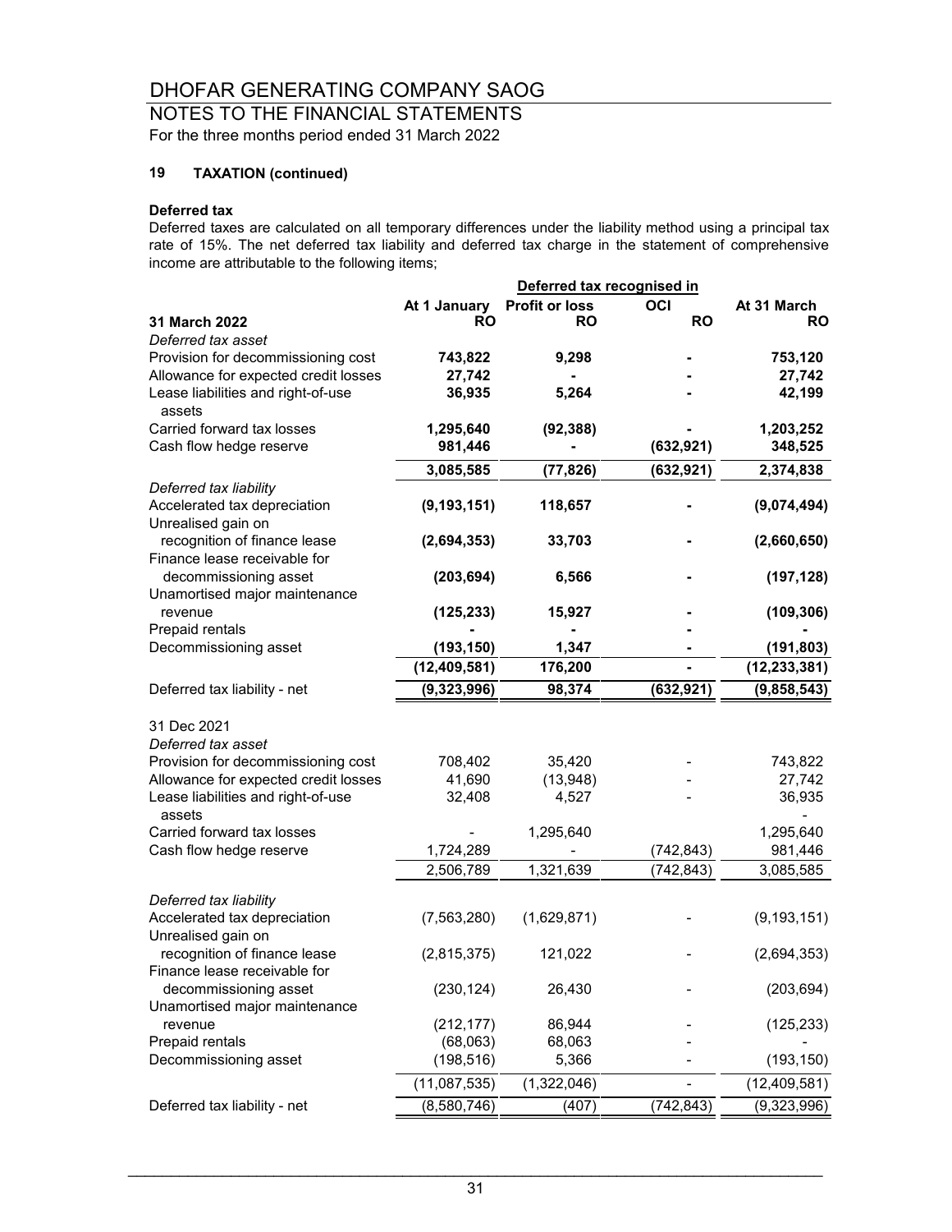# DHOFAR GENERATING COMPANY SAOG

## NOTES TO THE FINANCIAL STATEMENTS

For the three months period ended 31 March 2022

### 19 TAXATION (continued)

**Deferred tax**

Deferred taxes are calculated on all temporary differences under the liability method using a principal tax rate of 15%. The net deferred tax liability and deferred tax charge in the statement of comprehensive income are attributable to the following items;

| | | Deferred tax recognised in | | |
|---|---|---|---|---|
| | At 1 January | Profit or loss | OCI | At 31 March |
| **31 March 2022** | **RO** | **RO** | **RO** | **RO** |
| *Deferred tax asset* | | | | |
| Provision for decommissioning cost | **743,822** | **9,298** | **-** | **753,120** |
| Allowance for expected credit losses | **27,742** | **-** | **-** | **27,742** |
| Lease liabilities and right-of-use assets | **36,935** | **5,264** | **-** | **42,199** |
| Carried forward tax losses | **1,295,640** | **(92,388)** | **-** | **1,203,252** |
| Cash flow hedge reserve | **981,446** | **-** | **(632,921)** | **348,525** |
| | **3,085,585** | **(77,826)** | **(632,921)** | **2,374,838** |
| *Deferred tax liability* | | | | |
| Accelerated tax depreciation | **(9,193,151)** | **118,657** | **-** | **(9,074,494)** |
| Unrealised gain on recognition of finance lease | **(2,694,353)** | **33,703** | **-** | **(2,660,650)** |
| Finance lease receivable for decommissioning asset | **(203,694)** | **6,566** | **-** | **(197,128)** |
| Unamortised major maintenance revenue | **(125,233)** | **15,927** | **-** | **(109,306)** |
| Prepaid rentals | **-** | **-** | **-** | **-** |
| Decommissioning asset | **(193,150)** | **1,347** | **-** | **(191,803)** |
| | **(12,409,581)** | **176,200** | **-** | **(12,233,381)** |
| Deferred tax liability - net | **(9,323,996)** | **98,374** | **(632,921)** | **(9,858,543)** |
| | | | | |
| 31 Dec 2021 | | | | |
| *Deferred tax asset* | | | | |
| Provision for decommissioning cost | 708,402 | 35,420 | - | 743,822 |
| Allowance for expected credit losses | 41,690 | (13,948) | - | 27,742 |
| Lease liabilities and right-of-use assets | 32,408 | 4,527 | - | 36,935 |
| | | | | - |
| Carried forward tax losses | - | 1,295,640 | | 1,295,640 |
| Cash flow hedge reserve | 1,724,289 | - | (742,843) | 981,446 |
| | 2,506,789 | 1,321,639 | (742,843) | 3,085,585 |
| | | | | |
| *Deferred tax liability* | | | | |
| Accelerated tax depreciation | (7,563,280) | (1,629,871) | - | (9,193,151) |
| Unrealised gain on recognition of finance lease | (2,815,375) | 121,022 | - | (2,694,353) |
| Finance lease receivable for decommissioning asset | (230,124) | 26,430 | - | (203,694) |
| Unamortised major maintenance revenue | (212,177) | 86,944 | - | (125,233) |
| Prepaid rentals | (68,063) | 68,063 | - | - |
| Decommissioning asset | (198,516) | 5,366 | - | (193,150) |
| | (11,087,535) | (1,322,046) | - | (12,409,581) |
| Deferred tax liability - net | (8,580,746) | (407) | (742,843) | (9,323,996) |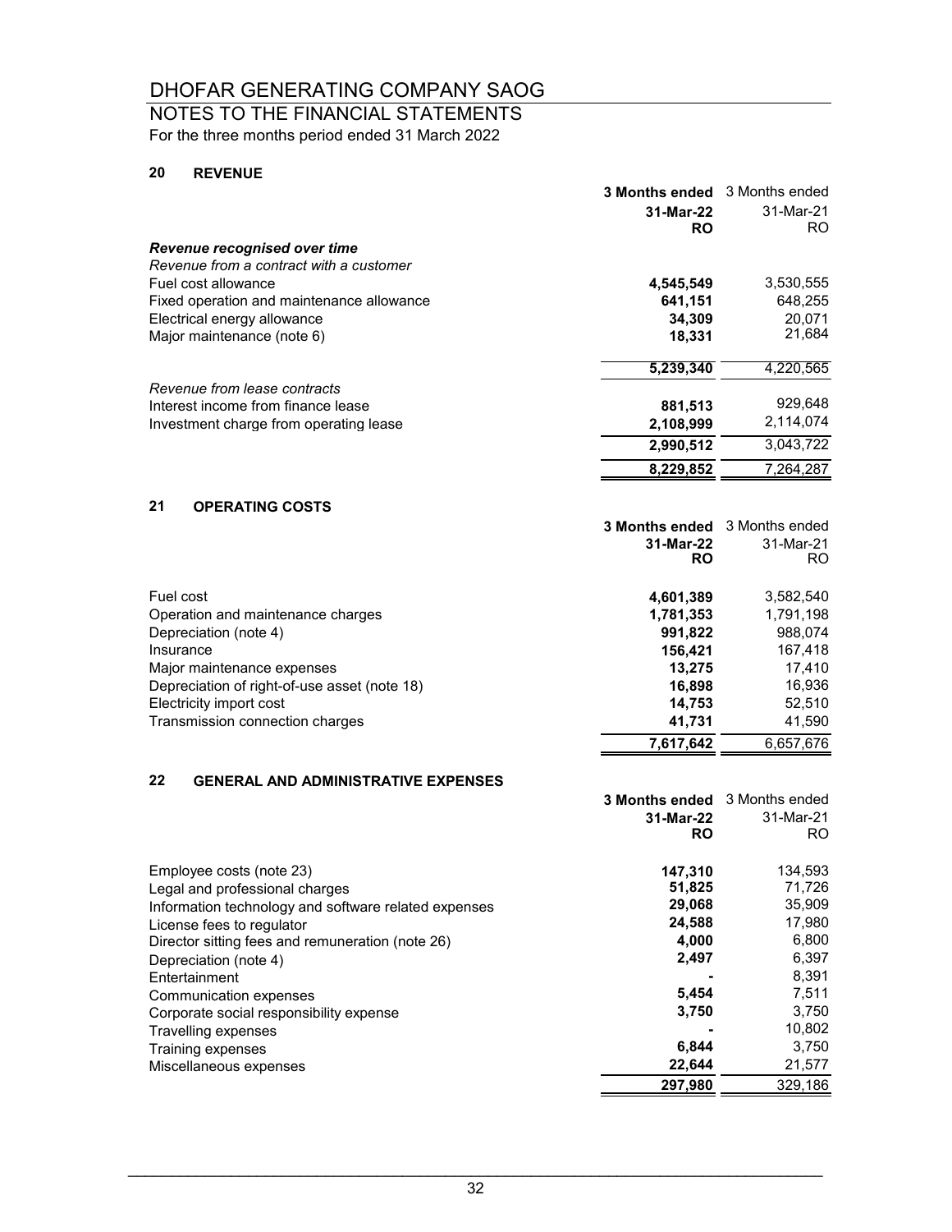# DHOFAR GENERATING COMPANY SAOG

## NOTES TO THE FINANCIAL STATEMENTS

For the three months period ended 31 March 2022

### 20 REVENUE

| | **3 Months ended 31-Mar-22 RO** | 3 Months ended 31-Mar-21 RO |
|---|---|---|
| ***Revenue recognised over time*** | | |
| *Revenue from a contract with a customer* | | |
| Fuel cost allowance | **4,545,549** | 3,530,555 |
| Fixed operation and maintenance allowance | **641,151** | 648,255 |
| Electrical energy allowance | **34,309** | 20,071 |
| Major maintenance (note 6) | **18,331** | 21,684 |
| | **5,239,340** | 4,220,565 |
| *Revenue from lease contracts* | | |
| Interest income from finance lease | **881,513** | 929,648 |
| Investment charge from operating lease | **2,108,999** | 2,114,074 |
| | **2,990,512** | 3,043,722 |
| | **8,229,852** | 7,264,287 |

### 21 OPERATING COSTS

| | **3 Months ended 31-Mar-22 RO** | 3 Months ended 31-Mar-21 RO |
|---|---|---|
| Fuel cost | **4,601,389** | 3,582,540 |
| Operation and maintenance charges | **1,781,353** | 1,791,198 |
| Depreciation (note 4) | **991,822** | 988,074 |
| Insurance | **156,421** | 167,418 |
| Major maintenance expenses | **13,275** | 17,410 |
| Depreciation of right-of-use asset (note 18) | **16,898** | 16,936 |
| Electricity import cost | **14,753** | 52,510 |
| Transmission connection charges | **41,731** | 41,590 |
| | **7,617,642** | 6,657,676 |

### 22 GENERAL AND ADMINISTRATIVE EXPENSES

| | **3 Months ended 31-Mar-22 RO** | 3 Months ended 31-Mar-21 RO |
|---|---|---|
| Employee costs (note 23) | **147,310** | 134,593 |
| Legal and professional charges | **51,825** | 71,726 |
| Information technology and software related expenses | **29,068** | 35,909 |
| License fees to regulator | **24,588** | 17,980 |
| Director sitting fees and remuneration (note 26) | **4,000** | 6,800 |
| Depreciation (note 4) | **2,497** | 6,397 |
| Entertainment | **-** | 8,391 |
| Communication expenses | **5,454** | 7,511 |
| Corporate social responsibility expense | **3,750** | 3,750 |
| Travelling expenses | **-** | 10,802 |
| Training expenses | **6,844** | 3,750 |
| Miscellaneous expenses | **22,644** | 21,577 |
| | **297,980** | 329,186 |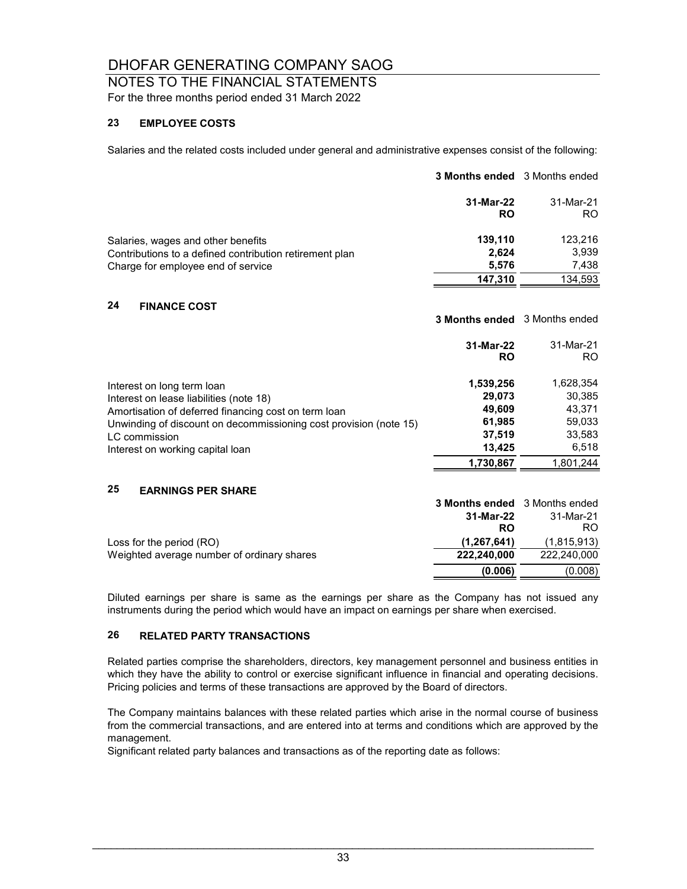# DHOFAR GENERATING COMPANY SAOG

## NOTES TO THE FINANCIAL STATEMENTS

For the three months period ended 31 March 2022

### 23 EMPLOYEE COSTS

Salaries and the related costs included under general and administrative expenses consist of the following:

| | **3 Months ended** | 3 Months ended |
|---|---|---|
| | **31-Mar-22** | 31-Mar-21 |
| | **RO** | RO |
| Salaries, wages and other benefits | **139,110** | 123,216 |
| Contributions to a defined contribution retirement plan | **2,624** | 3,939 |
| Charge for employee end of service | **5,576** | 7,438 |
| | **147,310** | 134,593 |

### 24 FINANCE COST

| | **3 Months ended** | 3 Months ended |
|---|---|---|
| | **31-Mar-22** | 31-Mar-21 |
| | **RO** | RO |
| Interest on long term loan | **1,539,256** | 1,628,354 |
| Interest on lease liabilities (note 18) | **29,073** | 30,385 |
| Amortisation of deferred financing cost on term loan | **49,609** | 43,371 |
| Unwinding of discount on decommissioning cost provision (note 15) | **61,985** | 59,033 |
| LC commission | **37,519** | 33,583 |
| Interest on working capital loan | **13,425** | 6,518 |
| | **1,730,867** | 1,801,244 |

### 25 EARNINGS PER SHARE

| | **3 Months ended** | 3 Months ended |
|---|---|---|
| | **31-Mar-22** | 31-Mar-21 |
| | **RO** | RO |
| Loss for the period (RO) | **(1,267,641)** | (1,815,913) |
| Weighted average number of ordinary shares | **222,240,000** | 222,240,000 |
| | **(0.006)** | (0.008) |

Diluted earnings per share is same as the earnings per share as the Company has not issued any instruments during the period which would have an impact on earnings per share when exercised.

### 26 RELATED PARTY TRANSACTIONS

Related parties comprise the shareholders, directors, key management personnel and business entities in which they have the ability to control or exercise significant influence in financial and operating decisions. Pricing policies and terms of these transactions are approved by the Board of directors.

The Company maintains balances with these related parties which arise in the normal course of business from the commercial transactions, and are entered into at terms and conditions which are approved by the management.

Significant related party balances and transactions as of the reporting date as follows: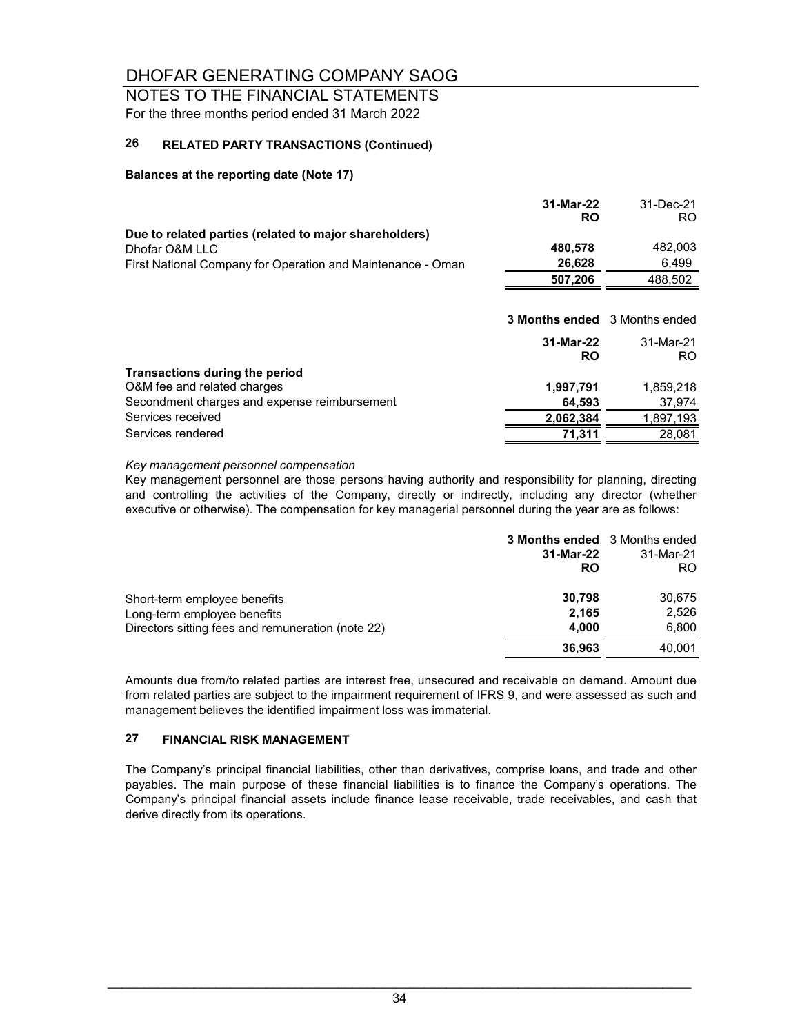# DHOFAR GENERATING COMPANY SAOG

## NOTES TO THE FINANCIAL STATEMENTS

For the three months period ended 31 March 2022

### 26 RELATED PARTY TRANSACTIONS (Continued)

**Balances at the reporting date (Note 17)**

| | **31-Mar-22 RO** | 31-Dec-21 RO |
|---|---|---|
| **Due to related parties (related to major shareholders)** | | |
| Dhofar O&M LLC | **480,578** | 482,003 |
| First National Company for Operation and Maintenance - Oman | **26,628** | 6,499 |
| | **507,206** | 488,502 |

| | **3 Months ended 31-Mar-22 RO** | 3 Months ended 31-Mar-21 RO |
|---|---|---|
| **Transactions during the period** | | |
| O&M fee and related charges | **1,997,791** | 1,859,218 |
| Secondment charges and expense reimbursement | **64,593** | 37,974 |
| Services received | **2,062,384** | 1,897,193 |
| Services rendered | **71,311** | 28,081 |

*Key management personnel compensation*

Key management personnel are those persons having authority and responsibility for planning, directing and controlling the activities of the Company, directly or indirectly, including any director (whether executive or otherwise). The compensation for key managerial personnel during the year are as follows:

| | **3 Months ended 31-Mar-22 RO** | 3 Months ended 31-Mar-21 RO |
|---|---|---|
| Short-term employee benefits | **30,798** | 30,675 |
| Long-term employee benefits | **2,165** | 2,526 |
| Directors sitting fees and remuneration (note 22) | **4,000** | 6,800 |
| | **36,963** | 40,001 |

Amounts due from/to related parties are interest free, unsecured and receivable on demand. Amount due from related parties are subject to the impairment requirement of IFRS 9, and were assessed as such and management believes the identified impairment loss was immaterial.

### 27 FINANCIAL RISK MANAGEMENT

The Company's principal financial liabilities, other than derivatives, comprise loans, and trade and other payables. The main purpose of these financial liabilities is to finance the Company's operations. The Company's principal financial assets include finance lease receivable, trade receivables, and cash that derive directly from its operations.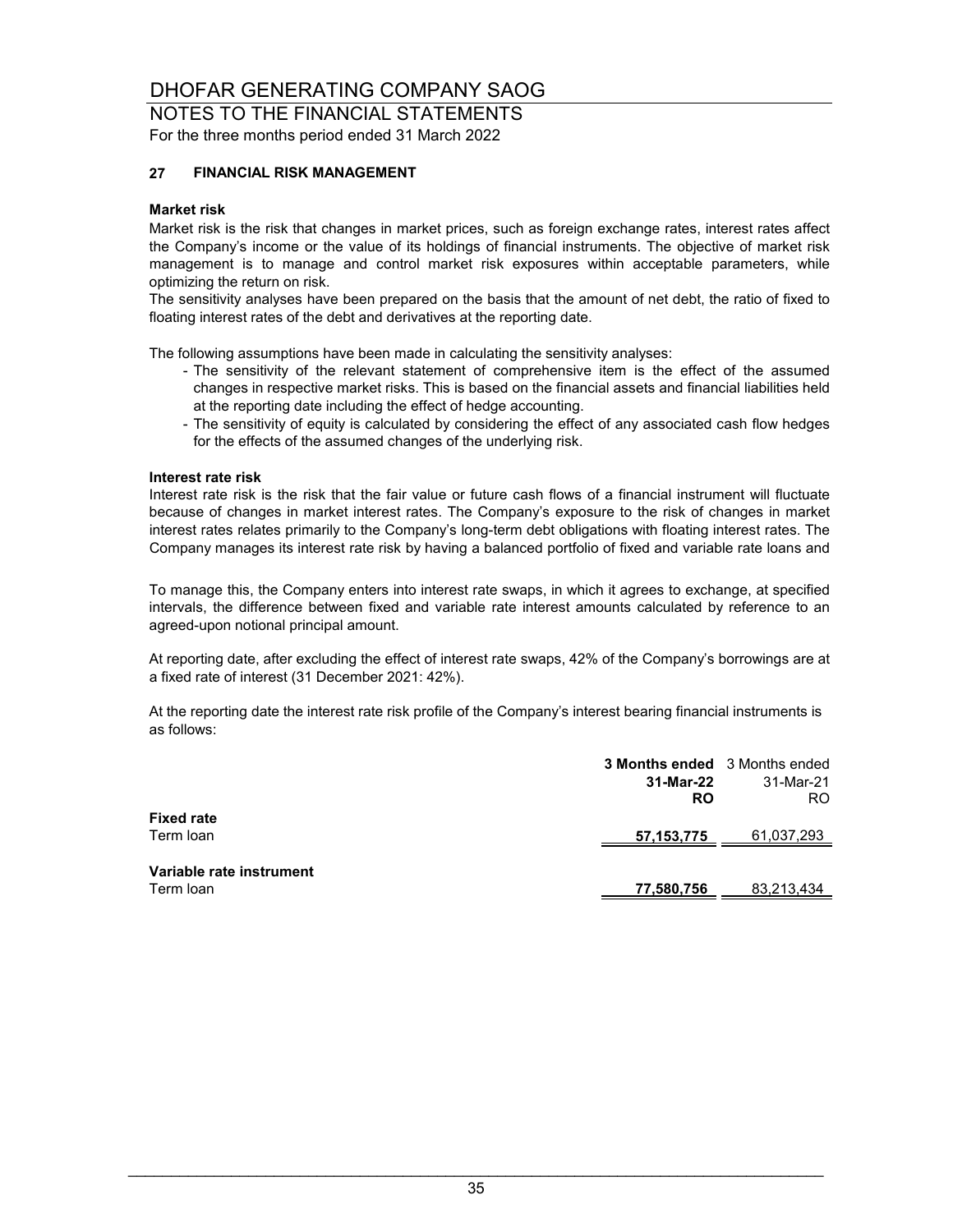# DHOFAR GENERATING COMPANY SAOG

## NOTES TO THE FINANCIAL STATEMENTS

For the three months period ended 31 March 2022

### 27 FINANCIAL RISK MANAGEMENT

**Market risk**

Market risk is the risk that changes in market prices, such as foreign exchange rates, interest rates affect the Company's income or the value of its holdings of financial instruments. The objective of market risk management is to manage and control market risk exposures within acceptable parameters, while optimizing the return on risk.

The sensitivity analyses have been prepared on the basis that the amount of net debt, the ratio of fixed to floating interest rates of the debt and derivatives at the reporting date.

The following assumptions have been made in calculating the sensitivity analyses:

- The sensitivity of the relevant statement of comprehensive item is the effect of the assumed changes in respective market risks. This is based on the financial assets and financial liabilities held at the reporting date including the effect of hedge accounting.
- The sensitivity of equity is calculated by considering the effect of any associated cash flow hedges for the effects of the assumed changes of the underlying risk.

**Interest rate risk**

Interest rate risk is the risk that the fair value or future cash flows of a financial instrument will fluctuate because of changes in market interest rates. The Company's exposure to the risk of changes in market interest rates relates primarily to the Company's long-term debt obligations with floating interest rates. The Company manages its interest rate risk by having a balanced portfolio of fixed and variable rate loans and

To manage this, the Company enters into interest rate swaps, in which it agrees to exchange, at specified intervals, the difference between fixed and variable rate interest amounts calculated by reference to an agreed-upon notional principal amount.

At reporting date, after excluding the effect of interest rate swaps, 42% of the Company's borrowings are at a fixed rate of interest (31 December 2021: 42%).

At the reporting date the interest rate risk profile of the Company's interest bearing financial instruments is as follows:

| | **3 Months ended 31-Mar-22 RO** | 3 Months ended 31-Mar-21 RO |
|---|---|---|
| **Fixed rate** | | |
| Term loan | **57,153,775** | 61,037,293 |
| **Variable rate instrument** | | |
| Term loan | **77,580,756** | 83,213,434 |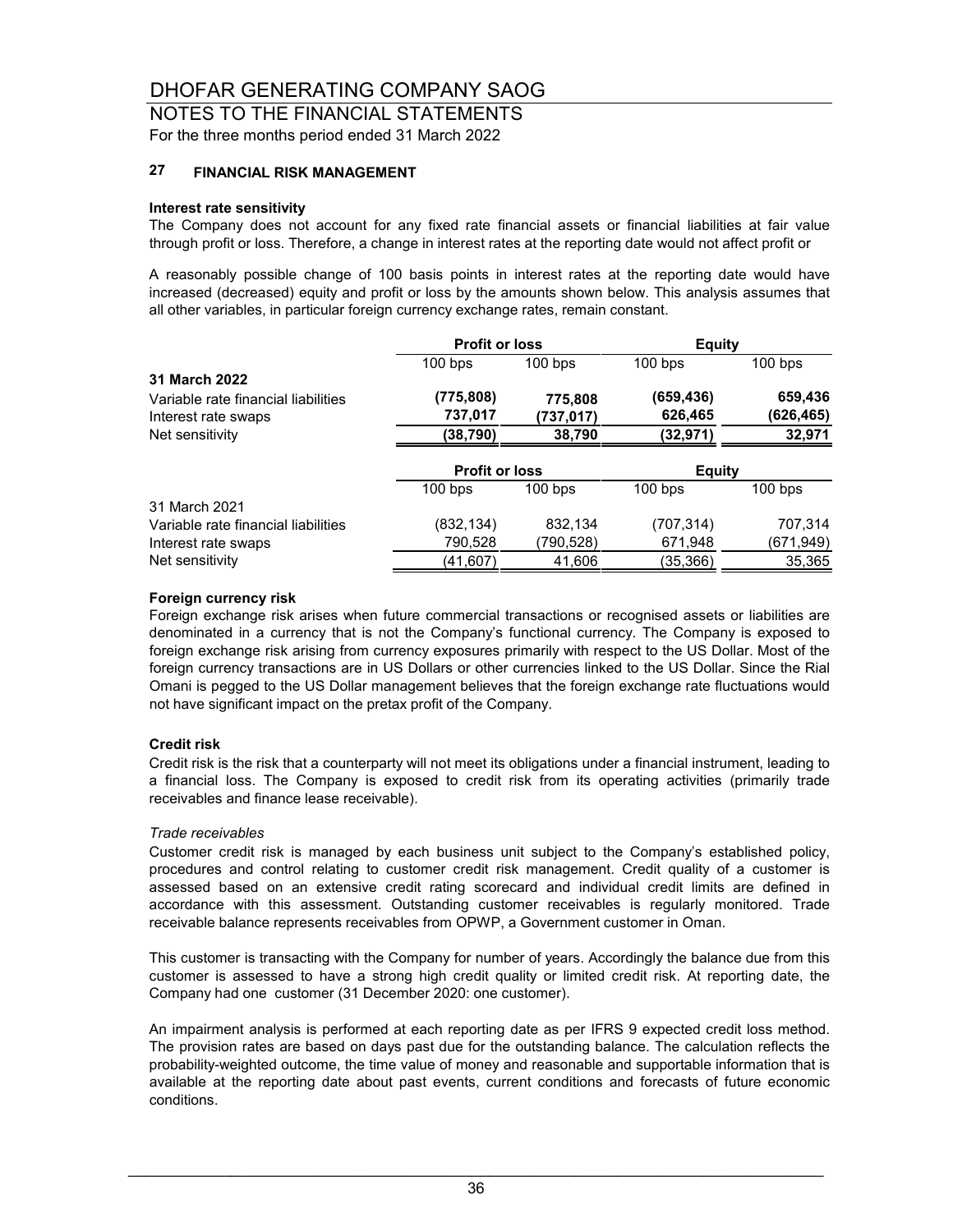## 27 FINANCIAL RISK MANAGEMENT

**Interest rate sensitivity**

The Company does not account for any fixed rate financial assets or financial liabilities at fair value through profit or loss. Therefore, a change in interest rates at the reporting date would not affect profit or

A reasonably possible change of 100 basis points in interest rates at the reporting date would have increased (decreased) equity and profit or loss by the amounts shown below. This analysis assumes that all other variables, in particular foreign currency exchange rates, remain constant.

| | Profit or loss | | Equity | |
|---|---|---|---|---|
| | 100 bps | 100 bps | 100 bps | 100 bps |
| **31 March 2022** | | | | |
| Variable rate financial liabilities | **(775,808)** | **775,808** | **(659,436)** | **659,436** |
| Interest rate swaps | **737,017** | **(737,017)** | **626,465** | **(626,465)** |
| Net sensitivity | **(38,790)** | **38,790** | **(32,971)** | **32,971** |

| | Profit or loss | | Equity | |
|---|---|---|---|---|
| | 100 bps | 100 bps | 100 bps | 100 bps |
| 31 March 2021 | | | | |
| Variable rate financial liabilities | (832,134) | 832,134 | (707,314) | 707,314 |
| Interest rate swaps | 790,528 | (790,528) | 671,948 | (671,949) |
| Net sensitivity | (41,607) | 41,606 | (35,366) | 35,365 |

**Foreign currency risk**

Foreign exchange risk arises when future commercial transactions or recognised assets or liabilities are denominated in a currency that is not the Company's functional currency. The Company is exposed to foreign exchange risk arising from currency exposures primarily with respect to the US Dollar. Most of the foreign currency transactions are in US Dollars or other currencies linked to the US Dollar. Since the Rial Omani is pegged to the US Dollar management believes that the foreign exchange rate fluctuations would not have significant impact on the pretax profit of the Company.

**Credit risk**

Credit risk is the risk that a counterparty will not meet its obligations under a financial instrument, leading to a financial loss. The Company is exposed to credit risk from its operating activities (primarily trade receivables and finance lease receivable).

*Trade receivables*

Customer credit risk is managed by each business unit subject to the Company's established policy, procedures and control relating to customer credit risk management. Credit quality of a customer is assessed based on an extensive credit rating scorecard and individual credit limits are defined in accordance with this assessment. Outstanding customer receivables is regularly monitored. Trade receivable balance represents receivables from OPWP, a Government customer in Oman.

This customer is transacting with the Company for number of years. Accordingly the balance due from this customer is assessed to have a strong high credit quality or limited credit risk. At reporting date, the Company had one customer (31 December 2020: one customer).

An impairment analysis is performed at each reporting date as per IFRS 9 expected credit loss method. The provision rates are based on days past due for the outstanding balance. The calculation reflects the probability-weighted outcome, the time value of money and reasonable and supportable information that is available at the reporting date about past events, current conditions and forecasts of future economic conditions.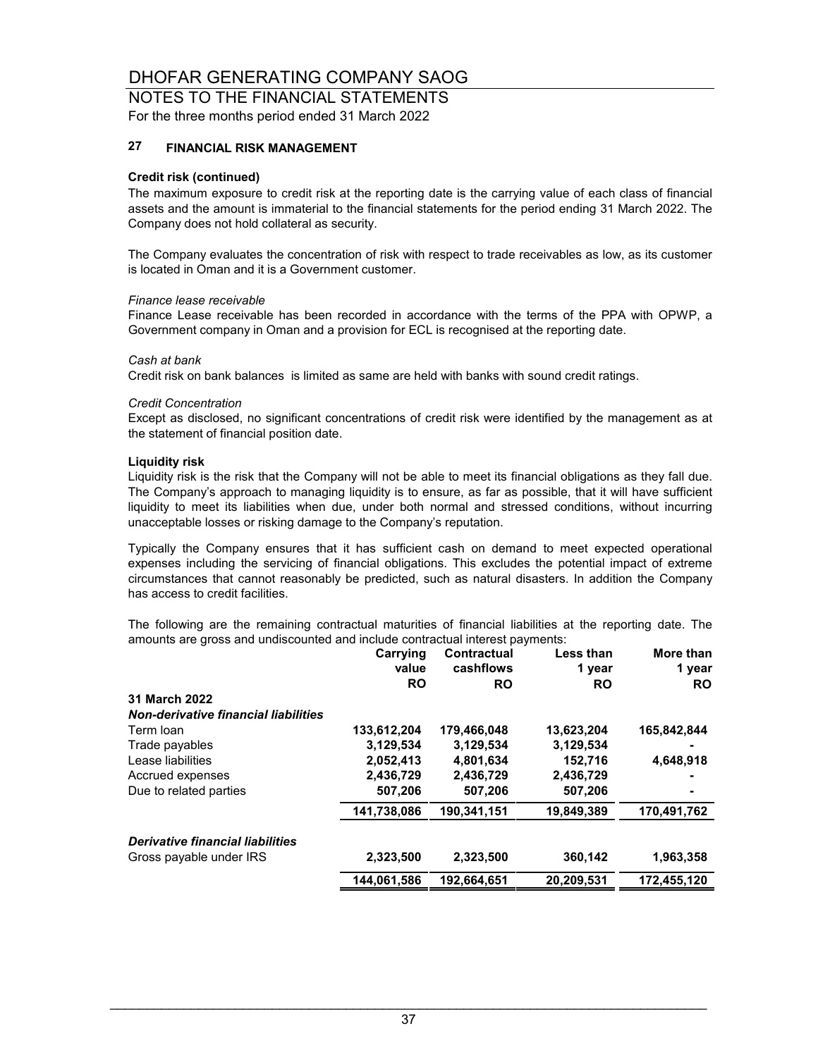# DHOFAR GENERATING COMPANY SAOG

## NOTES TO THE FINANCIAL STATEMENTS

For the three months period ended 31 March 2022

### 27 FINANCIAL RISK MANAGEMENT

**Credit risk (continued)**

The maximum exposure to credit risk at the reporting date is the carrying value of each class of financial assets and the amount is immaterial to the financial statements for the period ending 31 March 2022. The Company does not hold collateral as security.

The Company evaluates the concentration of risk with respect to trade receivables as low, as its customer is located in Oman and it is a Government customer.

*Finance lease receivable*

Finance Lease receivable has been recorded in accordance with the terms of the PPA with OPWP, a Government company in Oman and a provision for ECL is recognised at the reporting date.

*Cash at bank*

Credit risk on bank balances is limited as same are held with banks with sound credit ratings.

*Credit Concentration*

Except as disclosed, no significant concentrations of credit risk were identified by the management as at the statement of financial position date.

**Liquidity risk**

Liquidity risk is the risk that the Company will not be able to meet its financial obligations as they fall due. The Company's approach to managing liquidity is to ensure, as far as possible, that it will have sufficient liquidity to meet its liabilities when due, under both normal and stressed conditions, without incurring unacceptable losses or risking damage to the Company's reputation.

Typically the Company ensures that it has sufficient cash on demand to meet expected operational expenses including the servicing of financial obligations. This excludes the potential impact of extreme circumstances that cannot reasonably be predicted, such as natural disasters. In addition the Company has access to credit facilities.

The following are the remaining contractual maturities of financial liabilities at the reporting date. The amounts are gross and undiscounted and include contractual interest payments:

| | Carrying value RO | Contractual cashflows RO | Less than 1 year RO | More than 1 year RO |
|---|---|---|---|---|
| **31 March 2022** | | | | |
| ***Non-derivative financial liabilities*** | | | | |
| Term loan | 133,612,204 | 179,466,048 | 13,623,204 | 165,842,844 |
| Trade payables | 3,129,534 | 3,129,534 | 3,129,534 | - |
| Lease liabilities | 2,052,413 | 4,801,634 | 152,716 | 4,648,918 |
| Accrued expenses | 2,436,729 | 2,436,729 | 2,436,729 | - |
| Due to related parties | 507,206 | 507,206 | 507,206 | - |
| | 141,738,086 | 190,341,151 | 19,849,389 | 170,491,762 |
| ***Derivative financial liabilities*** | | | | |
| Gross payable under IRS | 2,323,500 | 2,323,500 | 360,142 | 1,963,358 |
| | 144,061,586 | 192,664,651 | 20,209,531 | 172,455,120 |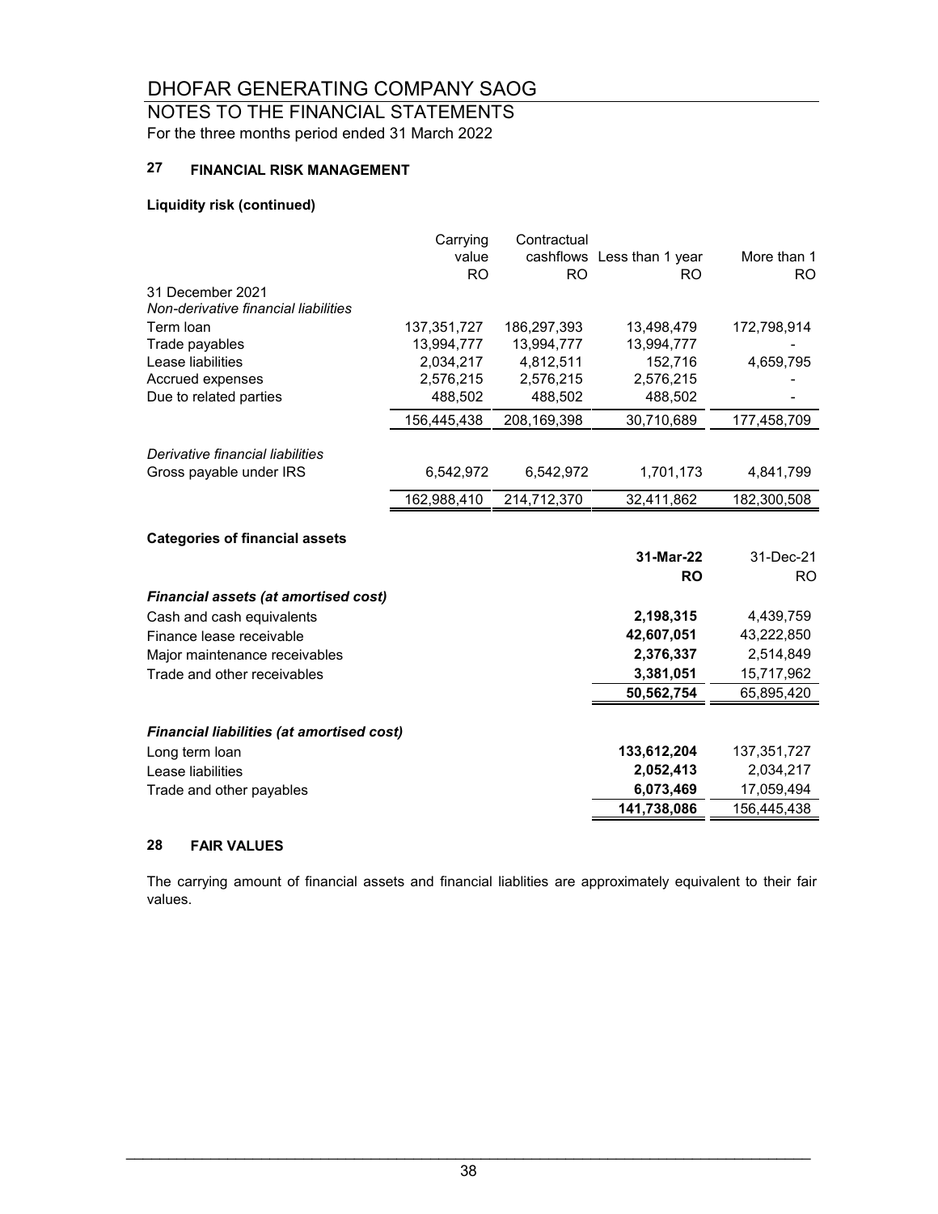# DHOFAR GENERATING COMPANY SAOG

## NOTES TO THE FINANCIAL STATEMENTS

For the three months period ended 31 March 2022

### 27 FINANCIAL RISK MANAGEMENT

**Liquidity risk (continued)**

| | Carrying value RO | Contractual cashflows RO | Less than 1 year RO | More than 1 RO |
|---|---|---|---|---|
| 31 December 2021 | | | | |
| *Non-derivative financial liabilities* | | | | |
| Term loan | 137,351,727 | 186,297,393 | 13,498,479 | 172,798,914 |
| Trade payables | 13,994,777 | 13,994,777 | 13,994,777 | - |
| Lease liabilities | 2,034,217 | 4,812,511 | 152,716 | 4,659,795 |
| Accrued expenses | 2,576,215 | 2,576,215 | 2,576,215 | - |
| Due to related parties | 488,502 | 488,502 | 488,502 | - |
| | 156,445,438 | 208,169,398 | 30,710,689 | 177,458,709 |
| *Derivative financial liabilities* | | | | |
| Gross payable under IRS | 6,542,972 | 6,542,972 | 1,701,173 | 4,841,799 |
| | 162,988,410 | 214,712,370 | 32,411,862 | 182,300,508 |

**Categories of financial assets**

| | 31-Mar-22 RO | 31-Dec-21 RO |
|---|---|---|
| ***Financial assets (at amortised cost)*** | | |
| Cash and cash equivalents | **2,198,315** | 4,439,759 |
| Finance lease receivable | **42,607,051** | 43,222,850 |
| Major maintenance receivables | **2,376,337** | 2,514,849 |
| Trade and other receivables | **3,381,051** | 15,717,962 |
| | **50,562,754** | 65,895,420 |
| ***Financial liabilities (at amortised cost)*** | | |
| Long term loan | **133,612,204** | 137,351,727 |
| Lease liabilities | **2,052,413** | 2,034,217 |
| Trade and other payables | **6,073,469** | 17,059,494 |
| | **141,738,086** | 156,445,438 |

### 28 FAIR VALUES

The carrying amount of financial assets and financial liablities are approximately equivalent to their fair values.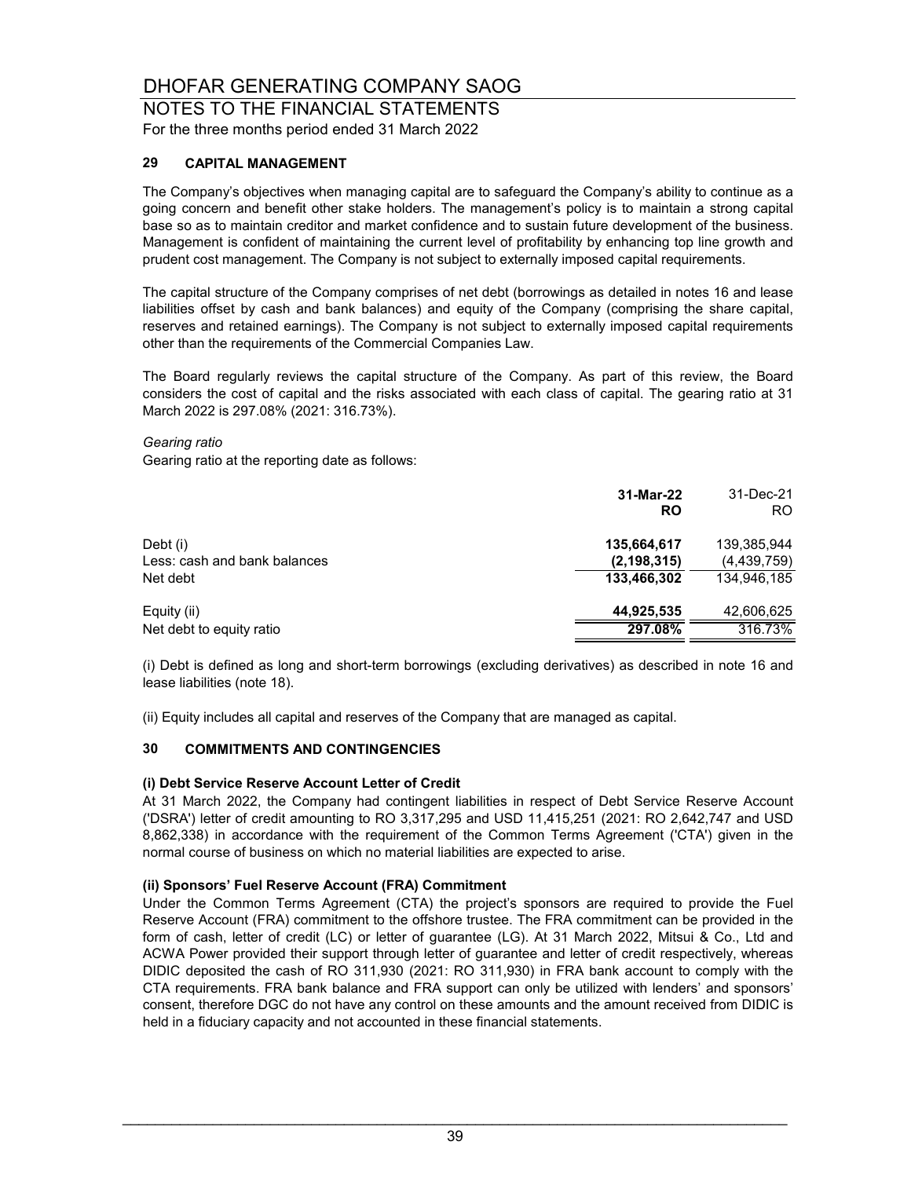# DHOFAR GENERATING COMPANY SAOG

## NOTES TO THE FINANCIAL STATEMENTS

For the three months period ended 31 March 2022

### 29 CAPITAL MANAGEMENT

The Company's objectives when managing capital are to safeguard the Company's ability to continue as a going concern and benefit other stake holders. The management's policy is to maintain a strong capital base so as to maintain creditor and market confidence and to sustain future development of the business. Management is confident of maintaining the current level of profitability by enhancing top line growth and prudent cost management. The Company is not subject to externally imposed capital requirements.

The capital structure of the Company comprises of net debt (borrowings as detailed in notes 16 and lease liabilities offset by cash and bank balances) and equity of the Company (comprising the share capital, reserves and retained earnings). The Company is not subject to externally imposed capital requirements other than the requirements of the Commercial Companies Law.

The Board regularly reviews the capital structure of the Company. As part of this review, the Board considers the cost of capital and the risks associated with each class of capital. The gearing ratio at 31 March 2022 is 297.08% (2021: 316.73%).

*Gearing ratio*

Gearing ratio at the reporting date as follows:

| | **31-Mar-22** | 31-Dec-21 |
|---|---|---|
| | **RO** | RO |
| Debt (i) | **135,664,617** | 139,385,944 |
| Less: cash and bank balances | **(2,198,315)** | (4,439,759) |
| Net debt | **133,466,302** | 134,946,185 |
| Equity (ii) | **44,925,535** | 42,606,625 |
| Net debt to equity ratio | **297.08%** | 316.73% |

(i) Debt is defined as long and short-term borrowings (excluding derivatives) as described in note 16 and lease liabilities (note 18).

(ii) Equity includes all capital and reserves of the Company that are managed as capital.

### 30 COMMITMENTS AND CONTINGENCIES

**(i) Debt Service Reserve Account Letter of Credit**

At 31 March 2022, the Company had contingent liabilities in respect of Debt Service Reserve Account ('DSRA') letter of credit amounting to RO 3,317,295 and USD 11,415,251 (2021: RO 2,642,747 and USD 8,862,338) in accordance with the requirement of the Common Terms Agreement ('CTA') given in the normal course of business on which no material liabilities are expected to arise.

**(ii) Sponsors' Fuel Reserve Account (FRA) Commitment**

Under the Common Terms Agreement (CTA) the project's sponsors are required to provide the Fuel Reserve Account (FRA) commitment to the offshore trustee. The FRA commitment can be provided in the form of cash, letter of credit (LC) or letter of guarantee (LG). At 31 March 2022, Mitsui & Co., Ltd and ACWA Power provided their support through letter of guarantee and letter of credit respectively, whereas DIDIC deposited the cash of RO 311,930 (2021: RO 311,930) in FRA bank account to comply with the CTA requirements. FRA bank balance and FRA support can only be utilized with lenders' and sponsors' consent, therefore DGC do not have any control on these amounts and the amount received from DIDIC is held in a fiduciary capacity and not accounted in these financial statements.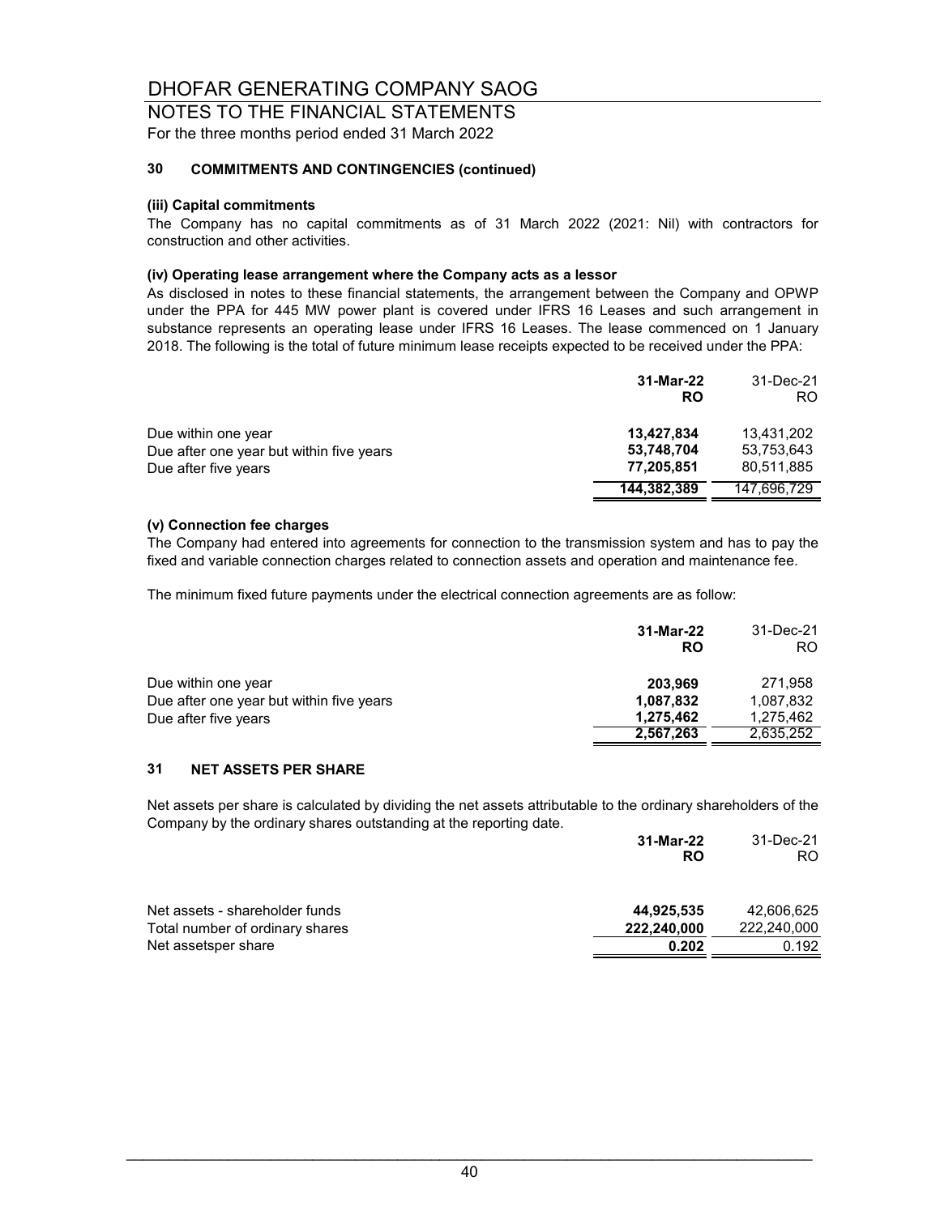# DHOFAR GENERATING COMPANY SAOG

## NOTES TO THE FINANCIAL STATEMENTS

For the three months period ended 31 March 2022

### 30 COMMITMENTS AND CONTINGENCIES (continued)

#### (iii) Capital commitments

The Company has no capital commitments as of 31 March 2022 (2021: Nil) with contractors for construction and other activities.

#### (iv) Operating lease arrangement where the Company acts as a lessor

As disclosed in notes to these financial statements, the arrangement between the Company and OPWP under the PPA for 445 MW power plant is covered under IFRS 16 Leases and such arrangement in substance represents an operating lease under IFRS 16 Leases. The lease commenced on 1 January 2018. The following is the total of future minimum lease receipts expected to be received under the PPA:

| | **31-Mar-22** | 31-Dec-21 |
|---|---|---|
| | **RO** | RO |
| Due within one year | **13,427,834** | 13,431,202 |
| Due after one year but within five years | **53,748,704** | 53,753,643 |
| Due after five years | **77,205,851** | 80,511,885 |
| | **144,382,389** | 147,696,729 |

#### (v) Connection fee charges

The Company had entered into agreements for connection to the transmission system and has to pay the fixed and variable connection charges related to connection assets and operation and maintenance fee.

The minimum fixed future payments under the electrical connection agreements are as follow:

| | **31-Mar-22** | 31-Dec-21 |
|---|---|---|
| | **RO** | RO |
| Due within one year | **203,969** | 271,958 |
| Due after one year but within five years | **1,087,832** | 1,087,832 |
| Due after five years | **1,275,462** | 1,275,462 |
| | **2,567,263** | 2,635,252 |

### 31 NET ASSETS PER SHARE

Net assets per share is calculated by dividing the net assets attributable to the ordinary shareholders of the Company by the ordinary shares outstanding at the reporting date.

| | **31-Mar-22** | 31-Dec-21 |
|---|---|---|
| | **RO** | RO |
| Net assets - shareholder funds | **44,925,535** | 42,606,625 |
| Total number of ordinary shares | **222,240,000** | 222,240,000 |
| Net assetsper share | **0.202** | 0.192 |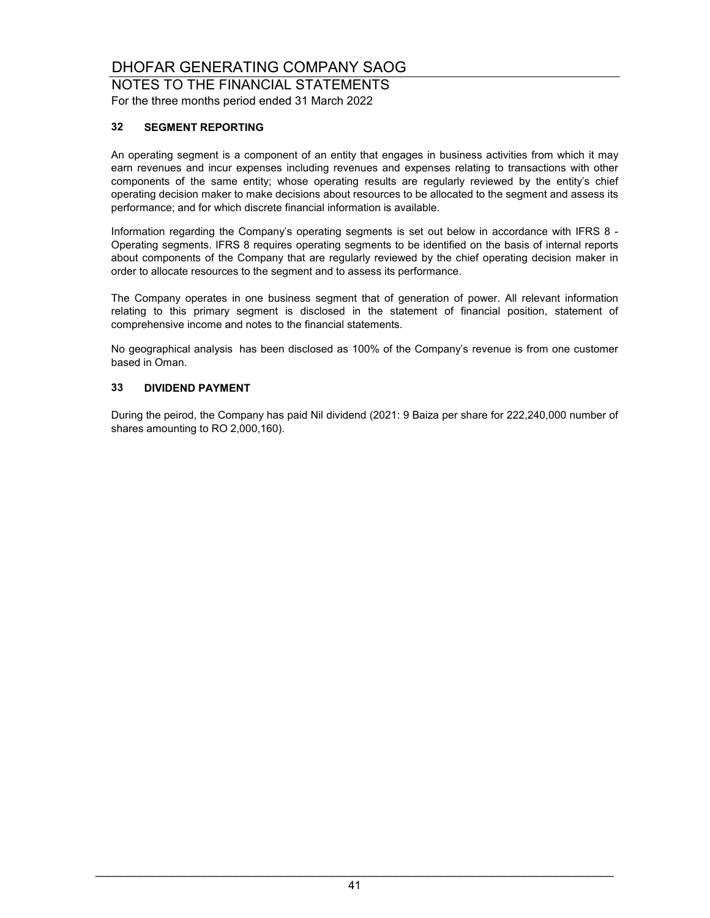## 32 SEGMENT REPORTING

An operating segment is a component of an entity that engages in business activities from which it may earn revenues and incur expenses including revenues and expenses relating to transactions with other components of the same entity; whose operating results are regularly reviewed by the entity's chief operating decision maker to make decisions about resources to be allocated to the segment and assess its performance; and for which discrete financial information is available.

Information regarding the Company's operating segments is set out below in accordance with IFRS 8 - Operating segments. IFRS 8 requires operating segments to be identified on the basis of internal reports about components of the Company that are regularly reviewed by the chief operating decision maker in order to allocate resources to the segment and to assess its performance.

The Company operates in one business segment that of generation of power. All relevant information relating to this primary segment is disclosed in the statement of financial position, statement of comprehensive income and notes to the financial statements.

No geographical analysis has been disclosed as 100% of the Company's revenue is from one customer based in Oman.

## 33 DIVIDEND PAYMENT

During the peirod, the Company has paid Nil dividend (2021: 9 Baiza per share for 222,240,000 number of shares amounting to RO 2,000,160).